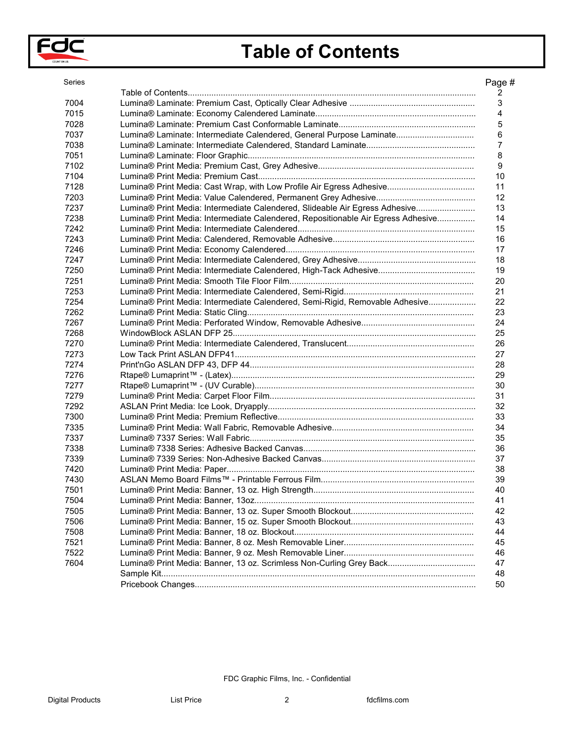# Table of Contents

| Series | | Page # |
|---|---|---|
| | Table of Contents | 2 |
| 7004 | Lumina® Laminate: Premium Cast, Optically Clear Adhesive | 3 |
| 7015 | Lumina® Laminate: Economy Calendered Laminate | 4 |
| 7028 | Lumina® Laminate: Premium Cast Conformable Laminate | 5 |
| 7037 | Lumina® Laminate: Intermediate Calendered, General Purpose Laminate | 6 |
| 7038 | Lumina® Laminate: Intermediate Calendered, Standard Laminate | 7 |
| 7051 | Lumina® Laminate: Floor Graphic | 8 |
| 7102 | Lumina® Print Media: Premium Cast, Grey Adhesive | 9 |
| 7104 | Lumina® Print Media: Premium Cast | 10 |
| 7128 | Lumina® Print Media: Cast Wrap, with Low Profile Air Egress Adhesive | 11 |
| 7203 | Lumina® Print Media: Value Calendered, Permanent Grey Adhesive | 12 |
| 7237 | Lumina® Print Media: Intermediate Calendered, Slideable Air Egress Adhesive | 13 |
| 7238 | Lumina® Print Media: Intermediate Calendered, Repositionable Air Egress Adhesive | 14 |
| 7242 | Lumina® Print Media: Intermediate Calendered | 15 |
| 7243 | Lumina® Print Media: Calendered, Removable Adhesive | 16 |
| 7246 | Lumina® Print Media: Economy Calendered | 17 |
| 7247 | Lumina® Print Media: Intermediate Calendered, Grey Adhesive | 18 |
| 7250 | Lumina® Print Media: Intermediate Calendered, High-Tack Adhesive | 19 |
| 7251 | Lumina® Print Media: Smooth Tile Floor Film | 20 |
| 7253 | Lumina® Print Media: Intermediate Calendered, Semi-Rigid | 21 |
| 7254 | Lumina® Print Media: Intermediate Calendered, Semi-Rigid, Removable Adhesive | 22 |
| 7262 | Lumina® Print Media: Static Cling | 23 |
| 7267 | Lumina® Print Media: Perforated Window, Removable Adhesive | 24 |
| 7268 | WindowBlock ASLAN DFP 25 | 25 |
| 7270 | Lumina® Print Media: Intermediate Calendered, Translucent | 26 |
| 7273 | Low Tack Print ASLAN DFP41 | 27 |
| 7274 | Print'nGo ASLAN DFP 43, DFP 44 | 28 |
| 7276 | Rtape® Lumaprint™ - (Latex) | 29 |
| 7277 | Rtape® Lumaprint™ - (UV Curable) | 30 |
| 7279 | Lumina® Print Media: Carpet Floor Film | 31 |
| 7292 | ASLAN Print Media: Ice Look, Dryapply | 32 |
| 7300 | Lumina® Print Media: Premium Reflective | 33 |
| 7335 | Lumina® Print Media: Wall Fabric, Removable Adhesive | 34 |
| 7337 | Lumina® 7337 Series: Wall Fabric | 35 |
| 7338 | Lumina® 7338 Series: Adhesive Backed Canvas | 36 |
| 7339 | Lumina® 7339 Series: Non-Adhesive Backed Canvas | 37 |
| 7420 | Lumina® Print Media: Paper | 38 |
| 7430 | ASLAN Memo Board Films™ - Printable Ferrous Film | 39 |
| 7501 | Lumina® Print Media: Banner, 13 oz. High Strength | 40 |
| 7504 | Lumina® Print Media: Banner, 13oz | 41 |
| 7505 | Lumina® Print Media: Banner, 13 oz. Super Smooth Blockout | 42 |
| 7506 | Lumina® Print Media: Banner, 15 oz. Super Smooth Blockout | 43 |
| 7508 | Lumina® Print Media: Banner, 18 oz. Blockout | 44 |
| 7521 | Lumina® Print Media: Banner, 8 oz. Mesh Removable Liner | 45 |
| 7522 | Lumina® Print Media: Banner, 9 oz. Mesh Removable Liner | 46 |
| 7604 | Lumina® Print Media: Banner, 13 oz. Scrimless Non-Curling Grey Back | 47 |
| | Sample Kit | 48 |
| | Pricebook Changes | 50 |

FDC Graphic Films, Inc. - Confidential

Digital Products    List Price    fdcfilms.com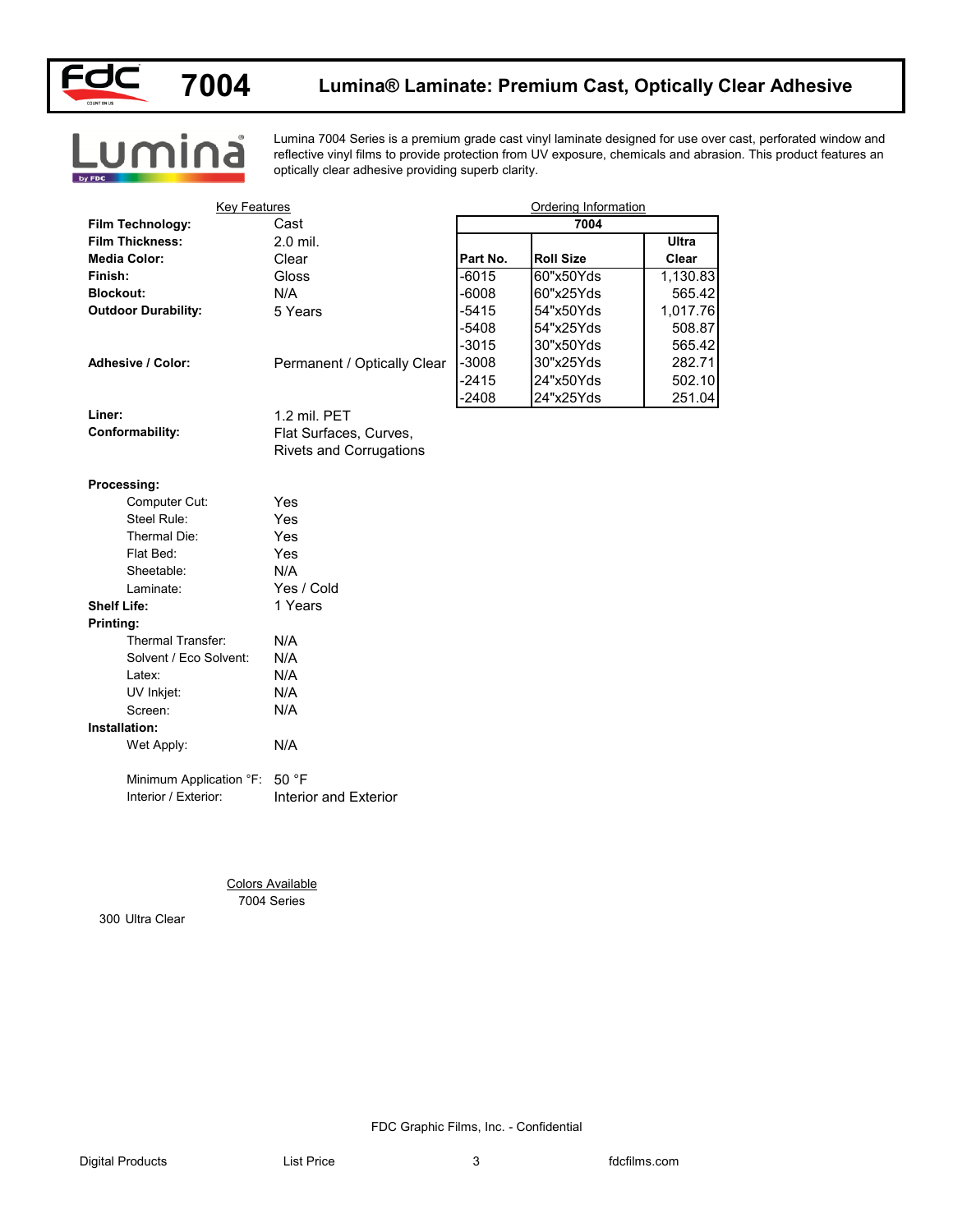# 7004 Lumina® Laminate: Premium Cast, Optically Clear Adhesive

Lumina 7004 Series is a premium grade cast vinyl laminate designed for use over cast, perforated window and reflective vinyl films to provide protection from UV exposure, chemicals and abrasion. This product features an optically clear adhesive providing superb clarity.

## Key Features

**Film Technology:** Cast
**Film Thickness:** 2.0 mil.
**Media Color:** Clear
**Finish:** Gloss
**Blockout:** N/A
**Outdoor Durability:** 5 Years

**Adhesive / Color:** Permanent / Optically Clear

**Liner:** 1.2 mil. PET
**Conformability:** Flat Surfaces, Curves, Rivets and Corrugations

**Processing:**
- Computer Cut: Yes
- Steel Rule: Yes
- Thermal Die: Yes
- Flat Bed: Yes
- Sheetable: N/A
- Laminate: Yes / Cold

**Shelf Life:** 1 Years

**Printing:**
- Thermal Transfer: N/A
- Solvent / Eco Solvent: N/A
- Latex: N/A
- UV Inkjet: N/A
- Screen: N/A

**Installation:**
- Wet Apply: N/A

- Minimum Application °F: 50 °F
- Interior / Exterior: Interior and Exterior

## Ordering Information

| 7004 | | |
|---|---|---|
| **Part No.** | **Roll Size** | **Ultra Clear** |
| -6015 | 60"x50Yds | 1,130.83 |
| -6008 | 60"x25Yds | 565.42 |
| -5415 | 54"x50Yds | 1,017.76 |
| -5408 | 54"x25Yds | 508.87 |
| -3015 | 30"x50Yds | 565.42 |
| -3008 | 30"x25Yds | 282.71 |
| -2415 | 24"x50Yds | 502.10 |
| -2408 | 24"x25Yds | 251.04 |

## Colors Available

7004 Series

300 Ultra Clear

FDC Graphic Films, Inc. - Confidential

Digital Products List Price fdcfilms.com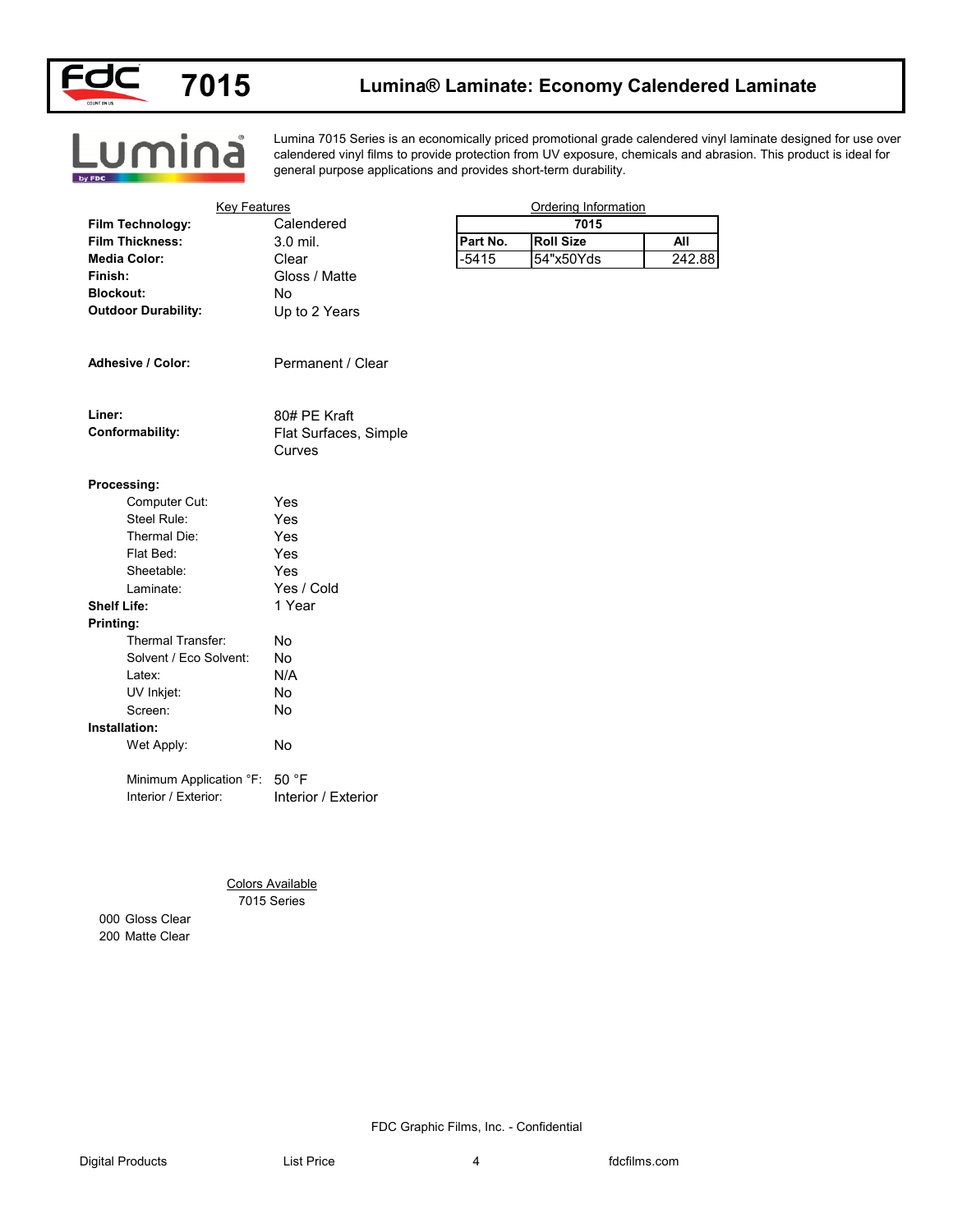# 7015 Lumina® Laminate: Economy Calendered Laminate

Lumina 7015 Series is an economically priced promotional grade calendered vinyl laminate designed for use over calendered vinyl films to provide protection from UV exposure, chemicals and abrasion. This product is ideal for general purpose applications and provides short-term durability.

## Key Features

**Film Technology:** Calendered
**Film Thickness:** 3.0 mil.
**Media Color:** Clear
**Finish:** Gloss / Matte
**Blockout:** No
**Outdoor Durability:** Up to 2 Years

**Adhesive / Color:** Permanent / Clear

**Liner:** 80# PE Kraft
**Conformability:** Flat Surfaces, Simple Curves

**Processing:**
- Computer Cut: Yes
- Steel Rule: Yes
- Thermal Die: Yes
- Flat Bed: Yes
- Sheetable: Yes
- Laminate: Yes / Cold

**Shelf Life:** 1 Year

**Printing:**
- Thermal Transfer: No
- Solvent / Eco Solvent: No
- Latex: N/A
- UV Inkjet: No
- Screen: No

**Installation:**
- Wet Apply: No
- Minimum Application °F: 50 °F
- Interior / Exterior: Interior / Exterior

## Ordering Information

| 7015 | | |
|---|---|---|
| **Part No.** | **Roll Size** | **All** |
| -5415 | 54"x50Yds | 242.88 |

## Colors Available

7015 Series

000 Gloss Clear
200 Matte Clear

FDC Graphic Films, Inc. - Confidential

Digital Products | List Price | fdcfilms.com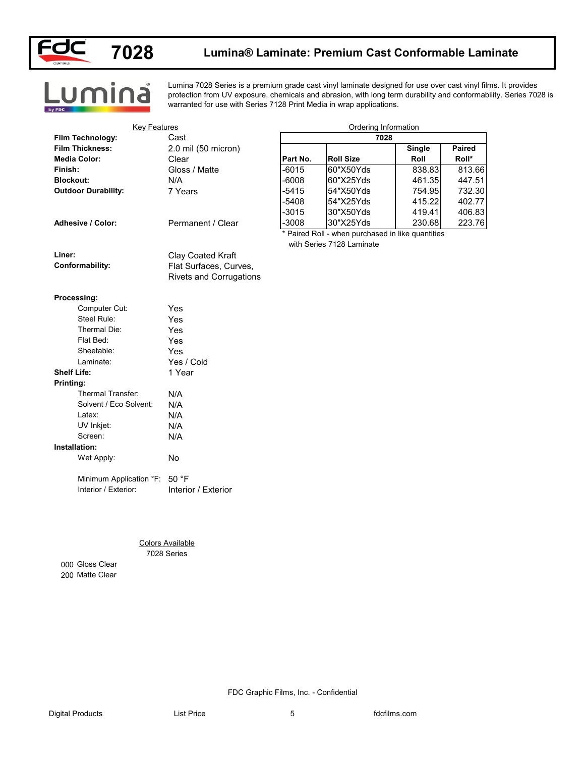# 7028 Lumina® Laminate: Premium Cast Conformable Laminate

Lumina 7028 Series is a premium grade cast vinyl laminate designed for use over cast vinyl films. It provides protection from UV exposure, chemicals and abrasion, with long term durability and conformability. Series 7028 is warranted for use with Series 7128 Print Media in wrap applications.

## Key Features

| | |
|---|---|
| **Film Technology:** | Cast |
| **Film Thickness:** | 2.0 mil (50 micron) |
| **Media Color:** | Clear |
| **Finish:** | Gloss / Matte |
| **Blockout:** | N/A |
| **Outdoor Durability:** | 7 Years |
| **Adhesive / Color:** | Permanent / Clear |
| **Liner:** | Clay Coated Kraft |
| **Conformability:** | Flat Surfaces, Curves, Rivets and Corrugations |

**Processing:**

| | |
|---|---|
| Computer Cut: | Yes |
| Steel Rule: | Yes |
| Thermal Die: | Yes |
| Flat Bed: | Yes |
| Sheetable: | Yes |
| Laminate: | Yes / Cold |

**Shelf Life:** 1 Year

**Printing:**

| | |
|---|---|
| Thermal Transfer: | N/A |
| Solvent / Eco Solvent: | N/A |
| Latex: | N/A |
| UV Inkjet: | N/A |
| Screen: | N/A |

**Installation:**

| | |
|---|---|
| Wet Apply: | No |
| Minimum Application °F: | 50 °F |
| Interior / Exterior: | Interior / Exterior |

## Ordering Information

| 7028 | | | |
|---|---|---|---|
| **Part No.** | **Roll Size** | **Single Roll** | **Paired Roll*** |
| -6015 | 60"X50Yds | 838.83 | 813.66 |
| -6008 | 60"X25Yds | 461.35 | 447.51 |
| -5415 | 54"X50Yds | 754.95 | 732.30 |
| -5408 | 54"X25Yds | 415.22 | 402.77 |
| -3015 | 30"X50Yds | 419.41 | 406.83 |
| -3008 | 30"X25Yds | 230.68 | 223.76 |

* Paired Roll - when purchased in like quantities with Series 7128 Laminate

## Colors Available

7028 Series

000 Gloss Clear
200 Matte Clear

FDC Graphic Films, Inc. - Confidential

Digital Products | List Price | fdcfilms.com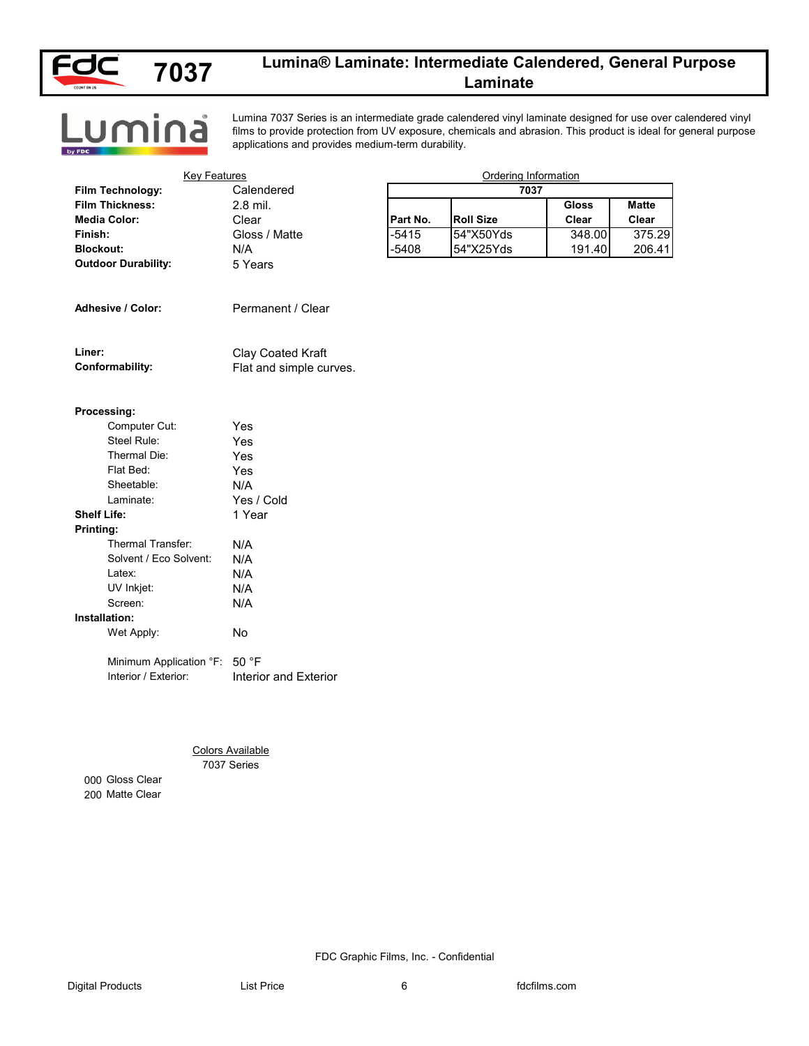# 7037 Lumina® Laminate: Intermediate Calendered, General Purpose Laminate

Lumina 7037 Series is an intermediate grade calendered vinyl laminate designed for use over calendered vinyl films to provide protection from UV exposure, chemicals and abrasion. This product is ideal for general purpose applications and provides medium-term durability.

## Key Features

**Film Technology:** Calendered
**Film Thickness:** 2.8 mil.
**Media Color:** Clear
**Finish:** Gloss / Matte
**Blockout:** N/A
**Outdoor Durability:** 5 Years

**Adhesive / Color:** Permanent / Clear

**Liner:** Clay Coated Kraft
**Conformability:** Flat and simple curves.

**Processing:**
- Computer Cut: Yes
- Steel Rule: Yes
- Thermal Die: Yes
- Flat Bed: Yes
- Sheetable: N/A
- Laminate: Yes / Cold

**Shelf Life:** 1 Year

**Printing:**
- Thermal Transfer: N/A
- Solvent / Eco Solvent: N/A
- Latex: N/A
- UV Inkjet: N/A
- Screen: N/A

**Installation:**
- Wet Apply: No
- Minimum Application °F: 50 °F
- Interior / Exterior: Interior and Exterior

## Ordering Information

| 7037 | | | |
|---|---|---|---|
| Part No. | Roll Size | Gloss Clear | Matte Clear |
| -5415 | 54"X50Yds | 348.00 | 375.29 |
| -5408 | 54"X25Yds | 191.40 | 206.41 |

## Colors Available

7037 Series

000 Gloss Clear
200 Matte Clear

FDC Graphic Films, Inc. - Confidential

Digital Products List Price fdcfilms.com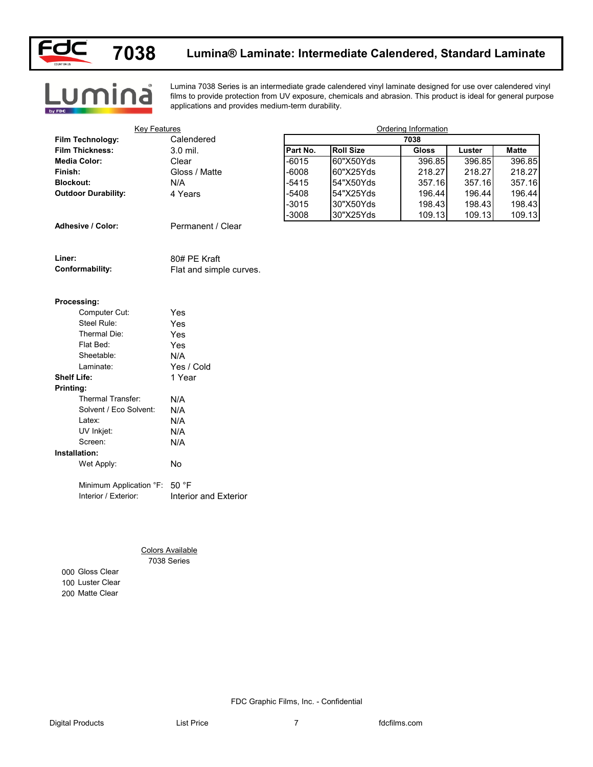# 7038 Lumina® Laminate: Intermediate Calendered, Standard Laminate

Lumina 7038 Series is an intermediate grade calendered vinyl laminate designed for use over calendered vinyl films to provide protection from UV exposure, chemicals and abrasion. This product is ideal for general purpose applications and provides medium-term durability.

## Key Features

**Film Technology:** Calendered
**Film Thickness:** 3.0 mil.
**Media Color:** Clear
**Finish:** Gloss / Matte
**Blockout:** N/A
**Outdoor Durability:** 4 Years

**Adhesive / Color:** Permanent / Clear

**Liner:** 80# PE Kraft
**Conformability:** Flat and simple curves.

**Processing:**

- Computer Cut: Yes
- Steel Rule: Yes
- Thermal Die: Yes
- Flat Bed: Yes
- Sheetable: N/A
- Laminate: Yes / Cold

**Shelf Life:** 1 Year

**Printing:**

- Thermal Transfer: N/A
- Solvent / Eco Solvent: N/A
- Latex: N/A
- UV Inkjet: N/A
- Screen: N/A

**Installation:**

- Wet Apply: No
- Minimum Application °F: 50 °F
- Interior / Exterior: Interior and Exterior

## Ordering Information

| 7038 | | | | |
|---|---|---|---|---|
| **Part No.** | **Roll Size** | **Gloss** | **Luster** | **Matte** |
| -6015 | 60"X50Yds | 396.85 | 396.85 | 396.85 |
| -6008 | 60"X25Yds | 218.27 | 218.27 | 218.27 |
| -5415 | 54"X50Yds | 357.16 | 357.16 | 357.16 |
| -5408 | 54"X25Yds | 196.44 | 196.44 | 196.44 |
| -3015 | 30"X50Yds | 198.43 | 198.43 | 198.43 |
| -3008 | 30"X25Yds | 109.13 | 109.13 | 109.13 |

## Colors Available

7038 Series

- 000 Gloss Clear
- 100 Luster Clear
- 200 Matte Clear

FDC Graphic Films, Inc. - Confidential

Digital Products List Price fdcfilms.com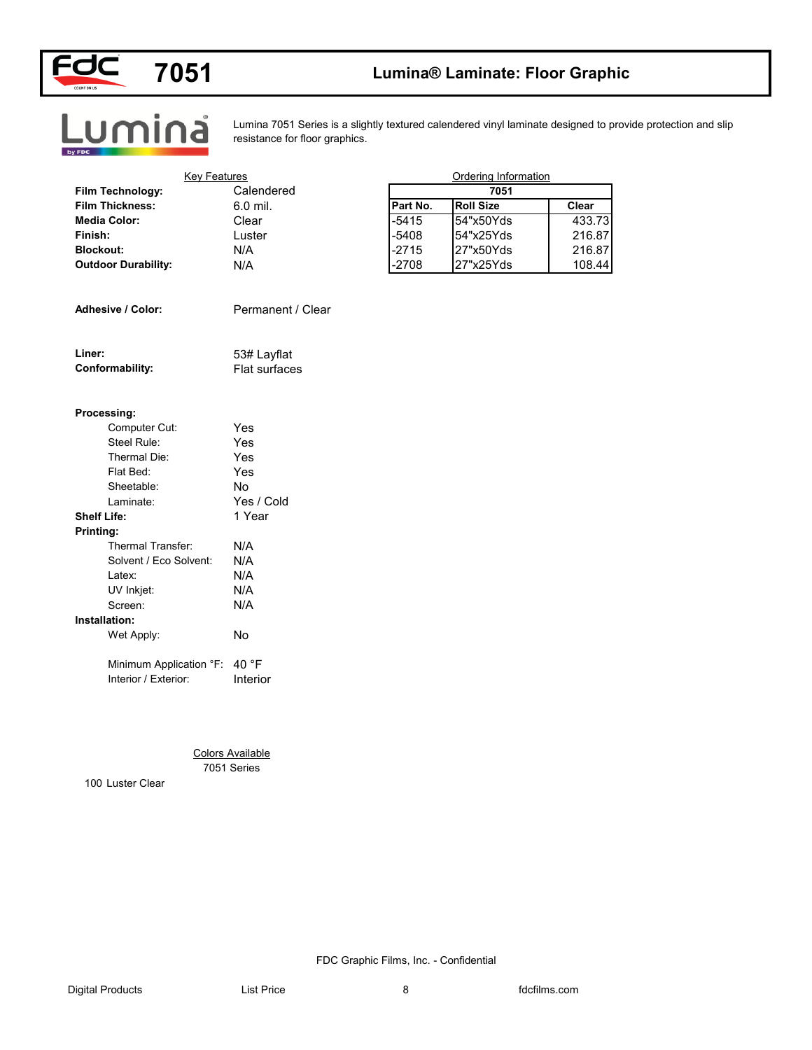# 7051 Lumina® Laminate: Floor Graphic

Lumina 7051 Series is a slightly textured calendered vinyl laminate designed to provide protection and slip resistance for floor graphics.

## Key Features

| | |
|---|---|
| **Film Technology:** | Calendered |
| **Film Thickness:** | 6.0 mil. |
| **Media Color:** | Clear |
| **Finish:** | Luster |
| **Blockout:** | N/A |
| **Outdoor Durability:** | N/A |
| **Adhesive / Color:** | Permanent / Clear |
| **Liner:** | 53# Layflat |
| **Conformability:** | Flat surfaces |

**Processing:**

| | |
|---|---|
| Computer Cut: | Yes |
| Steel Rule: | Yes |
| Thermal Die: | Yes |
| Flat Bed: | Yes |
| Sheetable: | No |
| Laminate: | Yes / Cold |

**Shelf Life:** 1 Year

**Printing:**

| | |
|---|---|
| Thermal Transfer: | N/A |
| Solvent / Eco Solvent: | N/A |
| Latex: | N/A |
| UV Inkjet: | N/A |
| Screen: | N/A |

**Installation:**

| | |
|---|---|
| Wet Apply: | No |
| Minimum Application °F: | 40 °F |
| Interior / Exterior: | Interior |

## Ordering Information

| 7051 | | |
|---|---|---|
| **Part No.** | **Roll Size** | **Clear** |
| -5415 | 54"x50Yds | 433.73 |
| -5408 | 54"x25Yds | 216.87 |
| -2715 | 27"x50Yds | 216.87 |
| -2708 | 27"x25Yds | 108.44 |

## Colors Available

7051 Series

100 Luster Clear

FDC Graphic Films, Inc. - Confidential

Digital Products List Price fdcfilms.com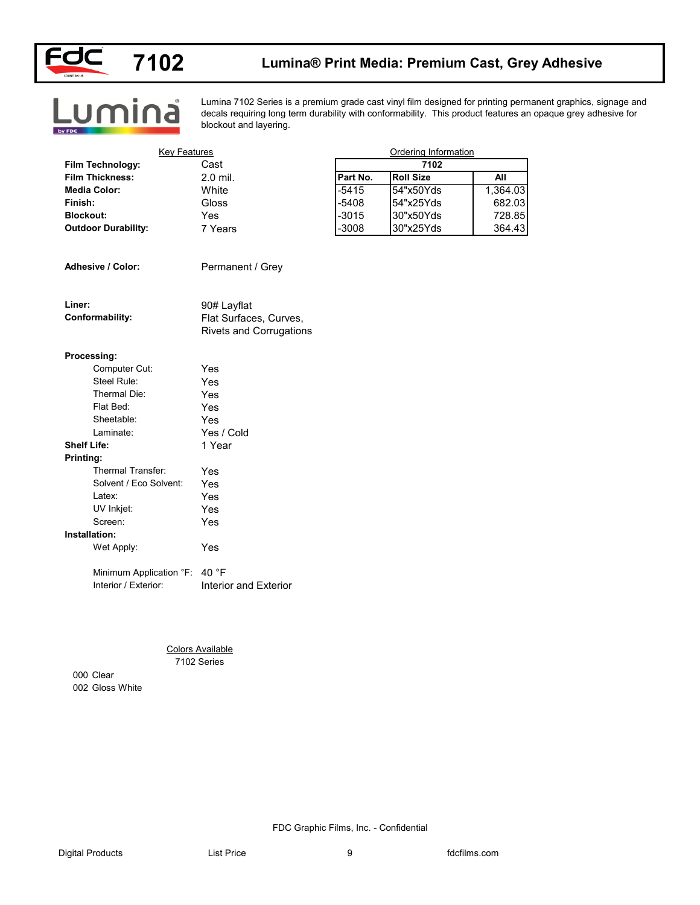# 7102 Lumina® Print Media: Premium Cast, Grey Adhesive

Lumina 7102 Series is a premium grade cast vinyl film designed for printing permanent graphics, signage and decals requiring long term durability with conformability. This product features an opaque grey adhesive for blockout and layering.

## Key Features

| | |
|---|---|
| **Film Technology:** | Cast |
| **Film Thickness:** | 2.0 mil. |
| **Media Color:** | White |
| **Finish:** | Gloss |
| **Blockout:** | Yes |
| **Outdoor Durability:** | 7 Years |
| **Adhesive / Color:** | Permanent / Grey |
| **Liner:** | 90# Layflat |
| **Conformability:** | Flat Surfaces, Curves, Rivets and Corrugations |
| **Processing:** | |
| Computer Cut: | Yes |
| Steel Rule: | Yes |
| Thermal Die: | Yes |
| Flat Bed: | Yes |
| Sheetable: | Yes |
| Laminate: | Yes / Cold |
| **Shelf Life:** | 1 Year |
| **Printing:** | |
| Thermal Transfer: | Yes |
| Solvent / Eco Solvent: | Yes |
| Latex: | Yes |
| UV Inkjet: | Yes |
| Screen: | Yes |
| **Installation:** | |
| Wet Apply: | Yes |
| Minimum Application °F: | 40 °F |
| Interior / Exterior: | Interior and Exterior |

## Ordering Information

| 7102 | | |
|---|---|---|
| **Part No.** | **Roll Size** | **All** |
| -5415 | 54"x50Yds | 1,364.03 |
| -5408 | 54"x25Yds | 682.03 |
| -3015 | 30"x50Yds | 728.85 |
| -3008 | 30"x25Yds | 364.43 |

## Colors Available

7102 Series

000 Clear
002 Gloss White

FDC Graphic Films, Inc. - Confidential

Digital Products List Price fdcfilms.com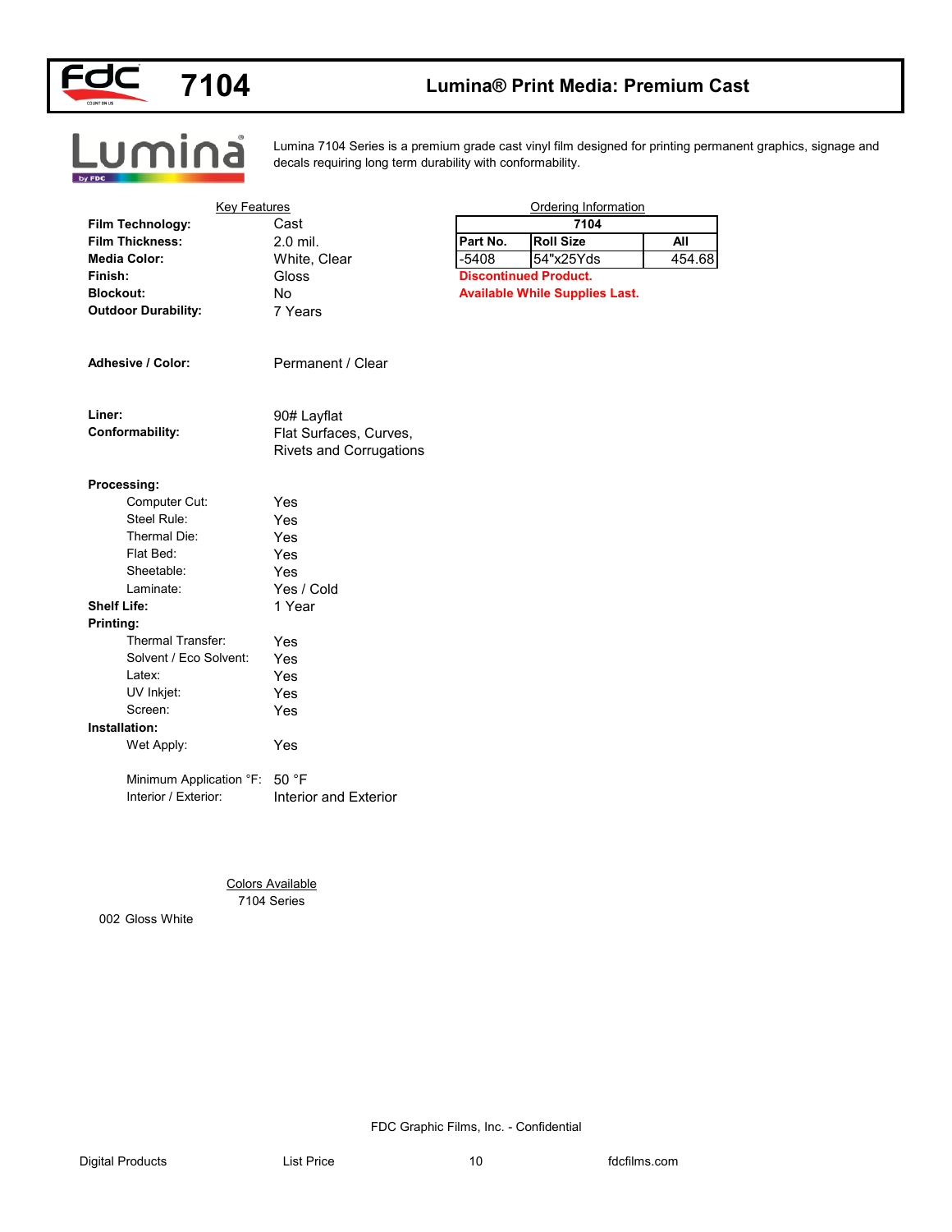# 7104 — Lumina® Print Media: Premium Cast

Lumina 7104 Series is a premium grade cast vinyl film designed for printing permanent graphics, signage and decals requiring long term durability with conformability.

## Key Features

| | |
|---|---|
| **Film Technology:** | Cast |
| **Film Thickness:** | 2.0 mil. |
| **Media Color:** | White, Clear |
| **Finish:** | Gloss |
| **Blockout:** | No |
| **Outdoor Durability:** | 7 Years |
| **Adhesive / Color:** | Permanent / Clear |
| **Liner:** | 90# Layflat |
| **Conformability:** | Flat Surfaces, Curves, Rivets and Corrugations |
| **Processing:** | |
| Computer Cut: | Yes |
| Steel Rule: | Yes |
| Thermal Die: | Yes |
| Flat Bed: | Yes |
| Sheetable: | Yes |
| Laminate: | Yes / Cold |
| **Shelf Life:** | 1 Year |
| **Printing:** | |
| Thermal Transfer: | Yes |
| Solvent / Eco Solvent: | Yes |
| Latex: | Yes |
| UV Inkjet: | Yes |
| Screen: | Yes |
| **Installation:** | |
| Wet Apply: | Yes |
| Minimum Application °F: | 50 °F |
| Interior / Exterior: | Interior and Exterior |

## Ordering Information

| 7104 | | |
|---|---|---|
| **Part No.** | **Roll Size** | **All** |
| -5408 | 54"x25Yds | 454.68 |

**Discontinued Product.**
**Available While Supplies Last.**

## Colors Available

7104 Series

002 Gloss White

FDC Graphic Films, Inc. - Confidential

Digital Products | List Price | fdcfilms.com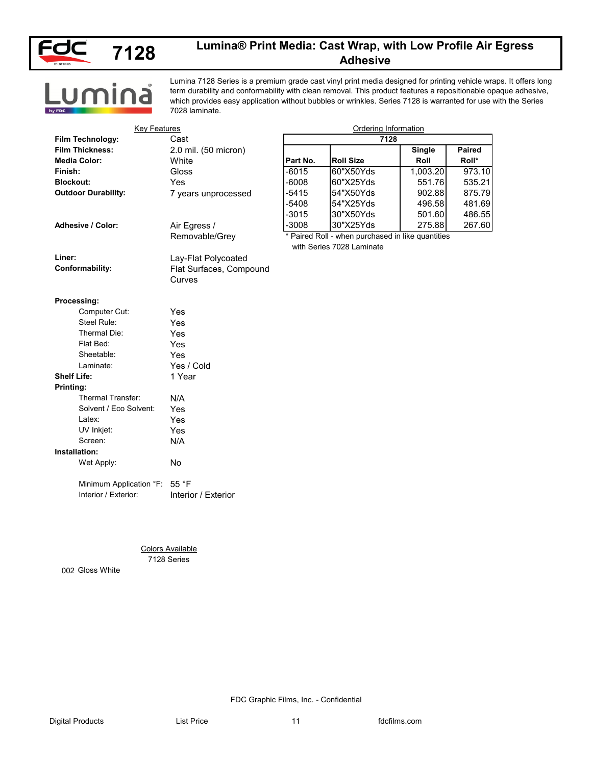# 7128 Lumina® Print Media: Cast Wrap, with Low Profile Air Egress Adhesive

Lumina 7128 Series is a premium grade cast vinyl print media designed for printing vehicle wraps. It offers long term durability and conformability with clean removal. This product features a repositionable opaque adhesive, which provides easy application without bubbles or wrinkles. Series 7128 is warranted for use with the Series 7028 laminate.

## Key Features

**Film Technology:** Cast
**Film Thickness:** 2.0 mil. (50 micron)
**Media Color:** White
**Finish:** Gloss
**Blockout:** Yes
**Outdoor Durability:** 7 years unprocessed

**Adhesive / Color:** Air Egress / Removable/Grey

**Liner:** Lay-Flat Polycoated
**Conformability:** Flat Surfaces, Compound Curves

**Processing:**
- Computer Cut: Yes
- Steel Rule: Yes
- Thermal Die: Yes
- Flat Bed: Yes
- Sheetable: Yes
- Laminate: Yes / Cold

**Shelf Life:** 1 Year

**Printing:**
- Thermal Transfer: N/A
- Solvent / Eco Solvent: Yes
- Latex: Yes
- UV Inkjet: Yes
- Screen: N/A

**Installation:**
- Wet Apply: No
- Minimum Application °F: 55 °F
- Interior / Exterior: Interior / Exterior

## Ordering Information

| 7128 | | | |
|---|---|---|---|
| Part No. | Roll Size | Single Roll | Paired Roll* |
| -6015 | 60"X50Yds | 1,003.20 | 973.10 |
| -6008 | 60"X25Yds | 551.76 | 535.21 |
| -5415 | 54"X50Yds | 902.88 | 875.79 |
| -5408 | 54"X25Yds | 496.58 | 481.69 |
| -3015 | 30"X50Yds | 501.60 | 486.55 |
| -3008 | 30"X25Yds | 275.88 | 267.60 |

\* Paired Roll - when purchased in like quantities with Series 7028 Laminate

## Colors Available

7128 Series

002 Gloss White

FDC Graphic Films, Inc. - Confidential

Digital Products List Price fdcfilms.com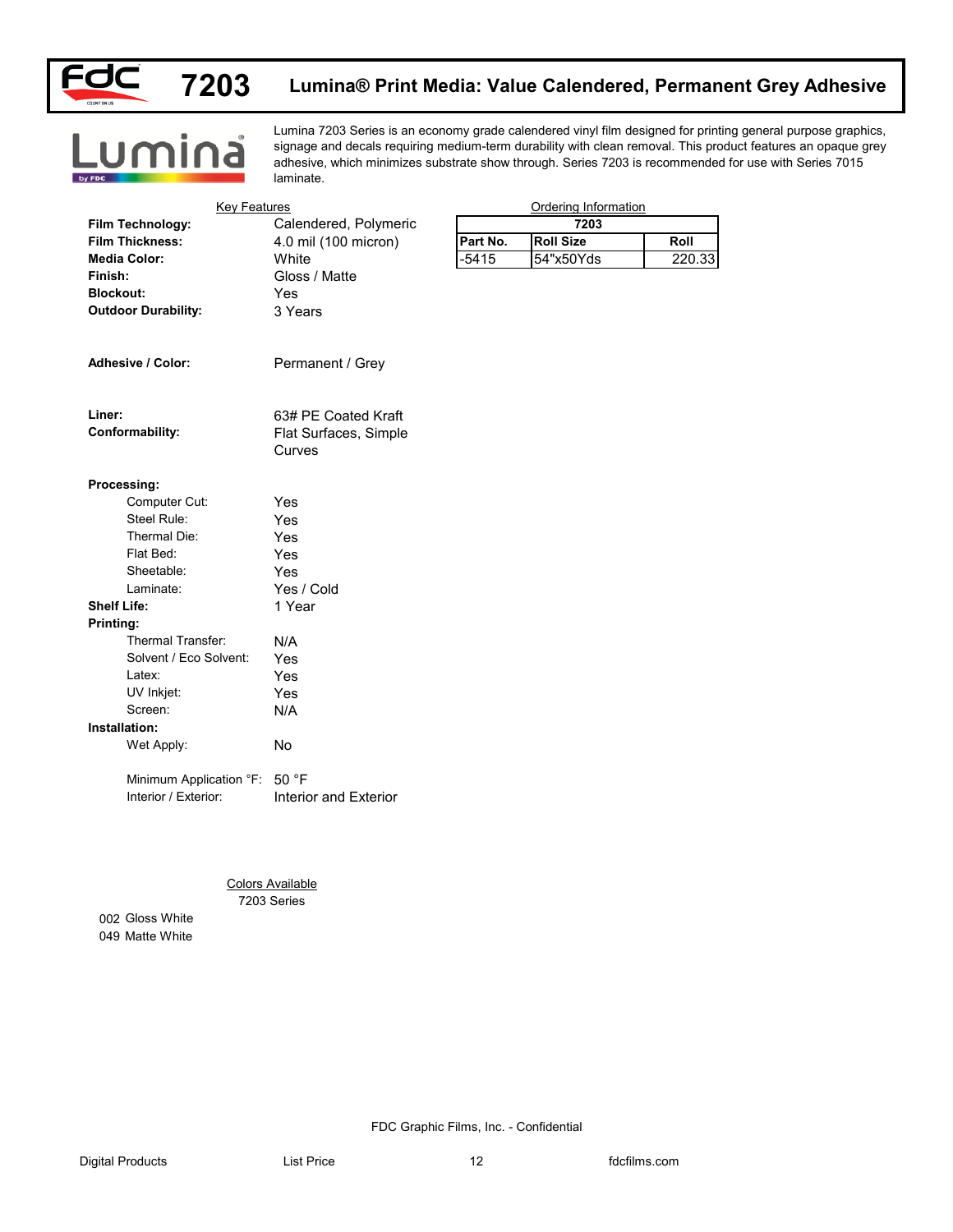# 7203 Lumina® Print Media: Value Calendered, Permanent Grey Adhesive

Lumina 7203 Series is an economy grade calendered vinyl film designed for printing general purpose graphics, signage and decals requiring medium-term durability with clean removal. This product features an opaque grey adhesive, which minimizes substrate show through. Series 7203 is recommended for use with Series 7015 laminate.

## Key Features

**Film Technology:** Calendered, Polymeric
**Film Thickness:** 4.0 mil (100 micron)
**Media Color:** White
**Finish:** Gloss / Matte
**Blockout:** Yes
**Outdoor Durability:** 3 Years

**Adhesive / Color:** Permanent / Grey

**Liner:** 63# PE Coated Kraft
**Conformability:** Flat Surfaces, Simple Curves

**Processing:**
- Computer Cut: Yes
- Steel Rule: Yes
- Thermal Die: Yes
- Flat Bed: Yes
- Sheetable: Yes
- Laminate: Yes / Cold

**Shelf Life:** 1 Year

**Printing:**
- Thermal Transfer: N/A
- Solvent / Eco Solvent: Yes
- Latex: Yes
- UV Inkjet: Yes
- Screen: N/A

**Installation:**
- Wet Apply: No
- Minimum Application °F: 50 °F
- Interior / Exterior: Interior and Exterior

## Ordering Information

| 7203 | | |
|---|---|---|
| Part No. | Roll Size | Roll |
| -5415 | 54"x50Yds | 220.33 |

## Colors Available

7203 Series

002 Gloss White
049 Matte White

FDC Graphic Films, Inc. - Confidential

Digital Products　List Price　fdcfilms.com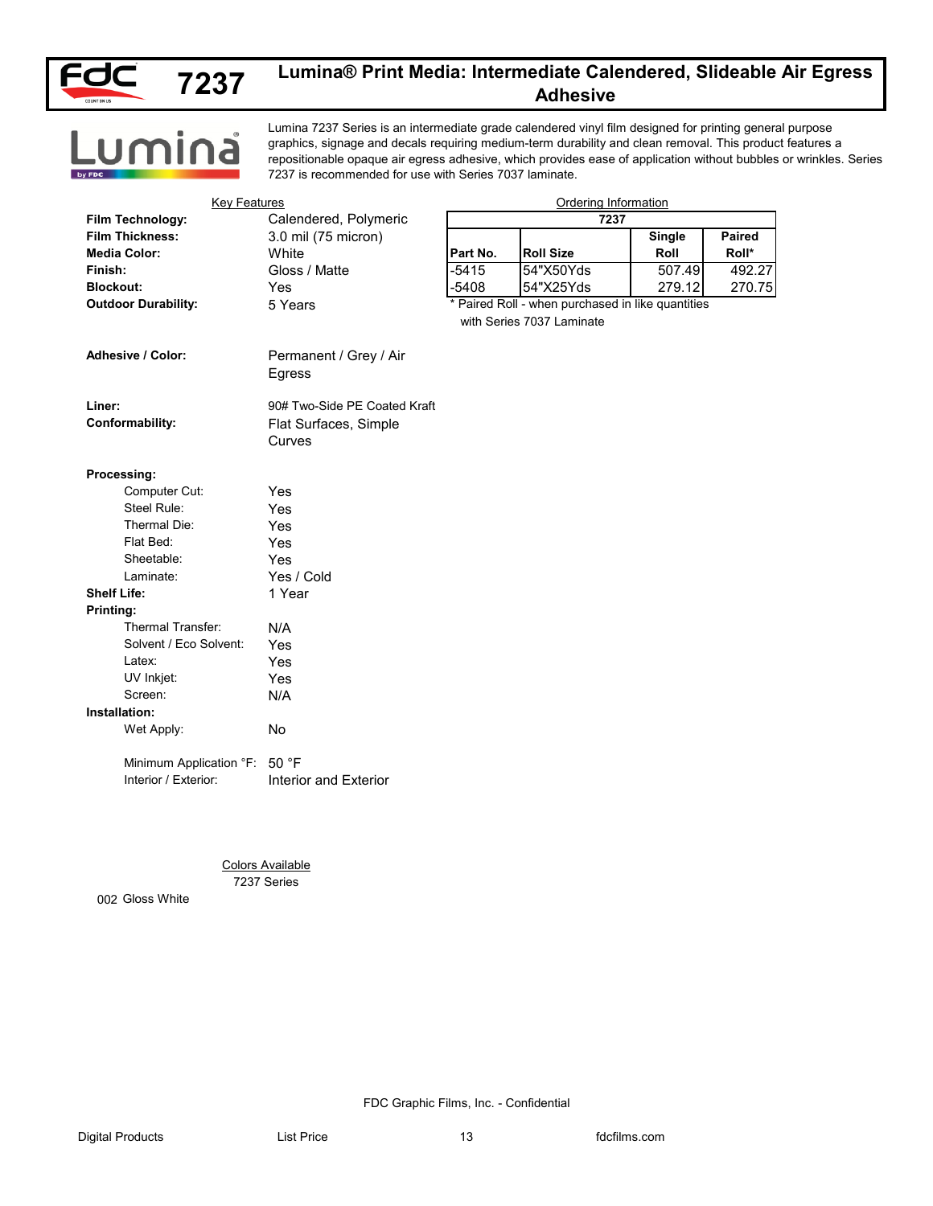# 7237 Lumina® Print Media: Intermediate Calendered, Slideable Air Egress Adhesive

Lumina 7237 Series is an intermediate grade calendered vinyl film designed for printing general purpose graphics, signage and decals requiring medium-term durability and clean removal. This product features a repositionable opaque air egress adhesive, which provides ease of application without bubbles or wrinkles. Series 7237 is recommended for use with Series 7037 laminate.

## Key Features

**Film Technology:** Calendered, Polymeric
**Film Thickness:** 3.0 mil (75 micron)
**Media Color:** White
**Finish:** Gloss / Matte
**Blockout:** Yes
**Outdoor Durability:** 5 Years

**Adhesive / Color:** Permanent / Grey / Air Egress

**Liner:** 90# Two-Side PE Coated Kraft
**Conformability:** Flat Surfaces, Simple Curves

**Processing:**
- Computer Cut: Yes
- Steel Rule: Yes
- Thermal Die: Yes
- Flat Bed: Yes
- Sheetable: Yes
- Laminate: Yes / Cold

**Shelf Life:** 1 Year

**Printing:**
- Thermal Transfer: N/A
- Solvent / Eco Solvent: Yes
- Latex: Yes
- UV Inkjet: Yes
- Screen: N/A

**Installation:**
- Wet Apply: No
- Minimum Application °F: 50 °F
- Interior / Exterior: Interior and Exterior

## Ordering Information

| 7237 | | | |
|---|---|---|---|
| Part No. | Roll Size | Single Roll | Paired Roll* |
| -5415 | 54"X50Yds | 507.49 | 492.27 |
| -5408 | 54"X25Yds | 279.12 | 270.75 |

\* Paired Roll - when purchased in like quantities with Series 7037 Laminate

## Colors Available

7237 Series

002 Gloss White

FDC Graphic Films, Inc. - Confidential

Digital Products | List Price | fdcfilms.com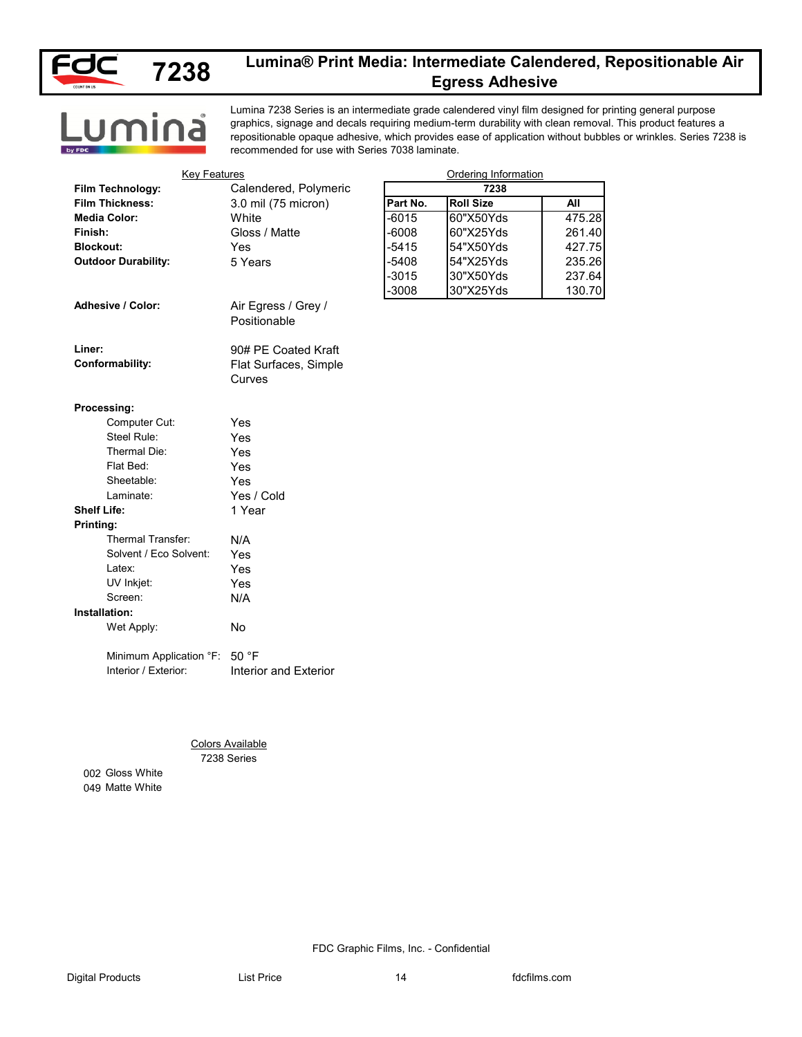# 7238 Lumina® Print Media: Intermediate Calendered, Repositionable Air Egress Adhesive

Lumina 7238 Series is an intermediate grade calendered vinyl film designed for printing general purpose graphics, signage and decals requiring medium-term durability with clean removal. This product features a repositionable opaque adhesive, which provides ease of application without bubbles or wrinkles. Series 7238 is recommended for use with Series 7038 laminate.

## Key Features

**Film Technology:** Calendered, Polymeric
**Film Thickness:** 3.0 mil (75 micron)
**Media Color:** White
**Finish:** Gloss / Matte
**Blockout:** Yes
**Outdoor Durability:** 5 Years

**Adhesive / Color:** Air Egress / Grey / Positionable

**Liner:** 90# PE Coated Kraft
**Conformability:** Flat Surfaces, Simple Curves

**Processing:**
- Computer Cut: Yes
- Steel Rule: Yes
- Thermal Die: Yes
- Flat Bed: Yes
- Sheetable: Yes
- Laminate: Yes / Cold

**Shelf Life:** 1 Year

**Printing:**
- Thermal Transfer: N/A
- Solvent / Eco Solvent: Yes
- Latex: Yes
- UV Inkjet: Yes
- Screen: N/A

**Installation:**
- Wet Apply: No
- Minimum Application °F: 50 °F
- Interior / Exterior: Interior and Exterior

## Ordering Information

| 7238 | | |
|---|---|---|
| Part No. | Roll Size | All |
| -6015 | 60"X50Yds | 475.28 |
| -6008 | 60"X25Yds | 261.40 |
| -5415 | 54"X50Yds | 427.75 |
| -5408 | 54"X25Yds | 235.26 |
| -3015 | 30"X50Yds | 237.64 |
| -3008 | 30"X25Yds | 130.70 |

## Colors Available

7238 Series

002 Gloss White
049 Matte White

FDC Graphic Films, Inc. - Confidential

Digital Products List Price fdcfilms.com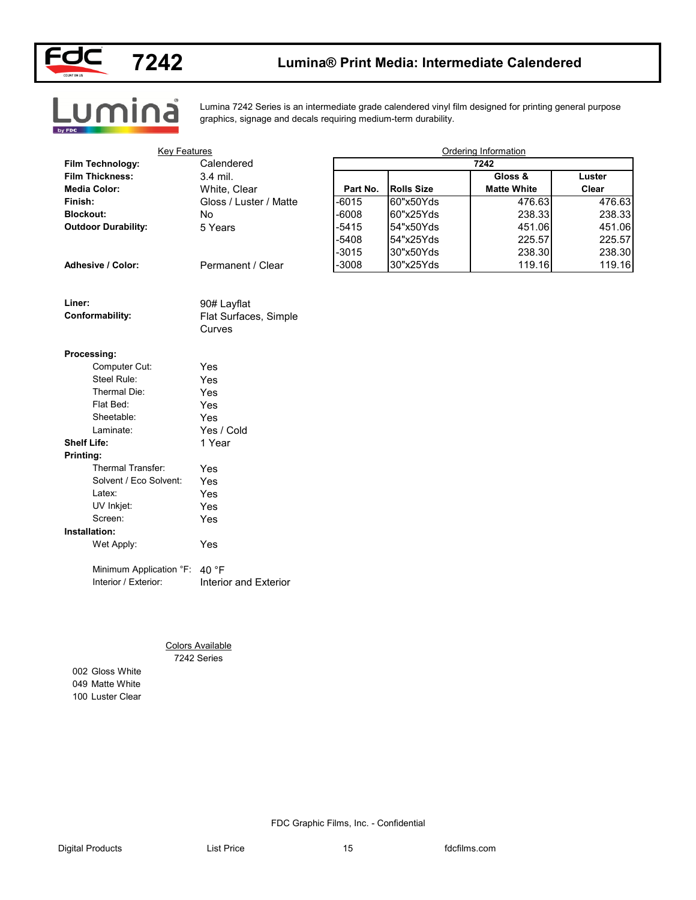# 7242 Lumina® Print Media: Intermediate Calendered

Lumina 7242 Series is an intermediate grade calendered vinyl film designed for printing general purpose graphics, signage and decals requiring medium-term durability.

## Key Features

**Film Technology:** Calendered
**Film Thickness:** 3.4 mil.
**Media Color:** White, Clear
**Finish:** Gloss / Luster / Matte
**Blockout:** No
**Outdoor Durability:** 5 Years

**Adhesive / Color:** Permanent / Clear

**Liner:** 90# Layflat
**Conformability:** Flat Surfaces, Simple Curves

**Processing:**
- Computer Cut: Yes
- Steel Rule: Yes
- Thermal Die: Yes
- Flat Bed: Yes
- Sheetable: Yes
- Laminate: Yes / Cold

**Shelf Life:** 1 Year

**Printing:**
- Thermal Transfer: Yes
- Solvent / Eco Solvent: Yes
- Latex: Yes
- UV Inkjet: Yes
- Screen: Yes

**Installation:**
- Wet Apply: Yes
- Minimum Application °F: 40 °F
- Interior / Exterior: Interior and Exterior

## Ordering Information

| 7242 | | | |
|---|---|---|---|
| Part No. | Rolls Size | Gloss & Matte White | Luster Clear |
| -6015 | 60"x50Yds | 476.63 | 476.63 |
| -6008 | 60"x25Yds | 238.33 | 238.33 |
| -5415 | 54"x50Yds | 451.06 | 451.06 |
| -5408 | 54"x25Yds | 225.57 | 225.57 |
| -3015 | 30"x50Yds | 238.30 | 238.30 |
| -3008 | 30"x25Yds | 119.16 | 119.16 |

## Colors Available

7242 Series

- 002 Gloss White
- 049 Matte White
- 100 Luster Clear

FDC Graphic Films, Inc. - Confidential

Digital Products | List Price | fdcfilms.com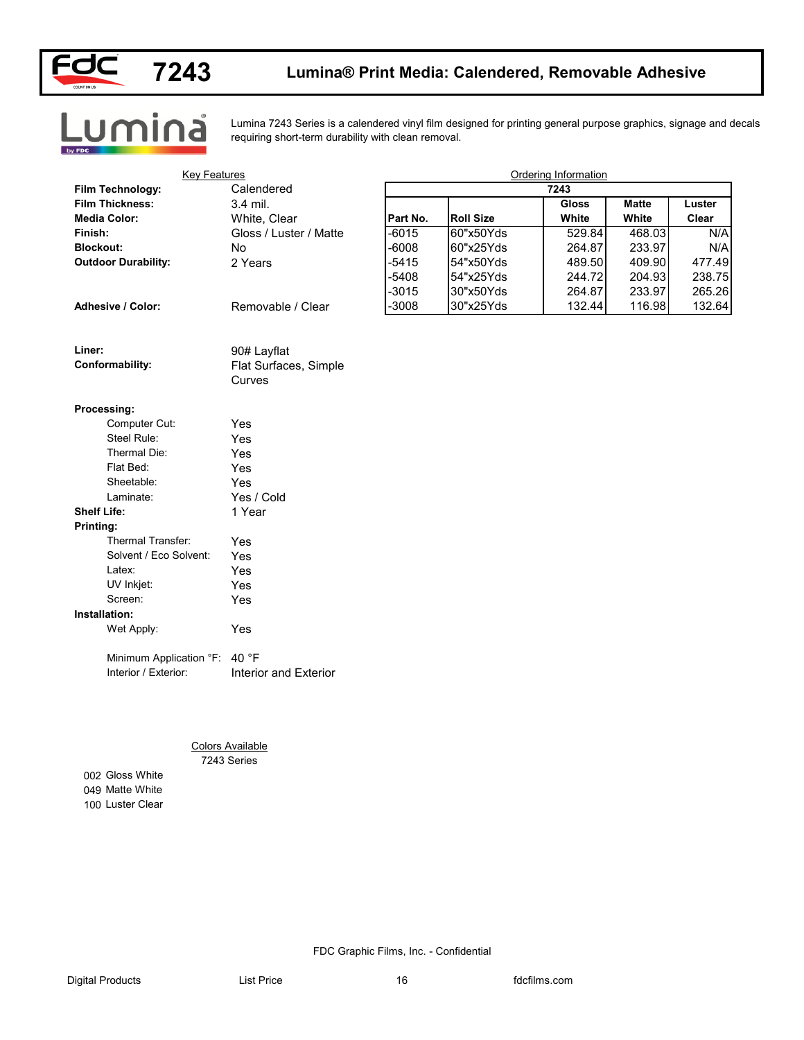# 7243 Lumina® Print Media: Calendered, Removable Adhesive

Lumina 7243 Series is a calendered vinyl film designed for printing general purpose graphics, signage and decals requiring short-term durability with clean removal.

## Key Features

**Film Technology:** Calendered
**Film Thickness:** 3.4 mil.
**Media Color:** White, Clear
**Finish:** Gloss / Luster / Matte
**Blockout:** No
**Outdoor Durability:** 2 Years

**Adhesive / Color:** Removable / Clear

**Liner:** 90# Layflat
**Conformability:** Flat Surfaces, Simple Curves

**Processing:**
- Computer Cut: Yes
- Steel Rule: Yes
- Thermal Die: Yes
- Flat Bed: Yes
- Sheetable: Yes
- Laminate: Yes / Cold

**Shelf Life:** 1 Year

**Printing:**
- Thermal Transfer: Yes
- Solvent / Eco Solvent: Yes
- Latex: Yes
- UV Inkjet: Yes
- Screen: Yes

**Installation:**
- Wet Apply: Yes
- Minimum Application °F: 40 °F
- Interior / Exterior: Interior and Exterior

## Ordering Information

| 7243 | | | | |
|---|---|---|---|---|
| Part No. | Roll Size | Gloss White | Matte White | Luster Clear |
| -6015 | 60"x50Yds | 529.84 | 468.03 | N/A |
| -6008 | 60"x25Yds | 264.87 | 233.97 | N/A |
| -5415 | 54"x50Yds | 489.50 | 409.90 | 477.49 |
| -5408 | 54"x25Yds | 244.72 | 204.93 | 238.75 |
| -3015 | 30"x50Yds | 264.87 | 233.97 | 265.26 |
| -3008 | 30"x25Yds | 132.44 | 116.98 | 132.64 |

## Colors Available

7243 Series

- 002 Gloss White
- 049 Matte White
- 100 Luster Clear

FDC Graphic Films, Inc. - Confidential

Digital Products List Price fdcfilms.com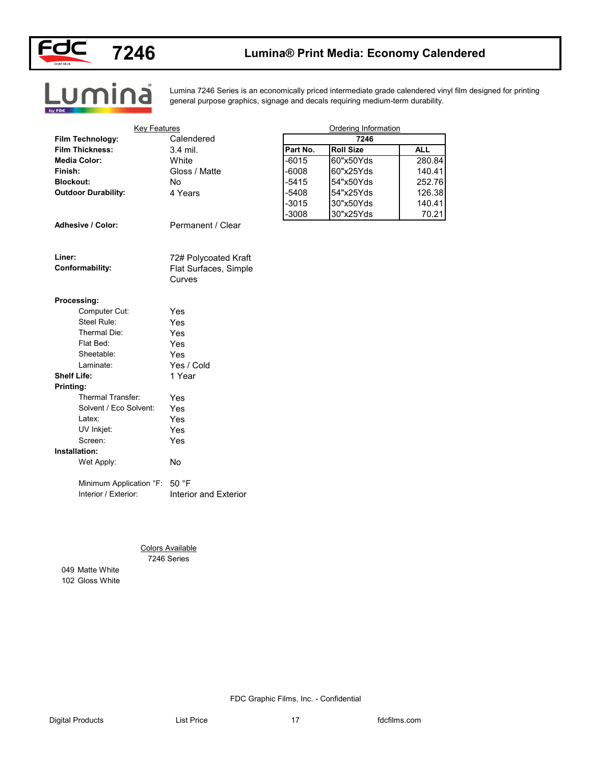# 7246 Lumina® Print Media: Economy Calendered

Lumina 7246 Series is an economically priced intermediate grade calendered vinyl film designed for printing general purpose graphics, signage and decals requiring medium-term durability.

## Key Features

**Film Technology:** Calendered
**Film Thickness:** 3.4 mil.
**Media Color:** White
**Finish:** Gloss / Matte
**Blockout:** No
**Outdoor Durability:** 4 Years

**Adhesive / Color:** Permanent / Clear

**Liner:** 72# Polycoated Kraft
**Conformability:** Flat Surfaces, Simple Curves

**Processing:**
- Computer Cut: Yes
- Steel Rule: Yes
- Thermal Die: Yes
- Flat Bed: Yes
- Sheetable: Yes
- Laminate: Yes / Cold

**Shelf Life:** 1 Year

**Printing:**
- Thermal Transfer: Yes
- Solvent / Eco Solvent: Yes
- Latex: Yes
- UV Inkjet: Yes
- Screen: Yes

**Installation:**
- Wet Apply: No
- Minimum Application °F: 50 °F
- Interior / Exterior: Interior and Exterior

## Ordering Information

| 7246 | | |
|---|---|---|
| **Part No.** | **Roll Size** | **ALL** |
| -6015 | 60"x50Yds | 280.84 |
| -6008 | 60"x25Yds | 140.41 |
| -5415 | 54"x50Yds | 252.76 |
| -5408 | 54"x25Yds | 126.38 |
| -3015 | 30"x50Yds | 140.41 |
| -3008 | 30"x25Yds | 70.21 |

## Colors Available

7246 Series

049 Matte White
102 Gloss White

FDC Graphic Films, Inc. - Confidential

Digital Products List Price fdcfilms.com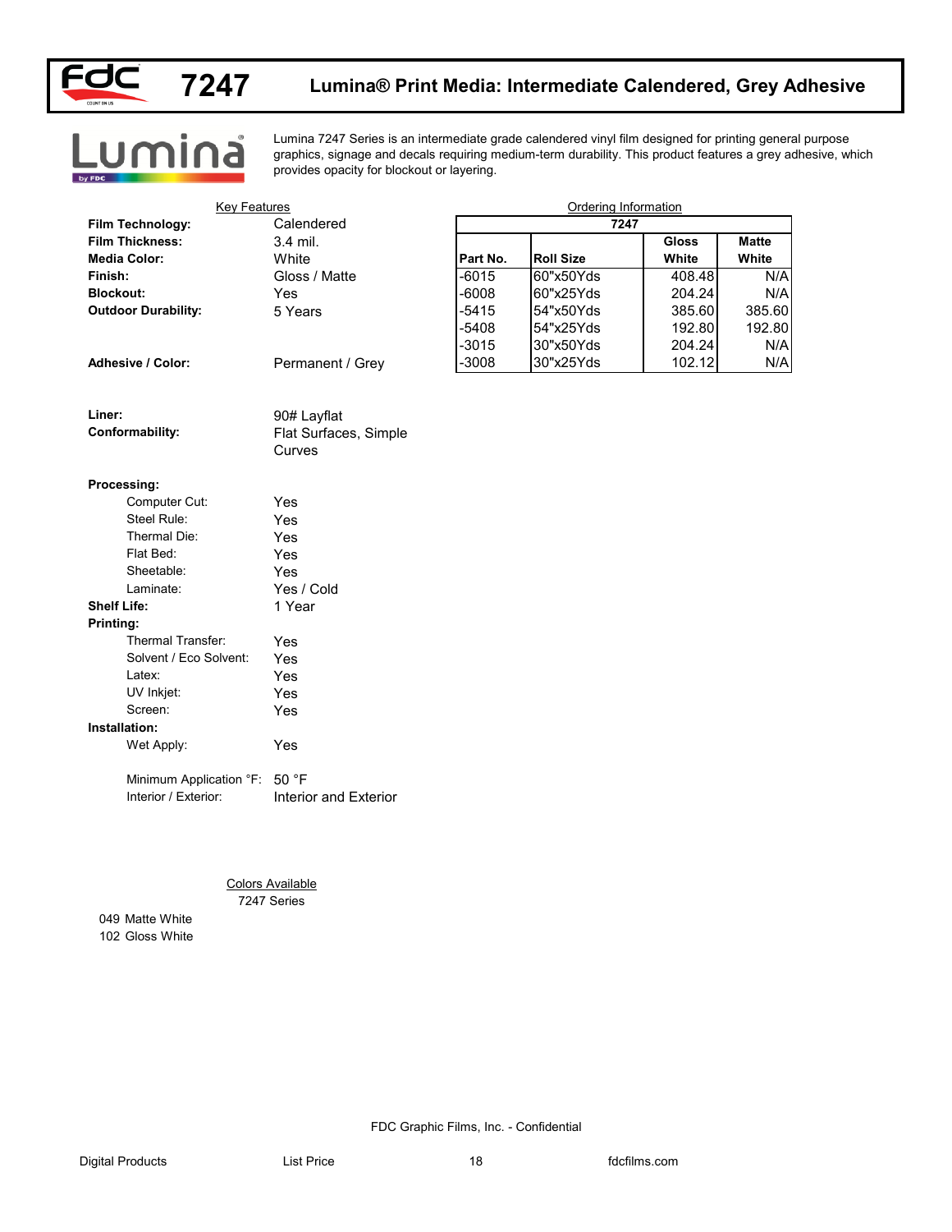# 7247 Lumina® Print Media: Intermediate Calendered, Grey Adhesive

Lumina 7247 Series is an intermediate grade calendered vinyl film designed for printing general purpose graphics, signage and decals requiring medium-term durability. This product features a grey adhesive, which provides opacity for blockout or layering.

## Key Features

**Film Technology:** Calendered
**Film Thickness:** 3.4 mil.
**Media Color:** White
**Finish:** Gloss / Matte
**Blockout:** Yes
**Outdoor Durability:** 5 Years

**Adhesive / Color:** Permanent / Grey

**Liner:** 90# Layflat
**Conformability:** Flat Surfaces, Simple Curves

**Processing:**
- Computer Cut: Yes
- Steel Rule: Yes
- Thermal Die: Yes
- Flat Bed: Yes
- Sheetable: Yes
- Laminate: Yes / Cold

**Shelf Life:** 1 Year

**Printing:**
- Thermal Transfer: Yes
- Solvent / Eco Solvent: Yes
- Latex: Yes
- UV Inkjet: Yes
- Screen: Yes

**Installation:**
- Wet Apply: Yes
- Minimum Application °F: 50 °F
- Interior / Exterior: Interior and Exterior

## Ordering Information

| 7247 | | | |
|---|---|---|---|
| Part No. | Roll Size | Gloss White | Matte White |
| -6015 | 60"x50Yds | 408.48 | N/A |
| -6008 | 60"x25Yds | 204.24 | N/A |
| -5415 | 54"x50Yds | 385.60 | 385.60 |
| -5408 | 54"x25Yds | 192.80 | 192.80 |
| -3015 | 30"x50Yds | 204.24 | N/A |
| -3008 | 30"x25Yds | 102.12 | N/A |

## Colors Available

7247 Series

049 Matte White
102 Gloss White

FDC Graphic Films, Inc. - Confidential

Digital Products List Price fdcfilms.com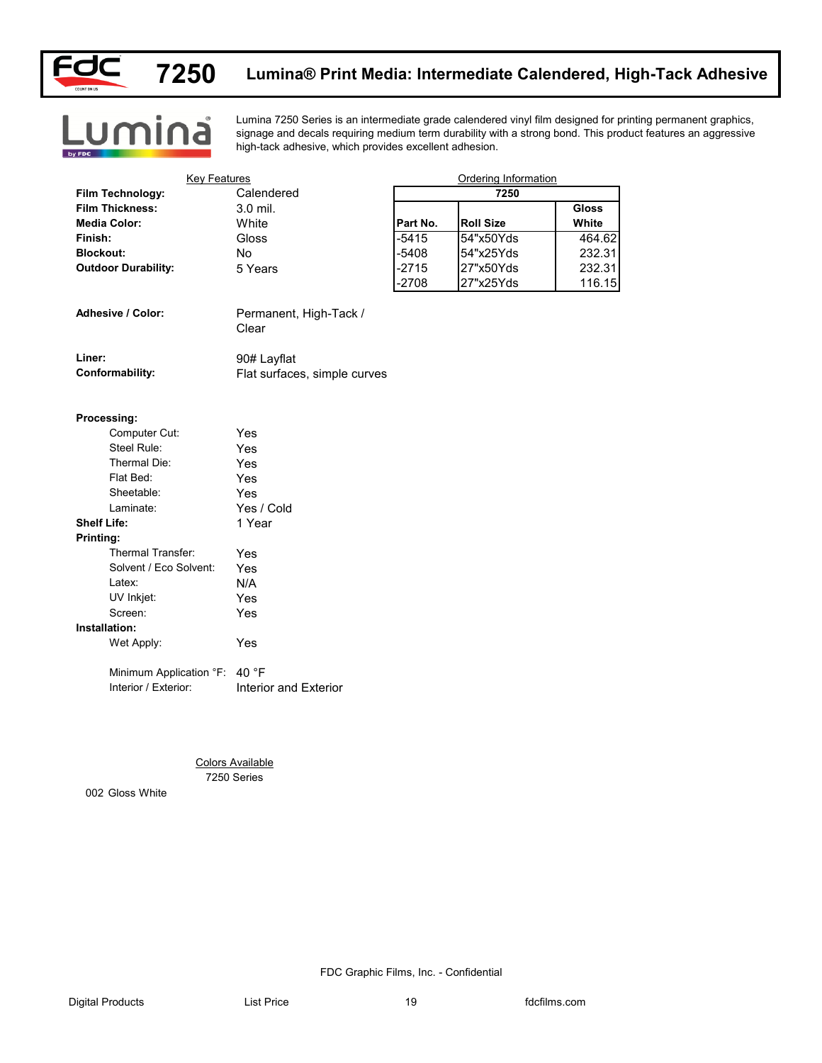# 7250 Lumina® Print Media: Intermediate Calendered, High-Tack Adhesive

Lumina 7250 Series is an intermediate grade calendered vinyl film designed for printing permanent graphics, signage and decals requiring medium term durability with a strong bond. This product features an aggressive high-tack adhesive, which provides excellent adhesion.

## Key Features

| | |
|---|---|
| **Film Technology:** | Calendered |
| **Film Thickness:** | 3.0 mil. |
| **Media Color:** | White |
| **Finish:** | Gloss |
| **Blockout:** | No |
| **Outdoor Durability:** | 5 Years |
| **Adhesive / Color:** | Permanent, High-Tack / Clear |
| **Liner:** | 90# Layflat |
| **Conformability:** | Flat surfaces, simple curves |

**Processing:**

| | |
|---|---|
| Computer Cut: | Yes |
| Steel Rule: | Yes |
| Thermal Die: | Yes |
| Flat Bed: | Yes |
| Sheetable: | Yes |
| Laminate: | Yes / Cold |

**Shelf Life:** 1 Year

**Printing:**

| | |
|---|---|
| Thermal Transfer: | Yes |
| Solvent / Eco Solvent: | Yes |
| Latex: | N/A |
| UV Inkjet: | Yes |
| Screen: | Yes |

**Installation:**

| | |
|---|---|
| Wet Apply: | Yes |
| Minimum Application °F: | 40 °F |
| Interior / Exterior: | Interior and Exterior |

## Ordering Information

| 7250 | | |
|---|---|---|
| **Part No.** | **Roll Size** | **Gloss White** |
| -5415 | 54"x50Yds | 464.62 |
| -5408 | 54"x25Yds | 232.31 |
| -2715 | 27"x50Yds | 232.31 |
| -2708 | 27"x25Yds | 116.15 |

## Colors Available

7250 Series

002 Gloss White

FDC Graphic Films, Inc. - Confidential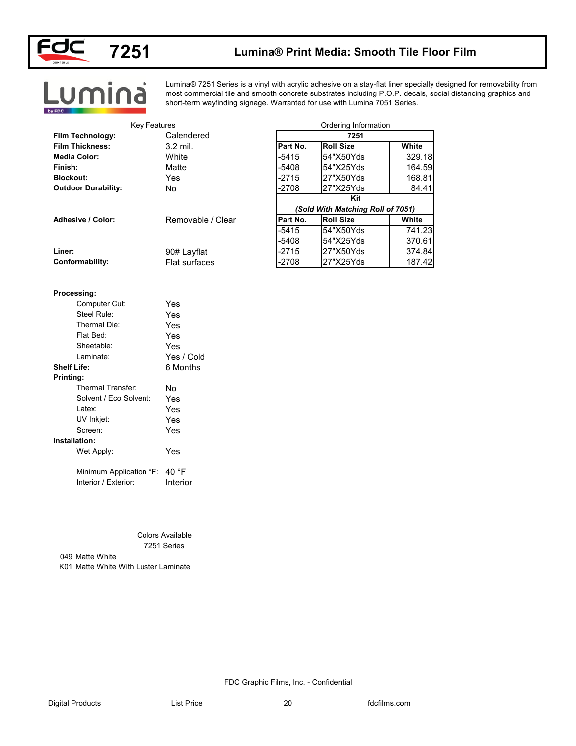# 7251 Lumina® Print Media: Smooth Tile Floor Film

Lumina® 7251 Series is a vinyl with acrylic adhesive on a stay-flat liner specially designed for removability from most commercial tile and smooth concrete substrates including P.O.P. decals, social distancing graphics and short-term wayfinding signage. Warranted for use with Lumina 7051 Series.

## Key Features

| | |
|---|---|
| **Film Technology:** | Calendered |
| **Film Thickness:** | 3.2 mil. |
| **Media Color:** | White |
| **Finish:** | Matte |
| **Blockout:** | Yes |
| **Outdoor Durability:** | No |
| **Adhesive / Color:** | Removable / Clear |
| **Liner:** | 90# Layflat |
| **Conformability:** | Flat surfaces |

**Processing:**

| | |
|---|---|
| Computer Cut: | Yes |
| Steel Rule: | Yes |
| Thermal Die: | Yes |
| Flat Bed: | Yes |
| Sheetable: | Yes |
| Laminate: | Yes / Cold |

**Shelf Life:** 6 Months

**Printing:**

| | |
|---|---|
| Thermal Transfer: | No |
| Solvent / Eco Solvent: | Yes |
| Latex: | Yes |
| UV Inkjet: | Yes |
| Screen: | Yes |

**Installation:**

| | |
|---|---|
| Wet Apply: | Yes |
| Minimum Application °F: | 40 °F |
| Interior / Exterior: | Interior |

## Ordering Information

| 7251 | | |
|---|---|---|
| **Part No.** | **Roll Size** | **White** |
| -5415 | 54"X50Yds | 329.18 |
| -5408 | 54"X25Yds | 164.59 |
| -2715 | 27"X50Yds | 168.81 |
| -2708 | 27"X25Yds | 84.41 |

| Kit *(Sold With Matching Roll of 7051)* | | |
|---|---|---|
| **Part No.** | **Roll Size** | **White** |
| -5415 | 54"X50Yds | 741.23 |
| -5408 | 54"X25Yds | 370.61 |
| -2715 | 27"X50Yds | 374.84 |
| -2708 | 27"X25Yds | 187.42 |

## Colors Available

7251 Series

049 Matte White

K01 Matte White With Luster Laminate

FDC Graphic Films, Inc. - Confidential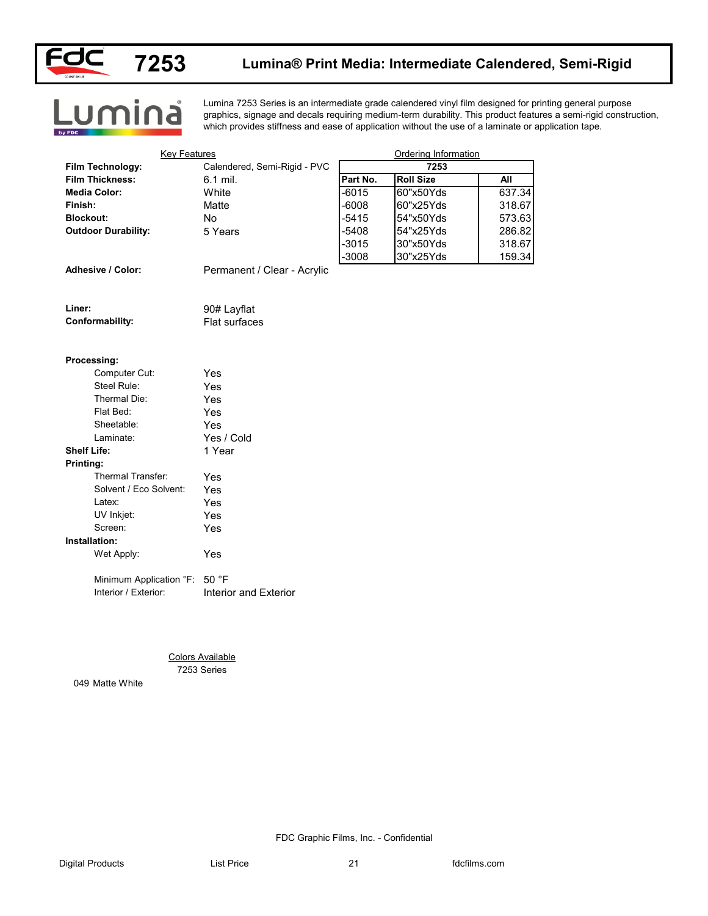# 7253 Lumina® Print Media: Intermediate Calendered, Semi-Rigid

Lumina 7253 Series is an intermediate grade calendered vinyl film designed for printing general purpose graphics, signage and decals requiring medium-term durability. This product features a semi-rigid construction, which provides stiffness and ease of application without the use of a laminate or application tape.

## Key Features

**Film Technology:** Calendered, Semi-Rigid - PVC
**Film Thickness:** 6.1 mil.
**Media Color:** White
**Finish:** Matte
**Blockout:** No
**Outdoor Durability:** 5 Years

**Adhesive / Color:** Permanent / Clear - Acrylic

**Liner:** 90# Layflat
**Conformability:** Flat surfaces

**Processing:**
- Computer Cut: Yes
- Steel Rule: Yes
- Thermal Die: Yes
- Flat Bed: Yes
- Sheetable: Yes
- Laminate: Yes / Cold

**Shelf Life:** 1 Year

**Printing:**
- Thermal Transfer: Yes
- Solvent / Eco Solvent: Yes
- Latex: Yes
- UV Inkjet: Yes
- Screen: Yes

**Installation:**
- Wet Apply: Yes
- Minimum Application °F: 50 °F
- Interior / Exterior: Interior and Exterior

## Ordering Information

| 7253 | | |
|---|---|---|
| **Part No.** | **Roll Size** | **All** |
| -6015 | 60"x50Yds | 637.34 |
| -6008 | 60"x25Yds | 318.67 |
| -5415 | 54"x50Yds | 573.63 |
| -5408 | 54"x25Yds | 286.82 |
| -3015 | 30"x50Yds | 318.67 |
| -3008 | 30"x25Yds | 159.34 |

## Colors Available

7253 Series

049 Matte White

FDC Graphic Films, Inc. - Confidential

Digital Products | List Price | fdcfilms.com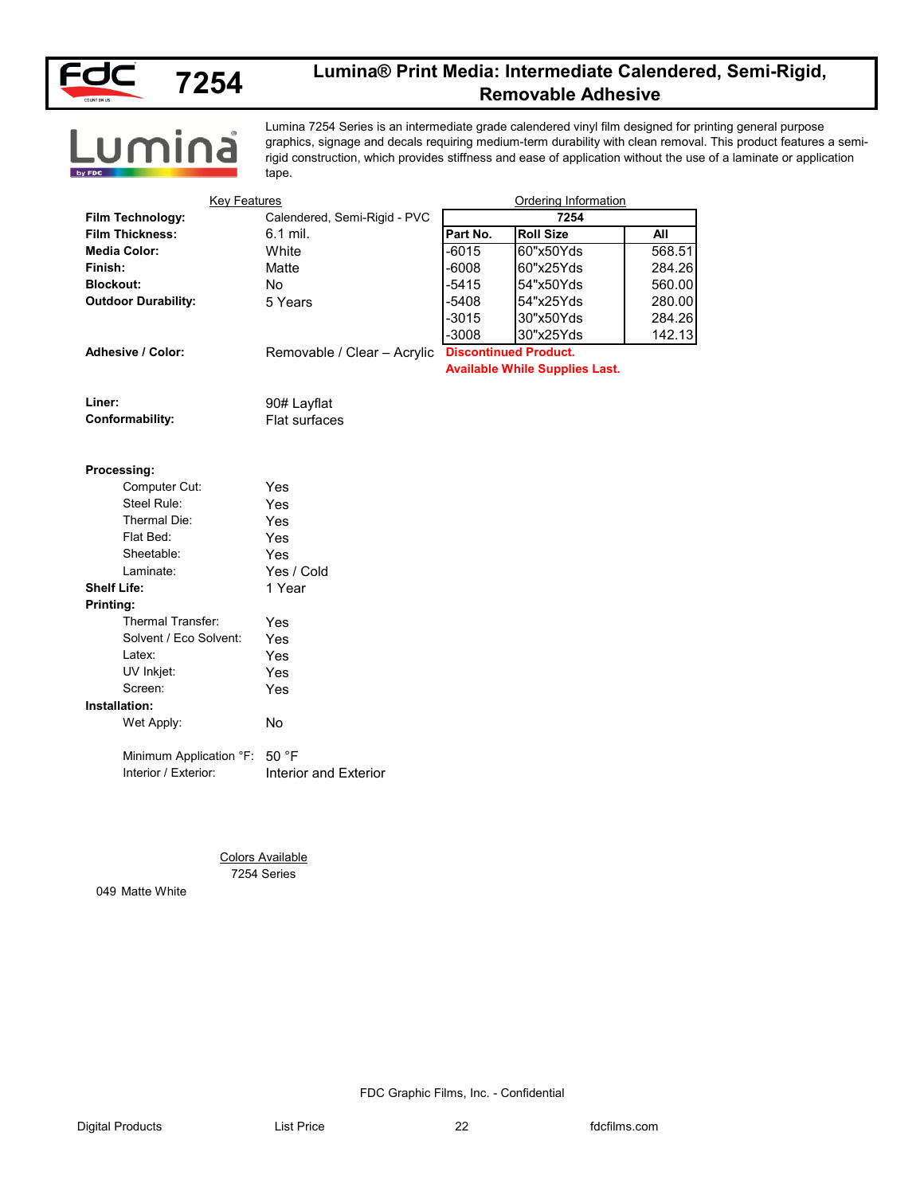# 7254

## Lumina® Print Media: Intermediate Calendered, Semi-Rigid, Removable Adhesive

Lumina 7254 Series is an intermediate grade calendered vinyl film designed for printing general purpose graphics, signage and decals requiring medium-term durability with clean removal. This product features a semi-rigid construction, which provides stiffness and ease of application without the use of a laminate or application tape.

### Key Features

| | |
|---|---|
| **Film Technology:** | Calendered, Semi-Rigid - PVC |
| **Film Thickness:** | 6.1 mil. |
| **Media Color:** | White |
| **Finish:** | Matte |
| **Blockout:** | No |
| **Outdoor Durability:** | 5 Years |
| **Adhesive / Color:** | Removable / Clear – Acrylic |
| **Liner:** | 90# Layflat |
| **Conformability:** | Flat surfaces |

**Processing:**

| | |
|---|---|
| Computer Cut: | Yes |
| Steel Rule: | Yes |
| Thermal Die: | Yes |
| Flat Bed: | Yes |
| Sheetable: | Yes |
| Laminate: | Yes / Cold |

**Shelf Life:** 1 Year

**Printing:**

| | |
|---|---|
| Thermal Transfer: | Yes |
| Solvent / Eco Solvent: | Yes |
| Latex: | Yes |
| UV Inkjet: | Yes |
| Screen: | Yes |

**Installation:**

| | |
|---|---|
| Wet Apply: | No |
| Minimum Application °F: | 50 °F |
| Interior / Exterior: | Interior and Exterior |

### Ordering Information

| 7254 | | |
|---|---|---|
| **Part No.** | **Roll Size** | **All** |
| -6015 | 60"x50Yds | 568.51 |
| -6008 | 60"x25Yds | 284.26 |
| -5415 | 54"x50Yds | 560.00 |
| -5408 | 54"x25Yds | 280.00 |
| -3015 | 30"x50Yds | 284.26 |
| -3008 | 30"x25Yds | 142.13 |

**Discontinued Product.**
**Available While Supplies Last.**

### Colors Available

7254 Series

049 Matte White

FDC Graphic Films, Inc. - Confidential

Digital Products | List Price | fdcfilms.com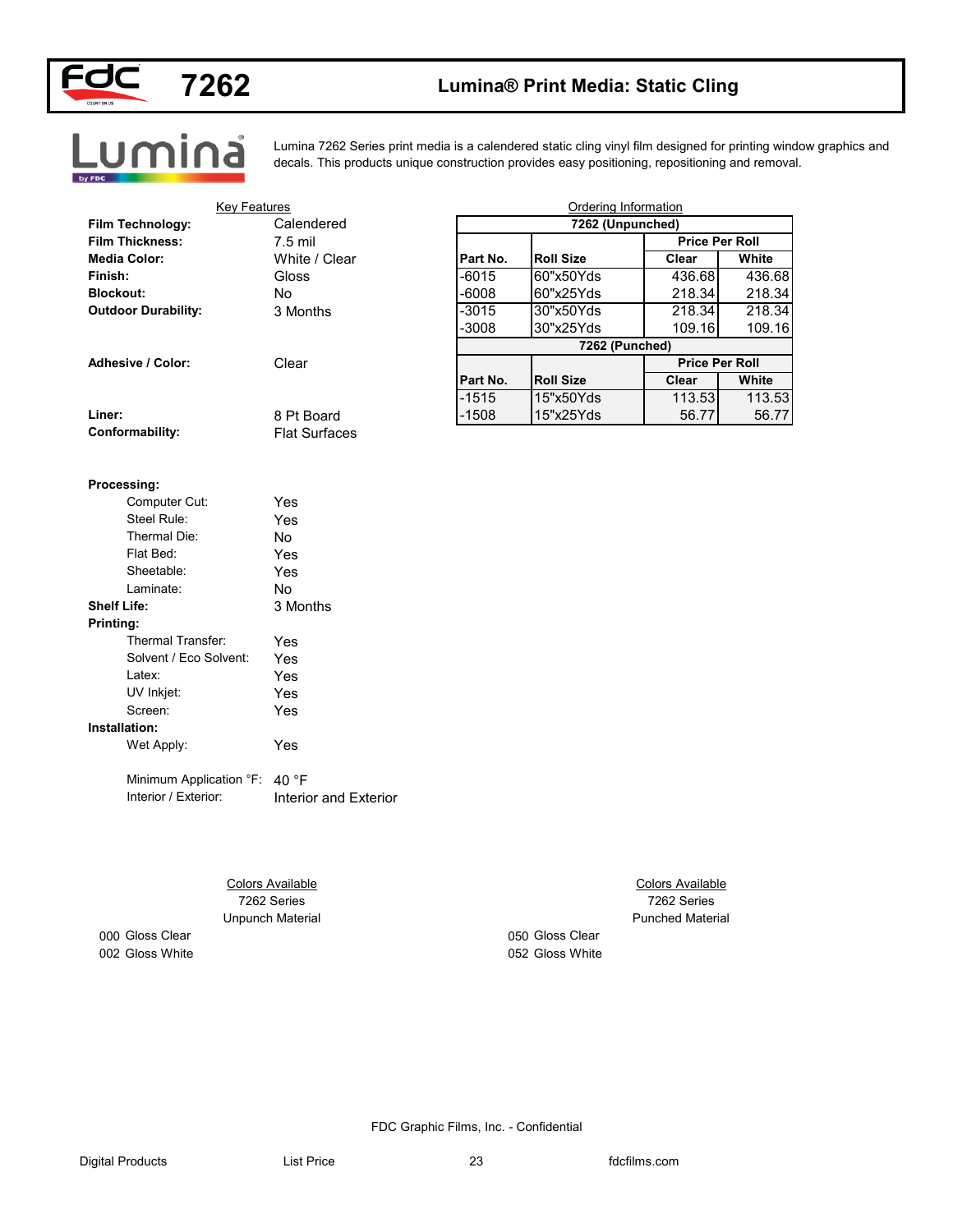# 7262 — Lumina® Print Media: Static Cling

Lumina 7262 Series print media is a calendered static cling vinyl film designed for printing window graphics and decals. This products unique construction provides easy positioning, repositioning and removal.

## Key Features

| | |
|---|---|
| **Film Technology:** | Calendered |
| **Film Thickness:** | 7.5 mil |
| **Media Color:** | White / Clear |
| **Finish:** | Gloss |
| **Blockout:** | No |
| **Outdoor Durability:** | 3 Months |
| **Adhesive / Color:** | Clear |
| **Liner:** | 8 Pt Board |
| **Conformability:** | Flat Surfaces |

**Processing:**

| | |
|---|---|
| Computer Cut: | Yes |
| Steel Rule: | Yes |
| Thermal Die: | No |
| Flat Bed: | Yes |
| Sheetable: | Yes |
| Laminate: | No |

**Shelf Life:** 3 Months

**Printing:**

| | |
|---|---|
| Thermal Transfer: | Yes |
| Solvent / Eco Solvent: | Yes |
| Latex: | Yes |
| UV Inkjet: | Yes |
| Screen: | Yes |

**Installation:**

| | |
|---|---|
| Wet Apply: | Yes |
| Minimum Application °F: | 40 °F |
| Interior / Exterior: | Interior and Exterior |

## Ordering Information

**7262 (Unpunched)**

| Part No. | Roll Size | Price Per Roll: Clear | Price Per Roll: White |
|---|---|---|---|
| -6015 | 60"x50Yds | 436.68 | 436.68 |
| -6008 | 60"x25Yds | 218.34 | 218.34 |
| -3015 | 30"x50Yds | 218.34 | 218.34 |
| -3008 | 30"x25Yds | 109.16 | 109.16 |

**7262 (Punched)**

| Part No. | Roll Size | Price Per Roll: Clear | Price Per Roll: White |
|---|---|---|---|
| -1515 | 15"x50Yds | 113.53 | 113.53 |
| -1508 | 15"x25Yds | 56.77 | 56.77 |

## Colors Available

7262 Series
Unpunch Material

- 000 Gloss Clear
- 002 Gloss White

## Colors Available

7262 Series
Punched Material

- 050 Gloss Clear
- 052 Gloss White

FDC Graphic Films, Inc. - Confidential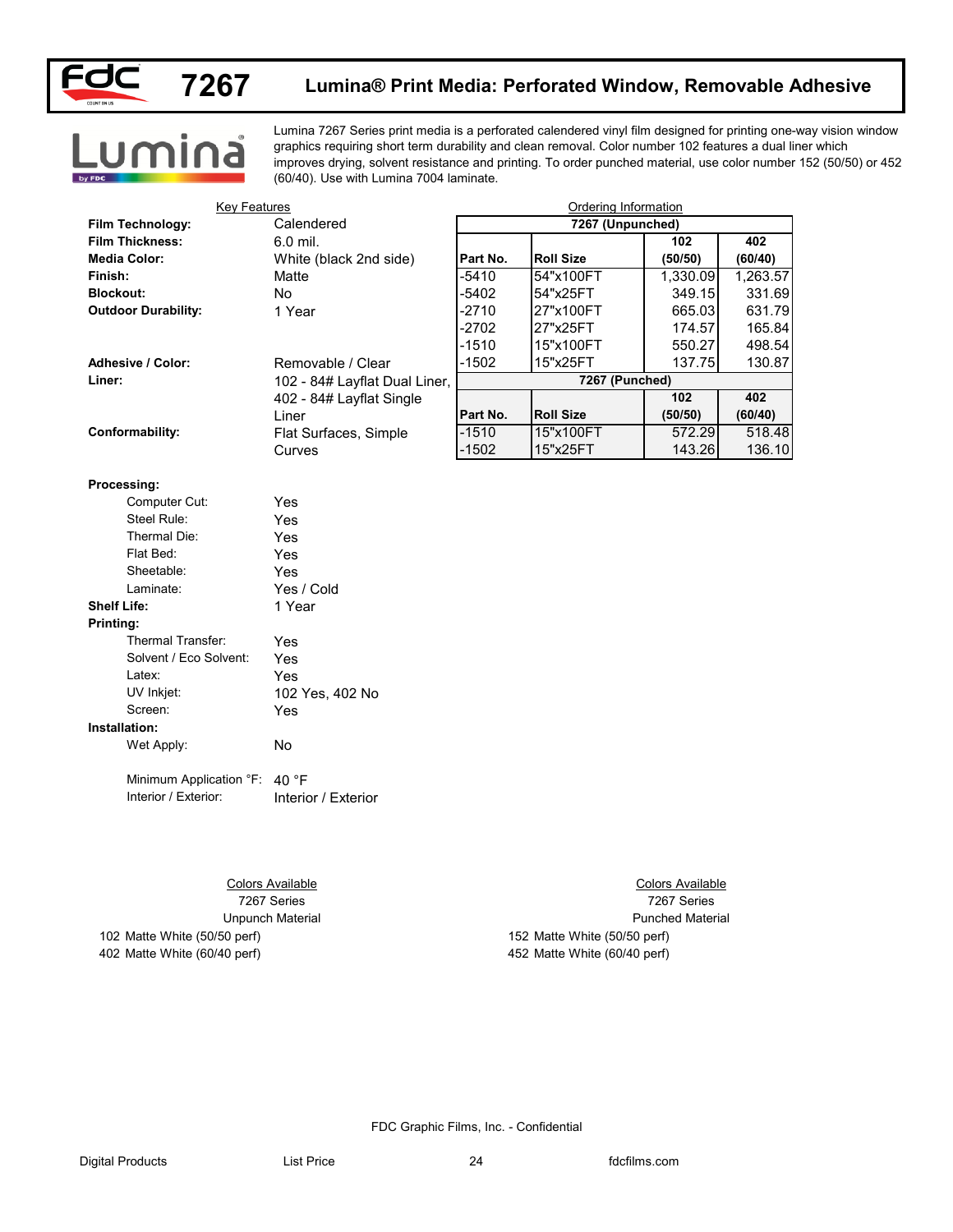# 7267 Lumina® Print Media: Perforated Window, Removable Adhesive

Lumina 7267 Series print media is a perforated calendered vinyl film designed for printing one-way vision window graphics requiring short term durability and clean removal. Color number 102 features a dual liner which improves drying, solvent resistance and printing. To order punched material, use color number 152 (50/50) or 452 (60/40). Use with Lumina 7004 laminate.

## Key Features

**Film Technology:** Calendered
**Film Thickness:** 6.0 mil.
**Media Color:** White (black 2nd side)
**Finish:** Matte
**Blockout:** No
**Outdoor Durability:** 1 Year
**Adhesive / Color:** Removable / Clear
**Liner:** 102 - 84# Layflat Dual Liner, 402 - 84# Layflat Single Liner
**Conformability:** Flat Surfaces, Simple Curves

**Processing:**
- Computer Cut: Yes
- Steel Rule: Yes
- Thermal Die: Yes
- Flat Bed: Yes
- Sheetable: Yes
- Laminate: Yes / Cold

**Shelf Life:** 1 Year

**Printing:**
- Thermal Transfer: Yes
- Solvent / Eco Solvent: Yes
- Latex: Yes
- UV Inkjet: 102 Yes, 402 No
- Screen: Yes

**Installation:**
- Wet Apply: No
- Minimum Application °F: 40 °F
- Interior / Exterior: Interior / Exterior

## Ordering Information

| 7267 (Unpunched) | | | |
|---|---|---|---|
| Part No. | Roll Size | 102 (50/50) | 402 (60/40) |
| -5410 | 54"x100FT | 1,330.09 | 1,263.57 |
| -5402 | 54"x25FT | 349.15 | 331.69 |
| -2710 | 27"x100FT | 665.03 | 631.79 |
| -2702 | 27"x25FT | 174.57 | 165.84 |
| -1510 | 15"x100FT | 550.27 | 498.54 |
| -1502 | 15"x25FT | 137.75 | 130.87 |
| **7267 (Punched)** | | | |
| Part No. | Roll Size | 102 (50/50) | 402 (60/40) |
| -1510 | 15"x100FT | 572.29 | 518.48 |
| -1502 | 15"x25FT | 143.26 | 136.10 |

## Colors Available

7267 Series
Unpunch Material

- 102 Matte White (50/50 perf)
- 402 Matte White (60/40 perf)

## Colors Available

7267 Series
Punched Material

- 152 Matte White (50/50 perf)
- 452 Matte White (60/40 perf)

FDC Graphic Films, Inc. - Confidential

Digital Products — List Price — fdcfilms.com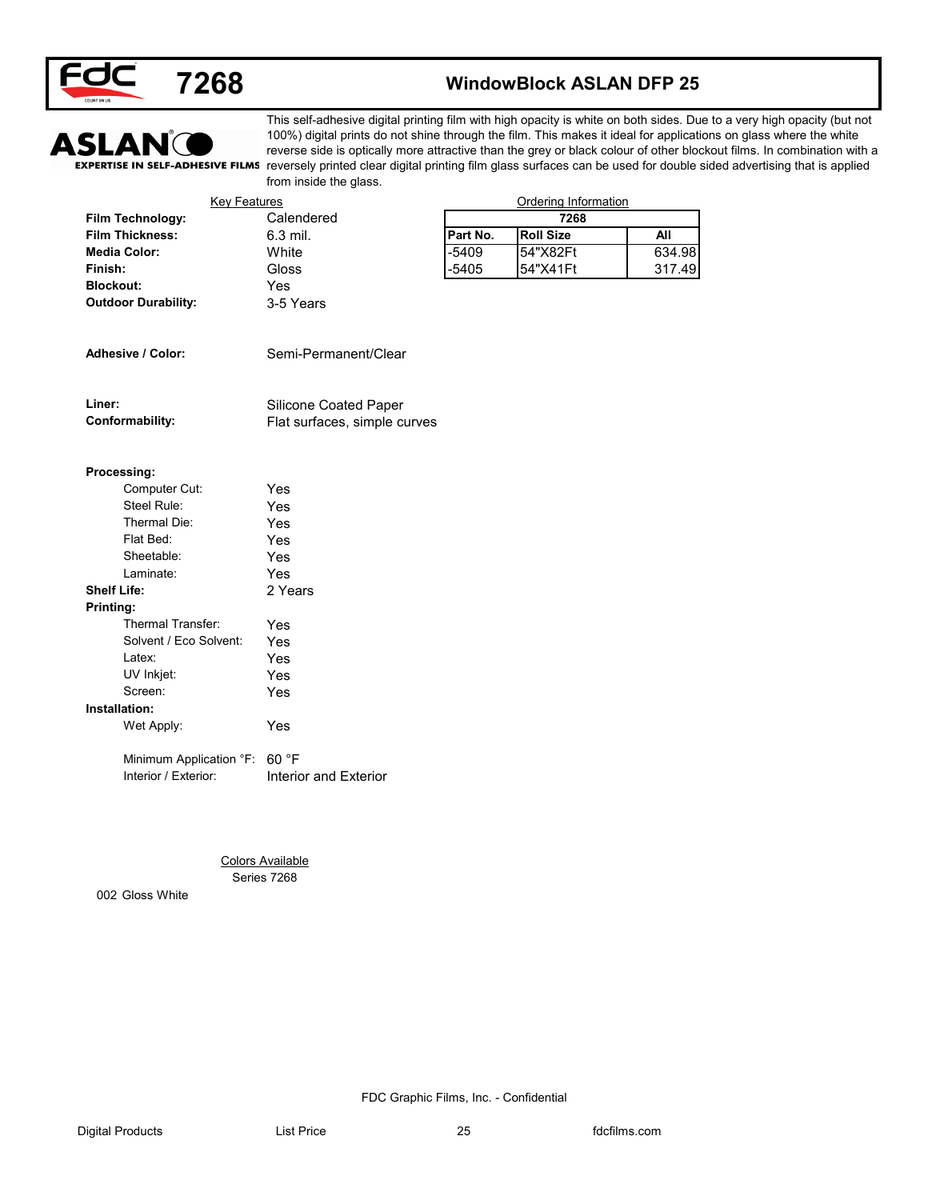# 7268 WindowBlock ASLAN DFP 25

This self-adhesive digital printing film with high opacity is white on both sides. Due to a very high opacity (but not 100%) digital prints do not shine through the film. This makes it ideal for applications on glass where the white reverse side is optically more attractive than the grey or black colour of other blockout films. In combination with a reversely printed clear digital printing film glass surfaces can be used for double sided advertising that is applied from inside the glass.

## Key Features

| | |
|---|---|
| **Film Technology:** | Calendered |
| **Film Thickness:** | 6.3 mil. |
| **Media Color:** | White |
| **Finish:** | Gloss |
| **Blockout:** | Yes |
| **Outdoor Durability:** | 3-5 Years |
| **Adhesive / Color:** | Semi-Permanent/Clear |
| **Liner:** | Silicone Coated Paper |
| **Conformability:** | Flat surfaces, simple curves |
| **Processing:** | |
| Computer Cut: | Yes |
| Steel Rule: | Yes |
| Thermal Die: | Yes |
| Flat Bed: | Yes |
| Sheetable: | Yes |
| Laminate: | Yes |
| **Shelf Life:** | 2 Years |
| **Printing:** | |
| Thermal Transfer: | Yes |
| Solvent / Eco Solvent: | Yes |
| Latex: | Yes |
| UV Inkjet: | Yes |
| Screen: | Yes |
| **Installation:** | |
| Wet Apply: | Yes |
| Minimum Application °F: | 60 °F |
| Interior / Exterior: | Interior and Exterior |

## Ordering Information

| 7268 | | |
|---|---|---|
| **Part No.** | **Roll Size** | **All** |
| -5409 | 54"X82Ft | 634.98 |
| -5405 | 54"X41Ft | 317.49 |

## Colors Available

Series 7268

002 Gloss White

FDC Graphic Films, Inc. - Confidential

Digital Products List Price fdcfilms.com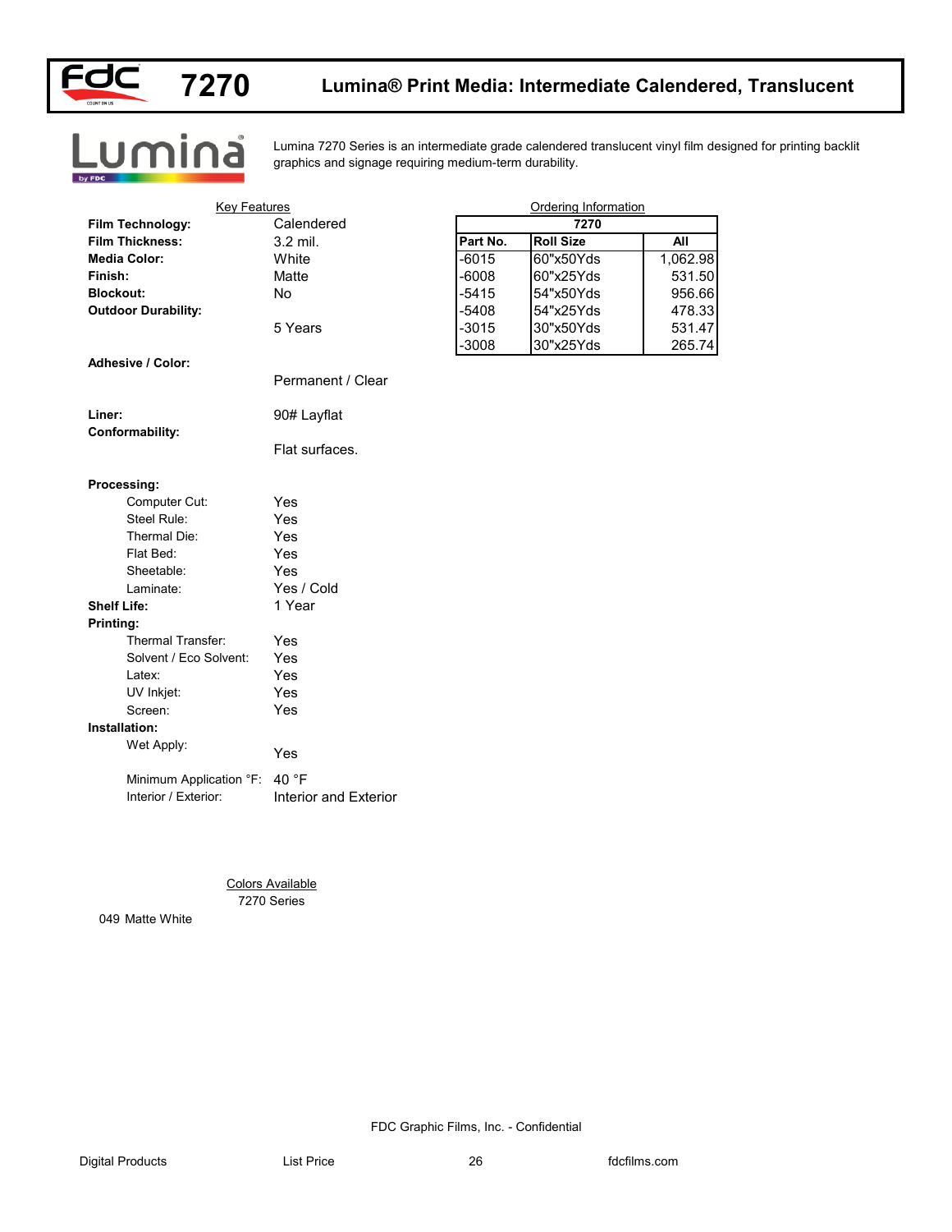# 7270 Lumina® Print Media: Intermediate Calendered, Translucent

Lumina 7270 Series is an intermediate grade calendered translucent vinyl film designed for printing backlit graphics and signage requiring medium-term durability.

## Key Features

**Film Technology:** Calendered
**Film Thickness:** 3.2 mil.
**Media Color:** White
**Finish:** Matte
**Blockout:** No
**Outdoor Durability:** 5 Years
**Adhesive / Color:** Permanent / Clear
**Liner:** 90# Layflat
**Conformability:** Flat surfaces.

**Processing:**
- Computer Cut: Yes
- Steel Rule: Yes
- Thermal Die: Yes
- Flat Bed: Yes
- Sheetable: Yes
- Laminate: Yes / Cold

**Shelf Life:** 1 Year

**Printing:**
- Thermal Transfer: Yes
- Solvent / Eco Solvent: Yes
- Latex: Yes
- UV Inkjet: Yes
- Screen: Yes

**Installation:**
- Wet Apply: Yes
- Minimum Application °F: 40 °F
- Interior / Exterior: Interior and Exterior

## Ordering Information

| 7270 | | |
|---|---|---|
| **Part No.** | **Roll Size** | **All** |
| -6015 | 60"x50Yds | 1,062.98 |
| -6008 | 60"x25Yds | 531.50 |
| -5415 | 54"x50Yds | 956.66 |
| -5408 | 54"x25Yds | 478.33 |
| -3015 | 30"x50Yds | 531.47 |
| -3008 | 30"x25Yds | 265.74 |

## Colors Available

7270 Series

049 Matte White

FDC Graphic Films, Inc. - Confidential

Digital Products | List Price | fdcfilms.com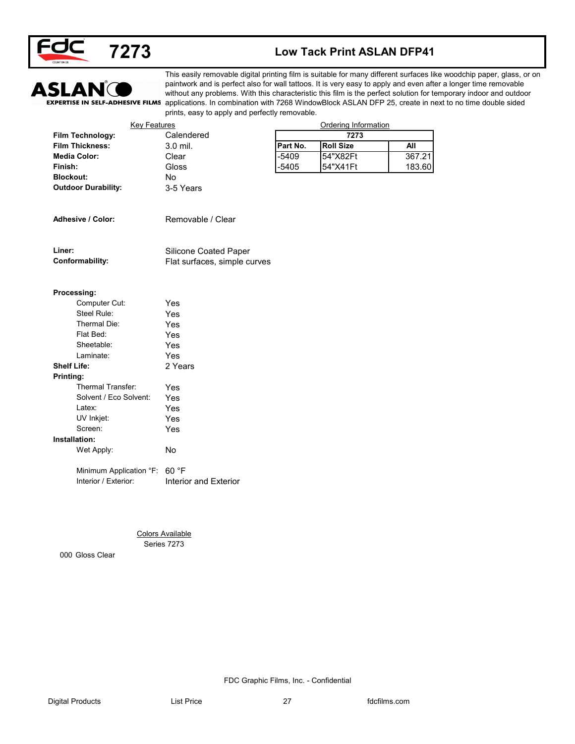# 7273 — Low Tack Print ASLAN DFP41

ASLAN® EXPERTISE IN SELF-ADHESIVE FILMS

This easily removable digital printing film is suitable for many different surfaces like woodchip paper, glass, or on paintwork and is perfect also for wall tattoos. It is very easy to apply and even after a longer time removable without any problems. With this characteristic this film is the perfect solution for temporary indoor and outdoor applications. In combination with 7268 WindowBlock ASLAN DFP 25, create in next to no time double sided prints, easy to apply and perfectly removable.

## Key Features

**Film Technology:** Calendered
**Film Thickness:** 3.0 mil.
**Media Color:** Clear
**Finish:** Gloss
**Blockout:** No
**Outdoor Durability:** 3-5 Years

**Adhesive / Color:** Removable / Clear

**Liner:** Silicone Coated Paper
**Conformability:** Flat surfaces, simple curves

**Processing:**
- Computer Cut: Yes
- Steel Rule: Yes
- Thermal Die: Yes
- Flat Bed: Yes
- Sheetable: Yes
- Laminate: Yes

**Shelf Life:** 2 Years

**Printing:**
- Thermal Transfer: Yes
- Solvent / Eco Solvent: Yes
- Latex: Yes
- UV Inkjet: Yes
- Screen: Yes

**Installation:**
- Wet Apply: No
- Minimum Application °F: 60 °F
- Interior / Exterior: Interior and Exterior

## Ordering Information

| 7273 | | |
|---|---|---|
| Part No. | Roll Size | All |
| -5409 | 54"X82Ft | 367.21 |
| -5405 | 54"X41Ft | 183.60 |

## Colors Available

Series 7273

000 Gloss Clear

FDC Graphic Films, Inc. - Confidential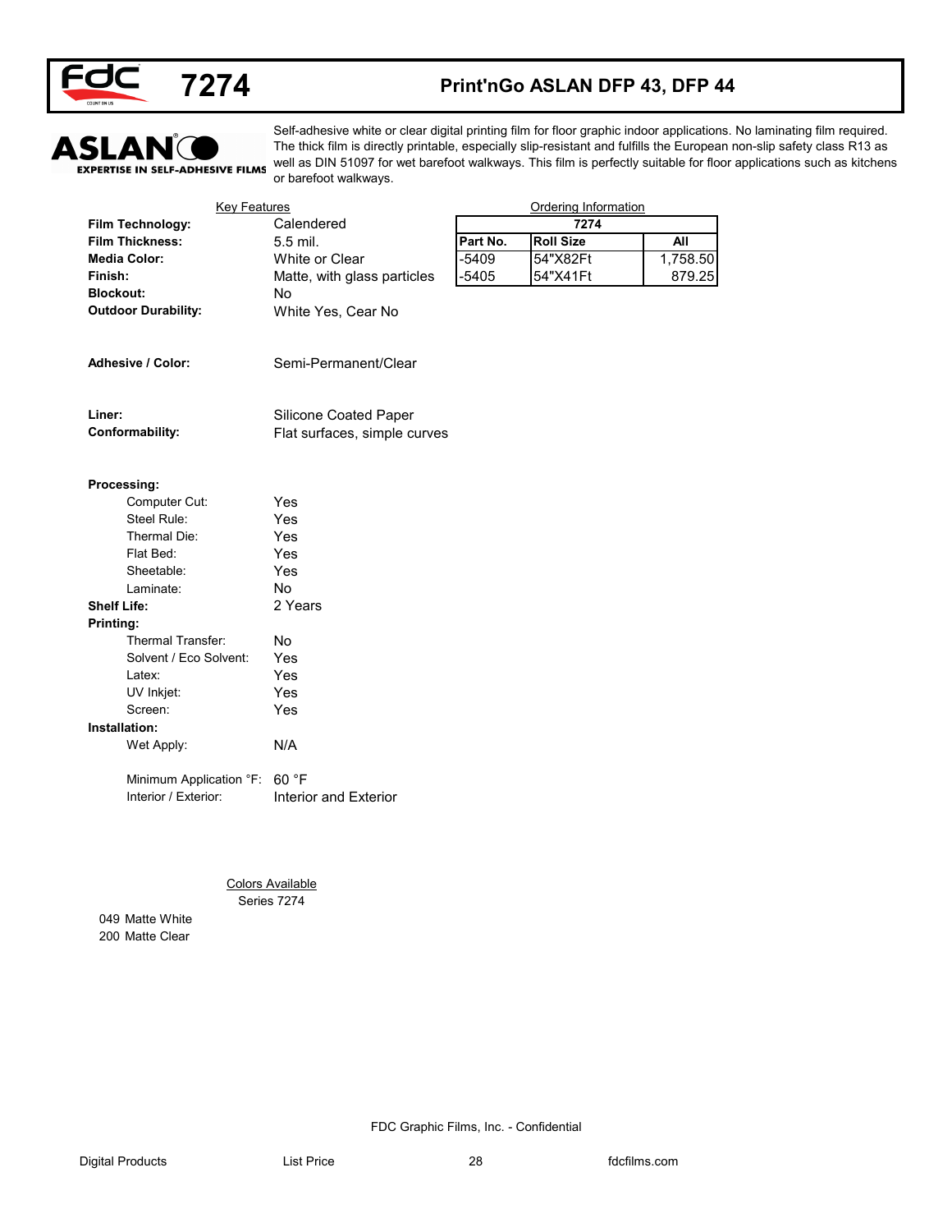# 7274 — Print'nGo ASLAN DFP 43, DFP 44

ASLAN® EXPERTISE IN SELF-ADHESIVE FILMS

Self-adhesive white or clear digital printing film for floor graphic indoor applications. No laminating film required. The thick film is directly printable, especially slip-resistant and fulfills the European non-slip safety class R13 as well as DIN 51097 for wet barefoot walkways. This film is perfectly suitable for floor applications such as kitchens or barefoot walkways.

## Key Features

**Film Technology:** Calendered
**Film Thickness:** 5.5 mil.
**Media Color:** White or Clear
**Finish:** Matte, with glass particles
**Blockout:** No
**Outdoor Durability:** White Yes, Cear No

**Adhesive / Color:** Semi-Permanent/Clear

**Liner:** Silicone Coated Paper
**Conformability:** Flat surfaces, simple curves

**Processing:**
- Computer Cut: Yes
- Steel Rule: Yes
- Thermal Die: Yes
- Flat Bed: Yes
- Sheetable: Yes
- Laminate: No

**Shelf Life:** 2 Years

**Printing:**
- Thermal Transfer: No
- Solvent / Eco Solvent: Yes
- Latex: Yes
- UV Inkjet: Yes
- Screen: Yes

**Installation:**
- Wet Apply: N/A
- Minimum Application °F: 60 °F
- Interior / Exterior: Interior and Exterior

## Ordering Information

| 7274 | | |
|---|---|---|
| **Part No.** | **Roll Size** | **All** |
| -5409 | 54"X82Ft | 1,758.50 |
| -5405 | 54"X41Ft | 879.25 |

## Colors Available

Series 7274

- 049 Matte White
- 200 Matte Clear

FDC Graphic Films, Inc. - Confidential

Digital Products | List Price | fdcfilms.com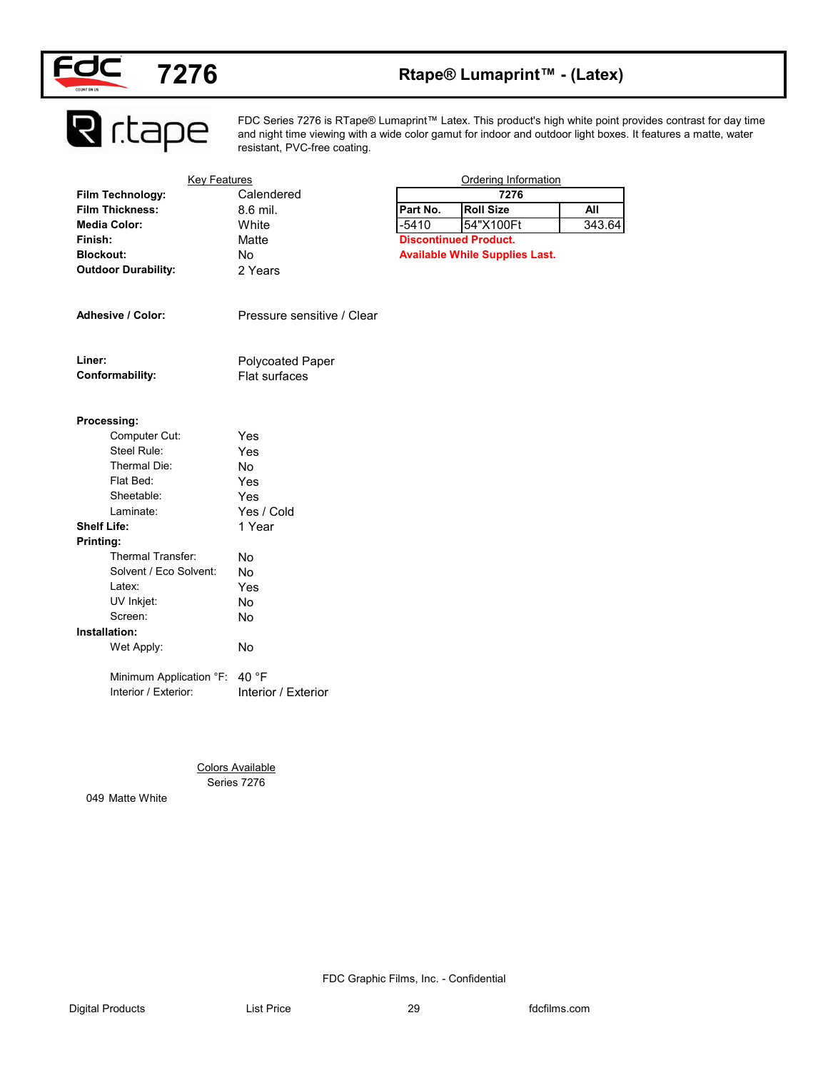# 7276 — Rtape® Lumaprint™ - (Latex)

FDC Series 7276 is RTape® Lumaprint™ Latex. This product's high white point provides contrast for day time and night time viewing with a wide color gamut for indoor and outdoor light boxes. It features a matte, water resistant, PVC-free coating.

## Key Features

**Film Technology:** Calendered
**Film Thickness:** 8.6 mil.
**Media Color:** White
**Finish:** Matte
**Blockout:** No
**Outdoor Durability:** 2 Years

**Adhesive / Color:** Pressure sensitive / Clear

**Liner:** Polycoated Paper
**Conformability:** Flat surfaces

**Processing:**
- Computer Cut: Yes
- Steel Rule: Yes
- Thermal Die: No
- Flat Bed: Yes
- Sheetable: Yes
- Laminate: Yes / Cold

**Shelf Life:** 1 Year

**Printing:**
- Thermal Transfer: No
- Solvent / Eco Solvent: No
- Latex: Yes
- UV Inkjet: No
- Screen: No

**Installation:**
- Wet Apply: No
- Minimum Application °F: 40 °F
- Interior / Exterior: Interior / Exterior

## Ordering Information

| 7276 | | |
|---|---|---|
| **Part No.** | **Roll Size** | **All** |
| -5410 | 54"X100Ft | 343.64 |

**Discontinued Product.**
**Available While Supplies Last.**

## Colors Available

Series 7276

049 Matte White

FDC Graphic Films, Inc. - Confidential

Digital Products — List Price — fdcfilms.com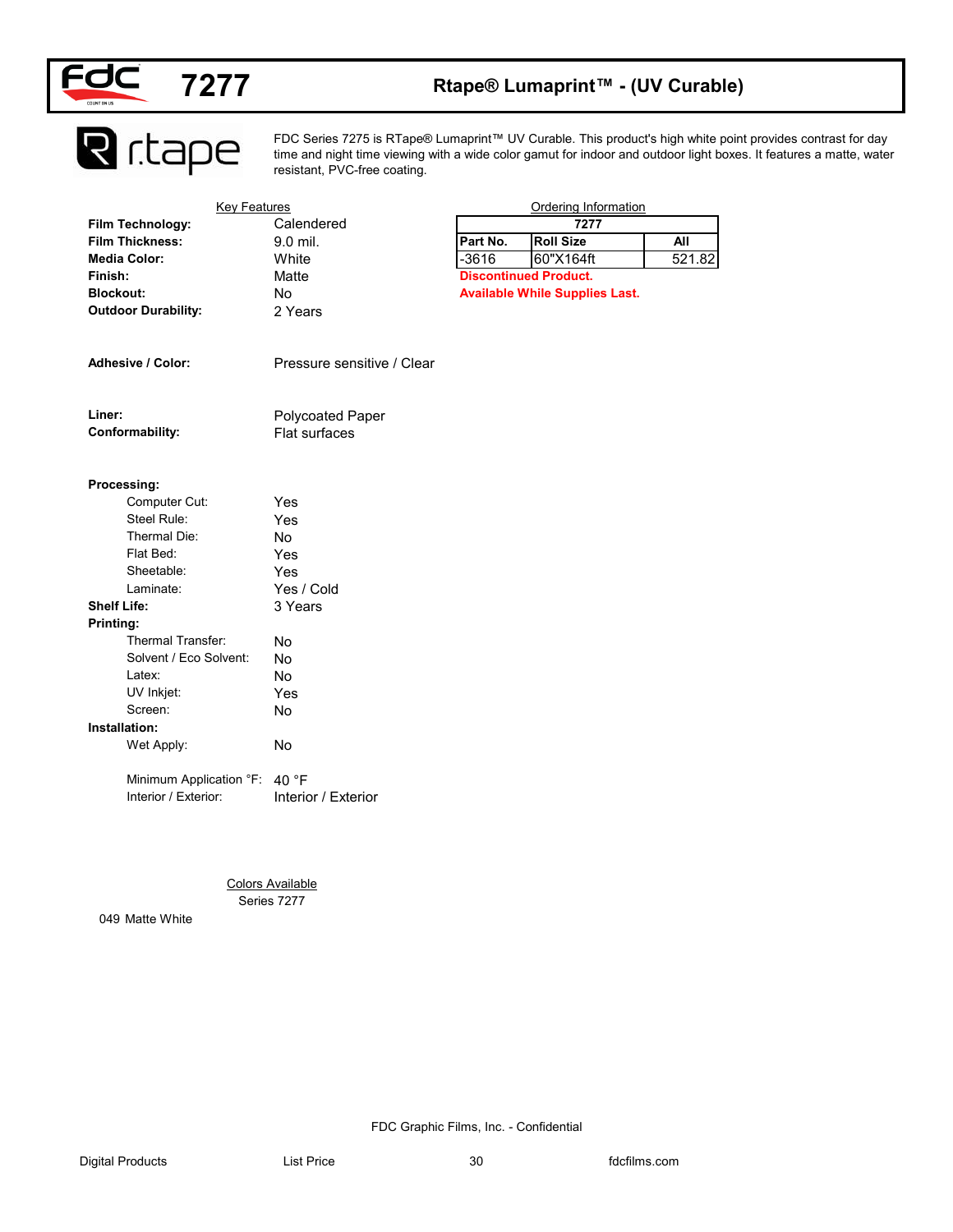# 7277 Rtape® Lumaprint™ - (UV Curable)

FDC Series 7275 is RTape® Lumaprint™ UV Curable. This product's high white point provides contrast for day time and night time viewing with a wide color gamut for indoor and outdoor light boxes. It features a matte, water resistant, PVC-free coating.

## Key Features

**Film Technology:** Calendered
**Film Thickness:** 9.0 mil.
**Media Color:** White
**Finish:** Matte
**Blockout:** No
**Outdoor Durability:** 2 Years

**Adhesive / Color:** Pressure sensitive / Clear

**Liner:** Polycoated Paper
**Conformability:** Flat surfaces

**Processing:**
- Computer Cut: Yes
- Steel Rule: Yes
- Thermal Die: No
- Flat Bed: Yes
- Sheetable: Yes
- Laminate: Yes / Cold

**Shelf Life:** 3 Years

**Printing:**
- Thermal Transfer: No
- Solvent / Eco Solvent: No
- Latex: No
- UV Inkjet: Yes
- Screen: No

**Installation:**
- Wet Apply: No
- Minimum Application °F: 40 °F
- Interior / Exterior: Interior / Exterior

## Ordering Information

| 7277 | | |
|---|---|---|
| Part No. | Roll Size | All |
| -3616 | 60"X164ft | 521.82 |

**Discontinued Product.**
**Available While Supplies Last.**

## Colors Available

Series 7277

049 Matte White

FDC Graphic Films, Inc. - Confidential

Digital Products | List Price | fdcfilms.com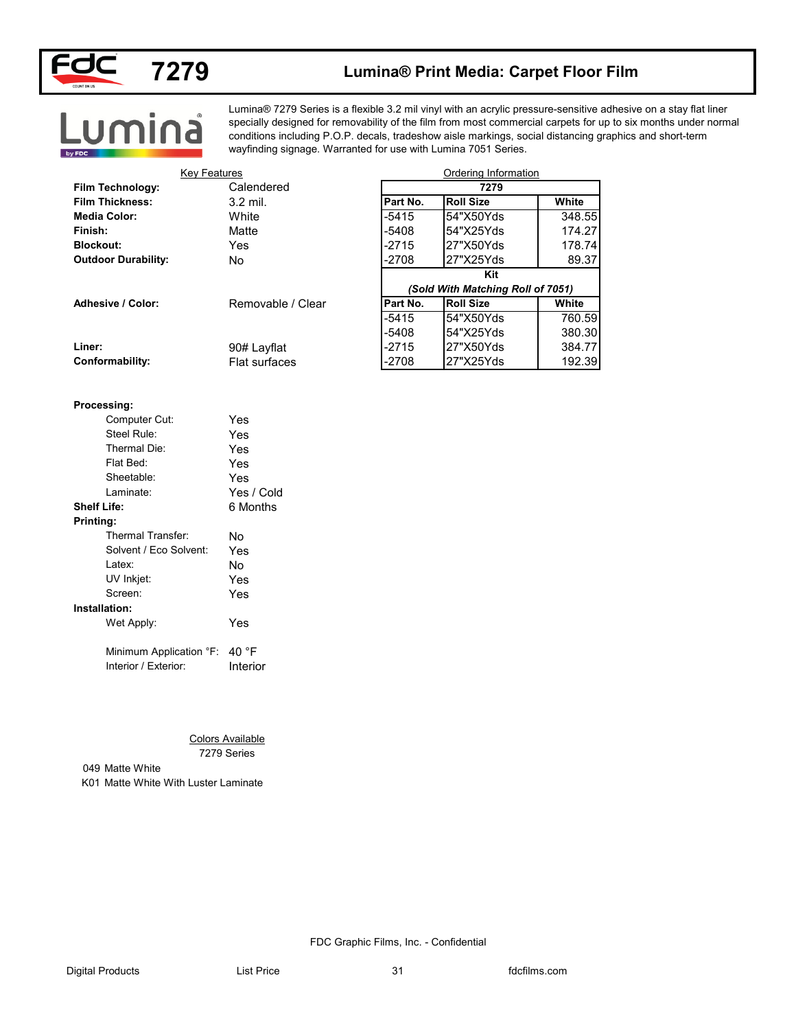# 7279 Lumina® Print Media: Carpet Floor Film

Lumina® 7279 Series is a flexible 3.2 mil vinyl with an acrylic pressure-sensitive adhesive on a stay flat liner specially designed for removability of the film from most commercial carpets for up to six months under normal conditions including P.O.P. decals, tradeshow aisle markings, social distancing graphics and short-term wayfinding signage. Warranted for use with Lumina 7051 Series.

## Key Features

| | |
|---|---|
| **Film Technology:** | Calendered |
| **Film Thickness:** | 3.2 mil. |
| **Media Color:** | White |
| **Finish:** | Matte |
| **Blockout:** | Yes |
| **Outdoor Durability:** | No |
| **Adhesive / Color:** | Removable / Clear |
| **Liner:** | 90# Layflat |
| **Conformability:** | Flat surfaces |

**Processing:**

| | |
|---|---|
| Computer Cut: | Yes |
| Steel Rule: | Yes |
| Thermal Die: | Yes |
| Flat Bed: | Yes |
| Sheetable: | Yes |
| Laminate: | Yes / Cold |

**Shelf Life:** 6 Months

**Printing:**

| | |
|---|---|
| Thermal Transfer: | No |
| Solvent / Eco Solvent: | Yes |
| Latex: | No |
| UV Inkjet: | Yes |
| Screen: | Yes |

**Installation:**

| | |
|---|---|
| Wet Apply: | Yes |
| Minimum Application °F: | 40 °F |
| Interior / Exterior: | Interior |

## Ordering Information

| 7279 | | |
|---|---|---|
| **Part No.** | **Roll Size** | **White** |
| -5415 | 54"X50Yds | 348.55 |
| -5408 | 54"X25Yds | 174.27 |
| -2715 | 27"X50Yds | 178.74 |
| -2708 | 27"X25Yds | 89.37 |
| **Kit** *(Sold With Matching Roll of 7051)* | | |
| **Part No.** | **Roll Size** | **White** |
| -5415 | 54"X50Yds | 760.59 |
| -5408 | 54"X25Yds | 380.30 |
| -2715 | 27"X50Yds | 384.77 |
| -2708 | 27"X25Yds | 192.39 |

## Colors Available

7279 Series

049 Matte White

K01 Matte White With Luster Laminate

FDC Graphic Films, Inc. - Confidential

Digital Products | List Price | fdcfilms.com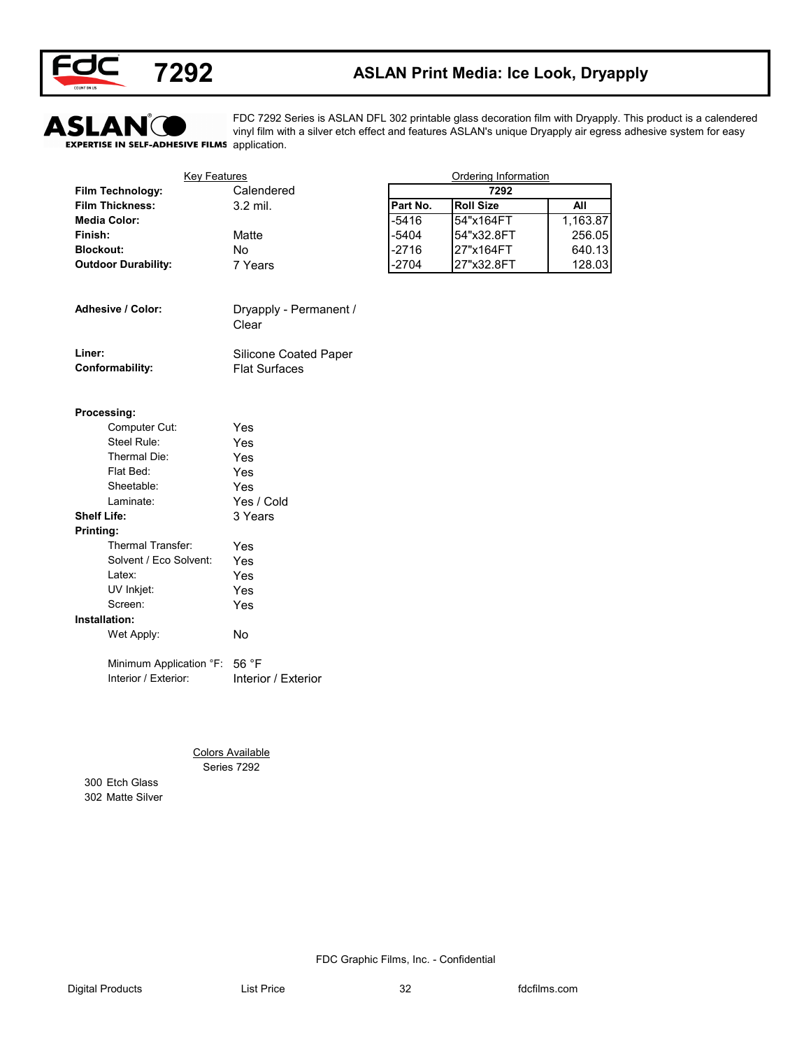# 7292 ASLAN Print Media: Ice Look, Dryapply

FDC 7292 Series is ASLAN DFL 302 printable glass decoration film with Dryapply. This product is a calendered vinyl film with a silver etch effect and features ASLAN's unique Dryapply air egress adhesive system for easy application.

## Key Features

| | |
|---|---|
| **Film Technology:** | Calendered |
| **Film Thickness:** | 3.2 mil. |
| **Media Color:** | |
| **Finish:** | Matte |
| **Blockout:** | No |
| **Outdoor Durability:** | 7 Years |
| **Adhesive / Color:** | Dryapply - Permanent / Clear |
| **Liner:** | Silicone Coated Paper |
| **Conformability:** | Flat Surfaces |

**Processing:**

| | |
|---|---|
| Computer Cut: | Yes |
| Steel Rule: | Yes |
| Thermal Die: | Yes |
| Flat Bed: | Yes |
| Sheetable: | Yes |
| Laminate: | Yes / Cold |

**Shelf Life:** 3 Years

**Printing:**

| | |
|---|---|
| Thermal Transfer: | Yes |
| Solvent / Eco Solvent: | Yes |
| Latex: | Yes |
| UV Inkjet: | Yes |
| Screen: | Yes |

**Installation:**

| | |
|---|---|
| Wet Apply: | No |
| Minimum Application °F: | 56 °F |
| Interior / Exterior: | Interior / Exterior |

## Ordering Information

| 7292 | | |
|---|---|---|
| **Part No.** | **Roll Size** | **All** |
| -5416 | 54"x164FT | 1,163.87 |
| -5404 | 54"x32.8FT | 256.05 |
| -2716 | 27"x164FT | 640.13 |
| -2704 | 27"x32.8FT | 128.03 |

## Colors Available

Series 7292

300 Etch Glass
302 Matte Silver

FDC Graphic Films, Inc. - Confidential

Digital Products List Price fdcfilms.com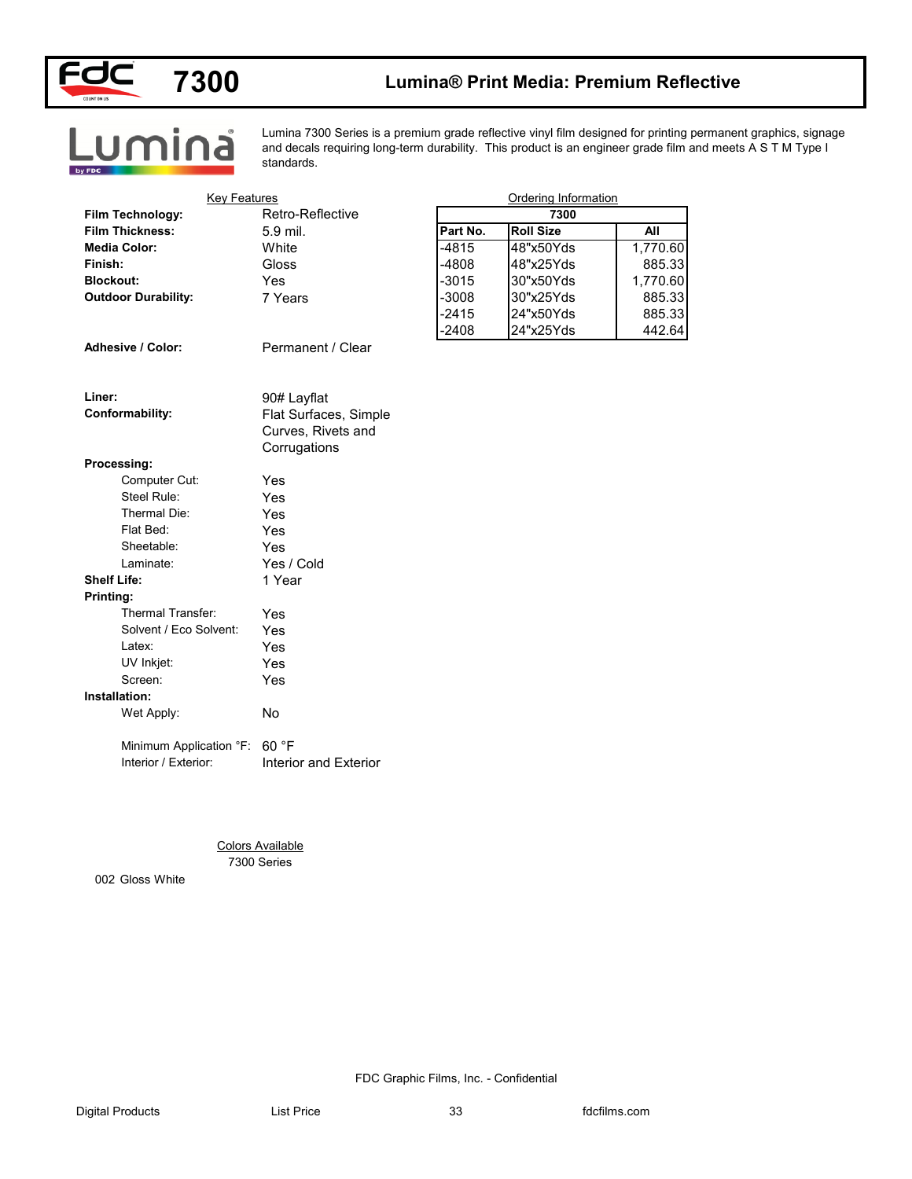# 7300 — Lumina® Print Media: Premium Reflective

Lumina 7300 Series is a premium grade reflective vinyl film designed for printing permanent graphics, signage and decals requiring long-term durability. This product is an engineer grade film and meets A S T M Type I standards.

## Key Features

**Film Technology:** Retro-Reflective
**Film Thickness:** 5.9 mil.
**Media Color:** White
**Finish:** Gloss
**Blockout:** Yes
**Outdoor Durability:** 7 Years

**Adhesive / Color:** Permanent / Clear

**Liner:** 90# Layflat
**Conformability:** Flat Surfaces, Simple Curves, Rivets and Corrugations

**Processing:**
- Computer Cut: Yes
- Steel Rule: Yes
- Thermal Die: Yes
- Flat Bed: Yes
- Sheetable: Yes
- Laminate: Yes / Cold

**Shelf Life:** 1 Year

**Printing:**
- Thermal Transfer: Yes
- Solvent / Eco Solvent: Yes
- Latex: Yes
- UV Inkjet: Yes
- Screen: Yes

**Installation:**
- Wet Apply: No
- Minimum Application °F: 60 °F
- Interior / Exterior: Interior and Exterior

## Ordering Information

| 7300 | | |
|---|---|---|
| **Part No.** | **Roll Size** | **All** |
| -4815 | 48"x50Yds | 1,770.60 |
| -4808 | 48"x25Yds | 885.33 |
| -3015 | 30"x50Yds | 1,770.60 |
| -3008 | 30"x25Yds | 885.33 |
| -2415 | 24"x50Yds | 885.33 |
| -2408 | 24"x25Yds | 442.64 |

## Colors Available

7300 Series

002 Gloss White

FDC Graphic Films, Inc. - Confidential

Digital Products — List Price — fdcfilms.com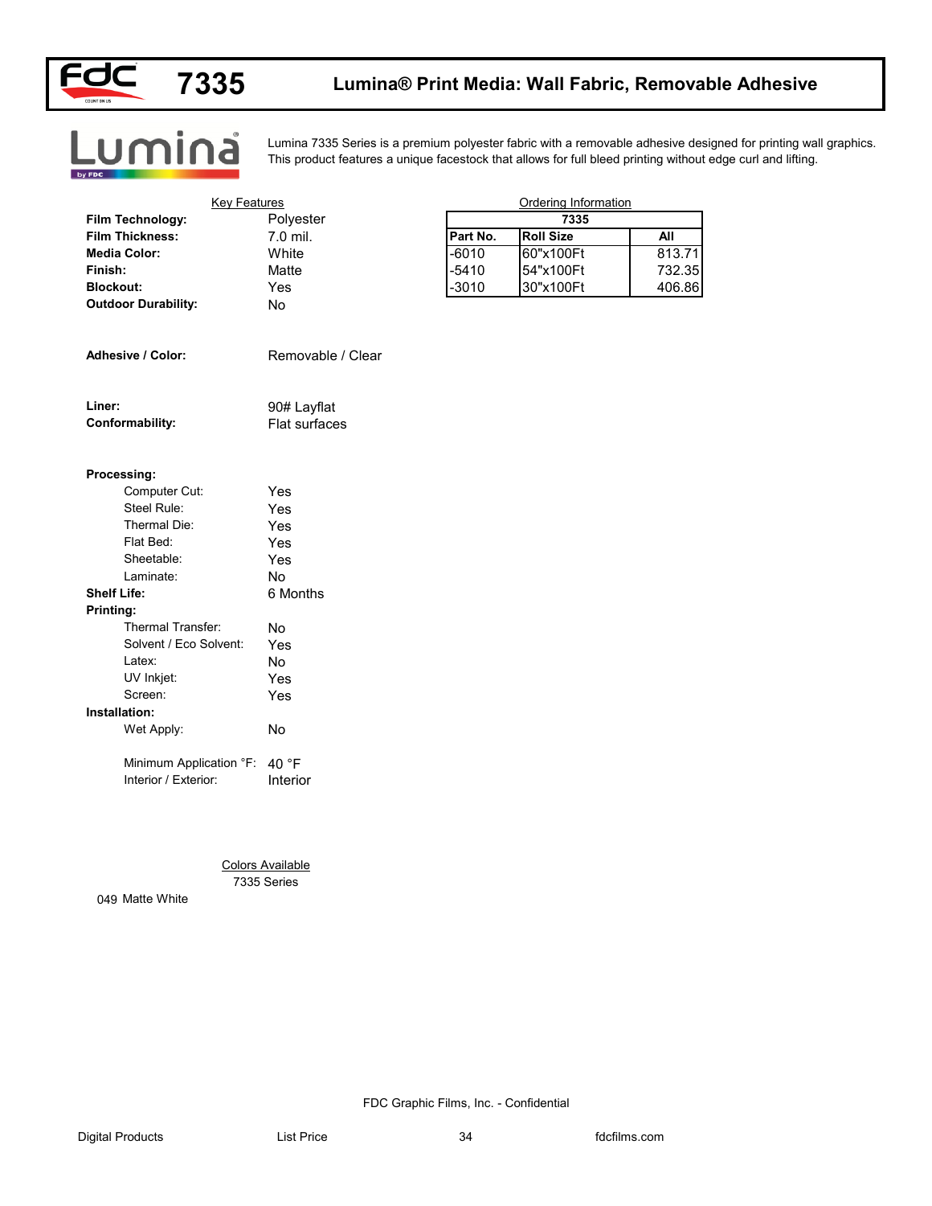# 7335 Lumina® Print Media: Wall Fabric, Removable Adhesive

Lumina 7335 Series is a premium polyester fabric with a removable adhesive designed for printing wall graphics. This product features a unique facestock that allows for full bleed printing without edge curl and lifting.

## Key Features

**Film Technology:** Polyester
**Film Thickness:** 7.0 mil.
**Media Color:** White
**Finish:** Matte
**Blockout:** Yes
**Outdoor Durability:** No

**Adhesive / Color:** Removable / Clear

**Liner:** 90# Layflat
**Conformability:** Flat surfaces

**Processing:**
- Computer Cut: Yes
- Steel Rule: Yes
- Thermal Die: Yes
- Flat Bed: Yes
- Sheetable: Yes
- Laminate: No

**Shelf Life:** 6 Months

**Printing:**
- Thermal Transfer: No
- Solvent / Eco Solvent: Yes
- Latex: No
- UV Inkjet: Yes
- Screen: Yes

**Installation:**
- Wet Apply: No
- Minimum Application °F: 40 °F
- Interior / Exterior: Interior

## Ordering Information

| 7335 | | |
|---|---|---|
| **Part No.** | **Roll Size** | **All** |
| -6010 | 60"x100Ft | 813.71 |
| -5410 | 54"x100Ft | 732.35 |
| -3010 | 30"x100Ft | 406.86 |

## Colors Available

7335 Series

049 Matte White

FDC Graphic Films, Inc. - Confidential

Digital Products List Price fdcfilms.com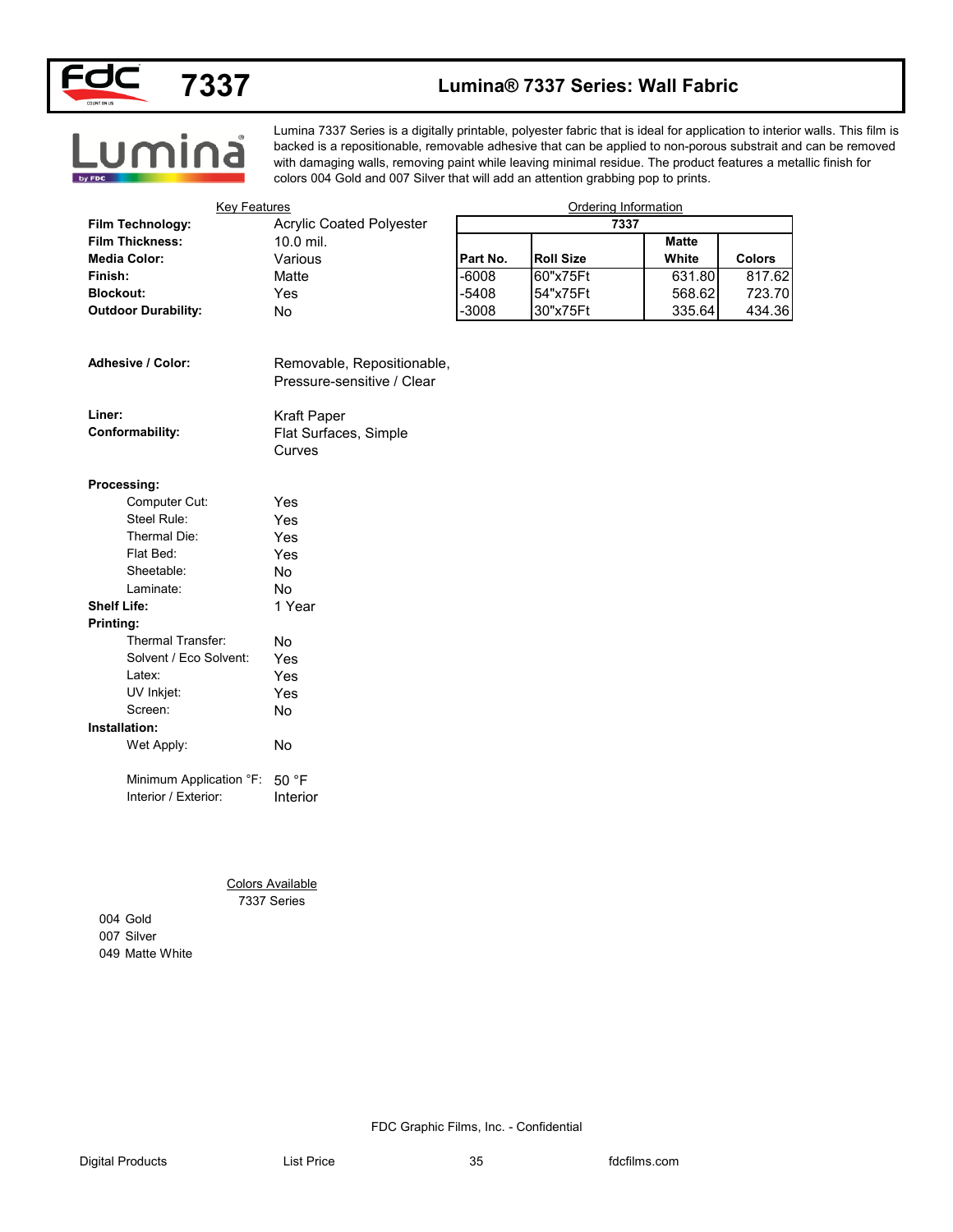# 7337 — Lumina® 7337 Series: Wall Fabric

Lumina 7337 Series is a digitally printable, polyester fabric that is ideal for application to interior walls. This film is backed is a repositionable, removable adhesive that can be applied to non-porous substrait and can be removed with damaging walls, removing paint while leaving minimal residue. The product features a metallic finish for colors 004 Gold and 007 Silver that will add an attention grabbing pop to prints.

## Key Features

**Film Technology:** Acrylic Coated Polyester
**Film Thickness:** 10.0 mil.
**Media Color:** Various
**Finish:** Matte
**Blockout:** Yes
**Outdoor Durability:** No

**Adhesive / Color:** Removable, Repositionable, Pressure-sensitive / Clear

**Liner:** Kraft Paper
**Conformability:** Flat Surfaces, Simple Curves

**Processing:**
- Computer Cut: Yes
- Steel Rule: Yes
- Thermal Die: Yes
- Flat Bed: Yes
- Sheetable: No
- Laminate: No

**Shelf Life:** 1 Year

**Printing:**
- Thermal Transfer: No
- Solvent / Eco Solvent: Yes
- Latex: Yes
- UV Inkjet: Yes
- Screen: No

**Installation:**
- Wet Apply: No
- Minimum Application °F: 50 °F
- Interior / Exterior: Interior

## Ordering Information

| 7337 | | | |
|---|---|---|---|
| Part No. | Roll Size | Matte White | Colors |
| -6008 | 60"x75Ft | 631.80 | 817.62 |
| -5408 | 54"x75Ft | 568.62 | 723.70 |
| -3008 | 30"x75Ft | 335.64 | 434.36 |

## Colors Available

7337 Series

- 004 Gold
- 007 Silver
- 049 Matte White

FDC Graphic Films, Inc. - Confidential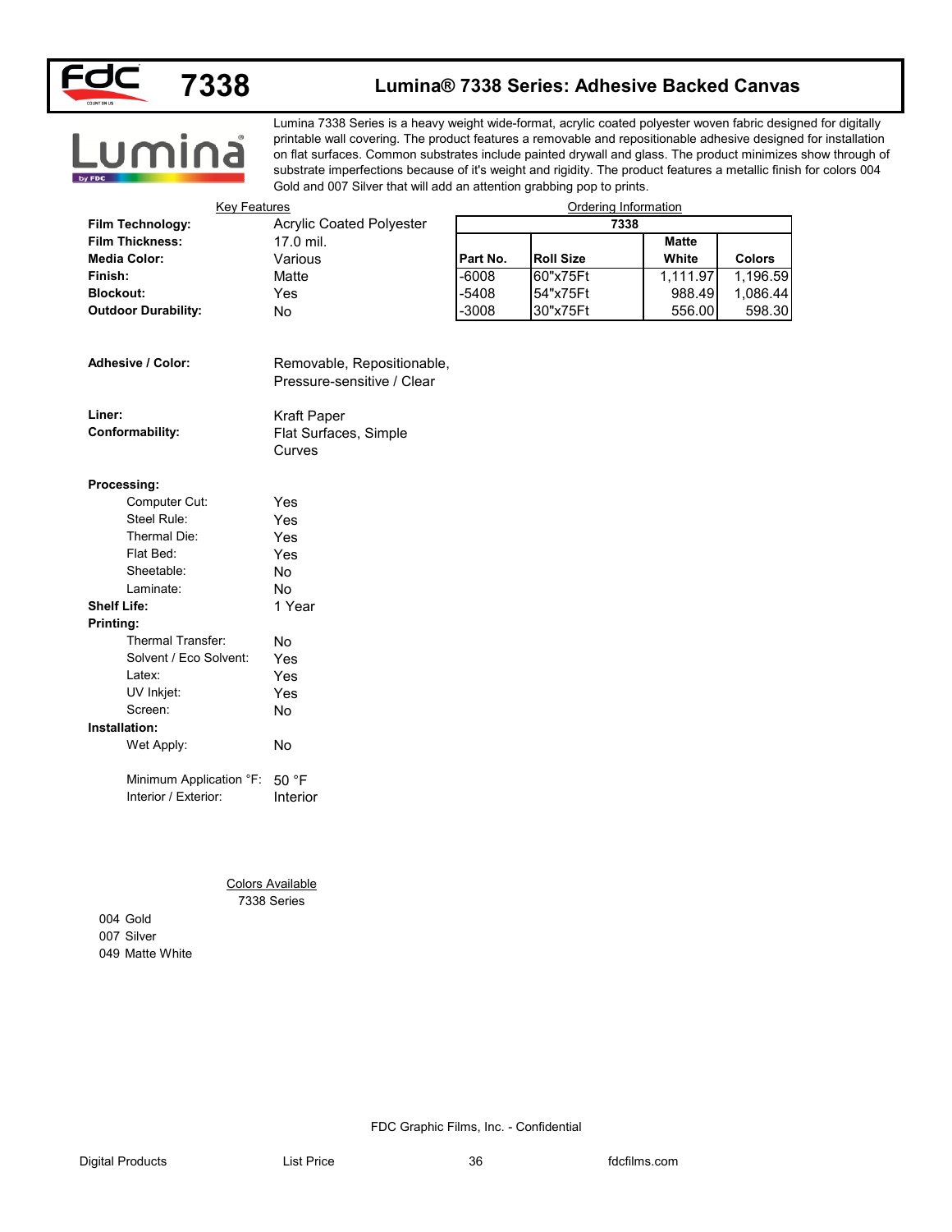# 7338 Lumina® 7338 Series: Adhesive Backed Canvas

Lumina 7338 Series is a heavy weight wide-format, acrylic coated polyester woven fabric designed for digitally printable wall covering. The product features a removable and repositionable adhesive designed for installation on flat surfaces. Common substrates include painted drywall and glass. The product minimizes show through of substrate imperfections because of it's weight and rigidity. The product features a metallic finish for colors 004 Gold and 007 Silver that will add an attention grabbing pop to prints.

## Key Features

| | |
|---|---|
| **Film Technology:** | Acrylic Coated Polyester |
| **Film Thickness:** | 17.0 mil. |
| **Media Color:** | Various |
| **Finish:** | Matte |
| **Blockout:** | Yes |
| **Outdoor Durability:** | No |
| **Adhesive / Color:** | Removable, Repositionable, Pressure-sensitive / Clear |
| **Liner:** | Kraft Paper |
| **Conformability:** | Flat Surfaces, Simple Curves |
| **Processing:** | |
| Computer Cut: | Yes |
| Steel Rule: | Yes |
| Thermal Die: | Yes |
| Flat Bed: | Yes |
| Sheetable: | No |
| Laminate: | No |
| **Shelf Life:** | 1 Year |
| **Printing:** | |
| Thermal Transfer: | No |
| Solvent / Eco Solvent: | Yes |
| Latex: | Yes |
| UV Inkjet: | Yes |
| Screen: | No |
| **Installation:** | |
| Wet Apply: | No |
| Minimum Application °F: | 50 °F |
| Interior / Exterior: | Interior |

## Ordering Information

| 7338 | | | |
|---|---|---|---|
| **Part No.** | **Roll Size** | **Matte White** | **Colors** |
| -6008 | 60"x75Ft | 1,111.97 | 1,196.59 |
| -5408 | 54"x75Ft | 988.49 | 1,086.44 |
| -3008 | 30"x75Ft | 556.00 | 598.30 |

## Colors Available

7338 Series

- 004 Gold
- 007 Silver
- 049 Matte White

FDC Graphic Films, Inc. - Confidential

Digital Products | List Price | fdcfilms.com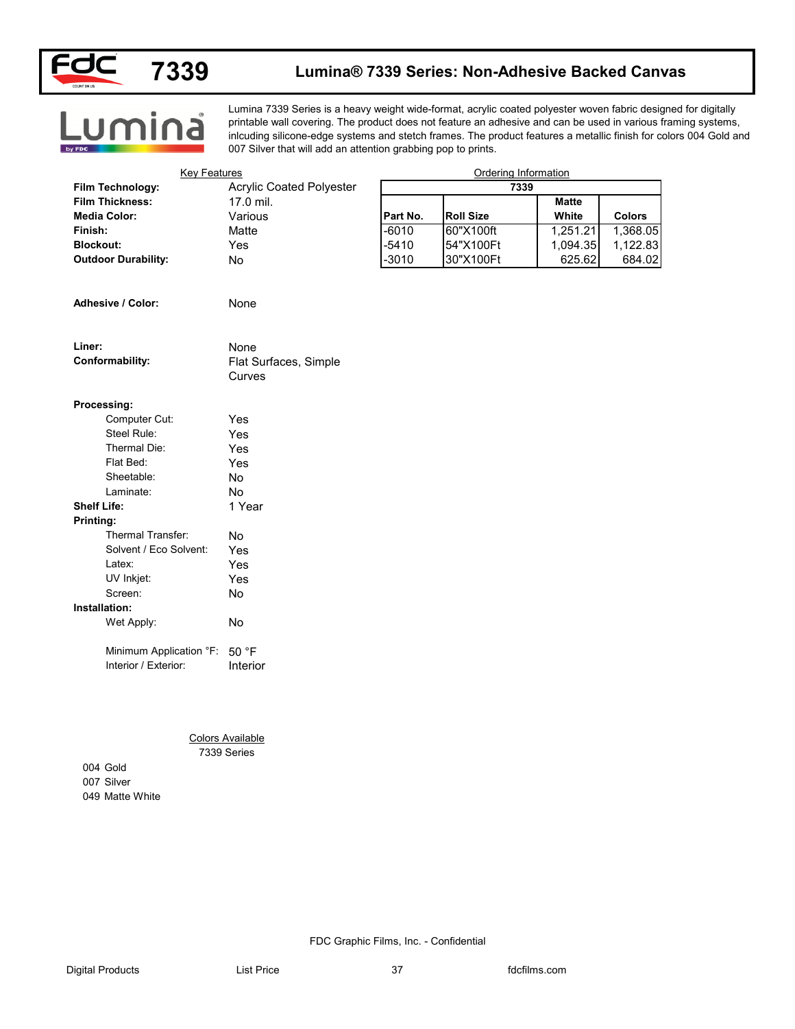# 7339

## Lumina® 7339 Series: Non-Adhesive Backed Canvas

Lumina 7339 Series is a heavy weight wide-format, acrylic coated polyester woven fabric designed for digitally printable wall covering. The product does not feature an adhesive and can be used in various framing systems, inlcuding silicone-edge systems and stetch frames. The product features a metallic finish for colors 004 Gold and 007 Silver that will add an attention grabbing pop to prints.

### Key Features

**Film Technology:** Acrylic Coated Polyester
**Film Thickness:** 17.0 mil.
**Media Color:** Various
**Finish:** Matte
**Blockout:** Yes
**Outdoor Durability:** No

**Adhesive / Color:** None

**Liner:** None
**Conformability:** Flat Surfaces, Simple Curves

**Processing:**
- Computer Cut: Yes
- Steel Rule: Yes
- Thermal Die: Yes
- Flat Bed: Yes
- Sheetable: No
- Laminate: No

**Shelf Life:** 1 Year

**Printing:**
- Thermal Transfer: No
- Solvent / Eco Solvent: Yes
- Latex: Yes
- UV Inkjet: Yes
- Screen: No

**Installation:**
- Wet Apply: No
- Minimum Application °F: 50 °F
- Interior / Exterior: Interior

### Ordering Information

| 7339 | | | |
|---|---|---|---|
| Part No. | Roll Size | Matte White | Colors |
| -6010 | 60"X100ft | 1,251.21 | 1,368.05 |
| -5410 | 54"X100Ft | 1,094.35 | 1,122.83 |
| -3010 | 30"X100Ft | 625.62 | 684.02 |

### Colors Available

7339 Series

- 004 Gold
- 007 Silver
- 049 Matte White

FDC Graphic Films, Inc. - Confidential

Digital Products    List Price    fdcfilms.com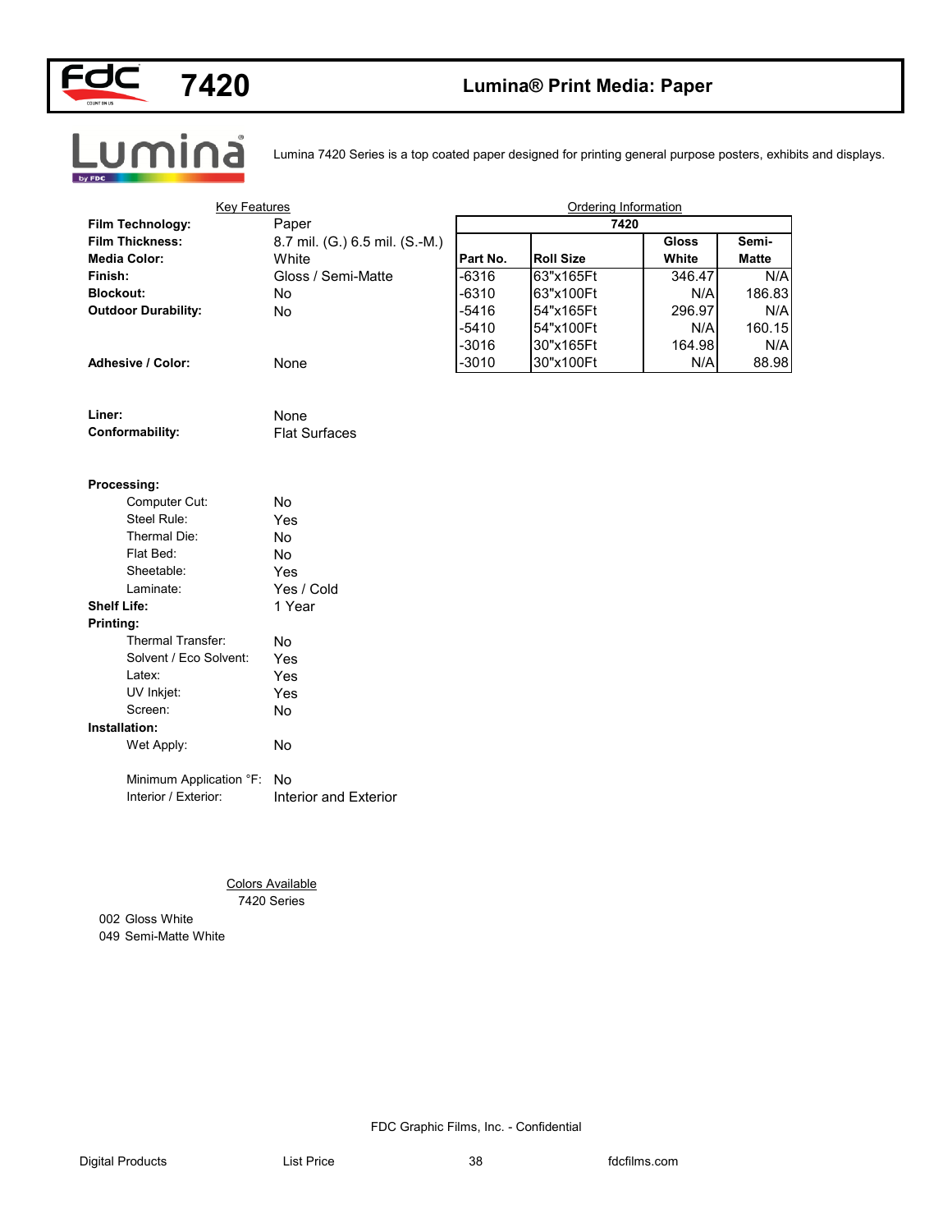# 7420 — Lumina® Print Media: Paper

Lumina 7420 Series is a top coated paper designed for printing general purpose posters, exhibits and displays.

## Key Features

**Film Technology:** Paper
**Film Thickness:** 8.7 mil. (G.) 6.5 mil. (S.-M.)
**Media Color:** White
**Finish:** Gloss / Semi-Matte
**Blockout:** No
**Outdoor Durability:** No

**Adhesive / Color:** None

**Liner:** None
**Conformability:** Flat Surfaces

**Processing:**
- Computer Cut: No
- Steel Rule: Yes
- Thermal Die: No
- Flat Bed: No
- Sheetable: Yes
- Laminate: Yes / Cold

**Shelf Life:** 1 Year

**Printing:**
- Thermal Transfer: No
- Solvent / Eco Solvent: Yes
- Latex: Yes
- UV Inkjet: Yes
- Screen: No

**Installation:**
- Wet Apply: No
- Minimum Application °F: No
- Interior / Exterior: Interior and Exterior

## Ordering Information

| 7420 | | | |
|---|---|---|---|
| Part No. | Roll Size | Gloss White | Semi-Matte |
| -6316 | 63"x165Ft | 346.47 | N/A |
| -6310 | 63"x100Ft | N/A | 186.83 |
| -5416 | 54"x165Ft | 296.97 | N/A |
| -5410 | 54"x100Ft | N/A | 160.15 |
| -3016 | 30"x165Ft | 164.98 | N/A |
| -3010 | 30"x100Ft | N/A | 88.98 |

## Colors Available

7420 Series

002 Gloss White
049 Semi-Matte White

FDC Graphic Films, Inc. - Confidential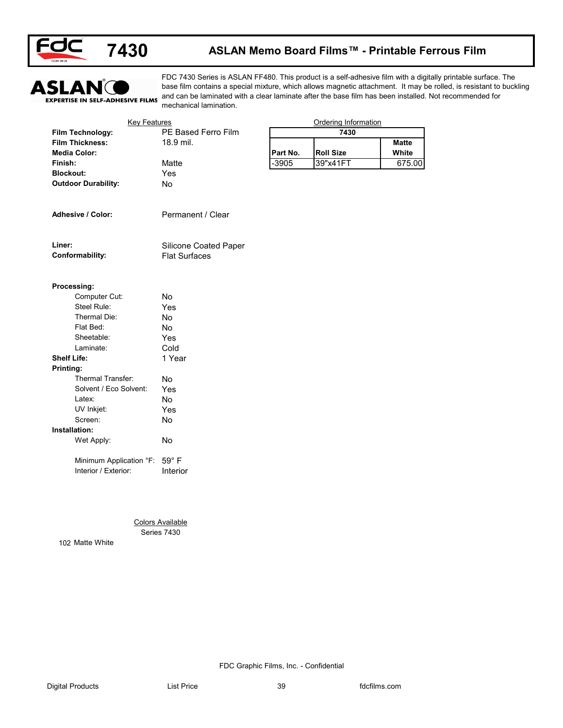# 7430 ASLAN Memo Board Films™ - Printable Ferrous Film

FDC 7430 Series is ASLAN FF480. This product is a self-adhesive film with a digitally printable surface. The base film contains a special mixture, which allows magnetic attachment. It may be rolled, is resistant to buckling and can be laminated with a clear laminate after the base film has been installed. Not recommended for mechanical lamination.

## Key Features

**Film Technology:** PE Based Ferro Film
**Film Thickness:** 18.9 mil.
**Media Color:**
**Finish:** Matte
**Blockout:** Yes
**Outdoor Durability:** No

**Adhesive / Color:** Permanent / Clear

**Liner:** Silicone Coated Paper
**Conformability:** Flat Surfaces

**Processing:**
- Computer Cut: No
- Steel Rule: Yes
- Thermal Die: No
- Flat Bed: No
- Sheetable: Yes
- Laminate: Cold

**Shelf Life:** 1 Year

**Printing:**
- Thermal Transfer: No
- Solvent / Eco Solvent: Yes
- Latex: No
- UV Inkjet: Yes
- Screen: No

**Installation:**
- Wet Apply: No
- Minimum Application °F: 59° F
- Interior / Exterior: Interior

## Ordering Information

| 7430 | | |
|---|---|---|
| Part No. | Roll Size | Matte White |
| -3905 | 39"x41FT | 675.00 |

## Colors Available

Series 7430

102 Matte White

FDC Graphic Films, Inc. - Confidential

Digital Products List Price fdcfilms.com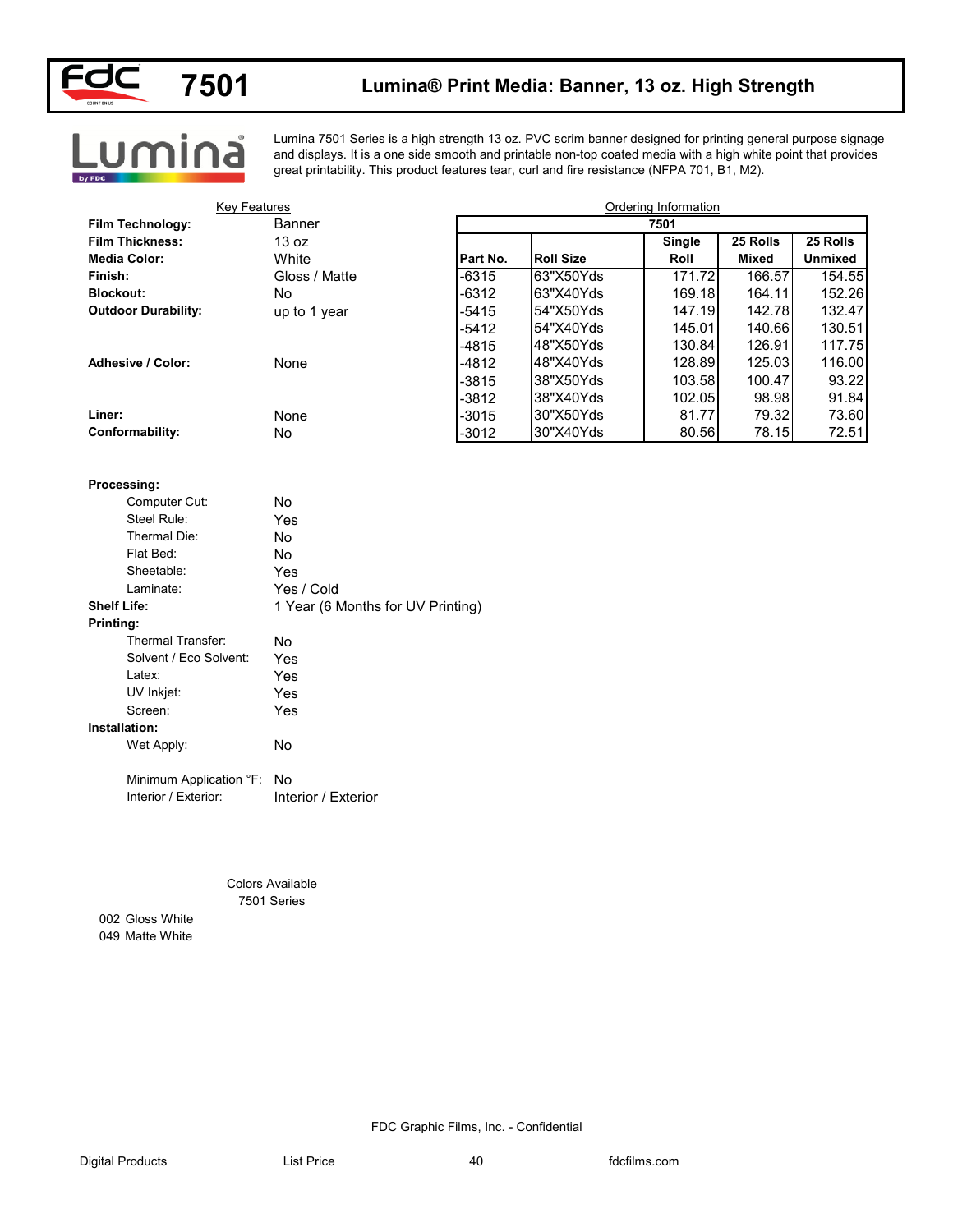# 7501 Lumina® Print Media: Banner, 13 oz. High Strength

Lumina 7501 Series is a high strength 13 oz. PVC scrim banner designed for printing general purpose signage and displays. It is a one side smooth and printable non-top coated media with a high white point that provides great printability. This product features tear, curl and fire resistance (NFPA 701, B1, M2).

## Key Features

**Film Technology:** Banner
**Film Thickness:** 13 oz
**Media Color:** White
**Finish:** Gloss / Matte
**Blockout:** No
**Outdoor Durability:** up to 1 year

**Adhesive / Color:** None

**Liner:** None
**Conformability:** No

## Ordering Information

| 7501 | | | | |
|---|---|---|---|---|
| Part No. | Roll Size | Single Roll | 25 Rolls Mixed | 25 Rolls Unmixed |
| -6315 | 63"X50Yds | 171.72 | 166.57 | 154.55 |
| -6312 | 63"X40Yds | 169.18 | 164.11 | 152.26 |
| -5415 | 54"X50Yds | 147.19 | 142.78 | 132.47 |
| -5412 | 54"X40Yds | 145.01 | 140.66 | 130.51 |
| -4815 | 48"X50Yds | 130.84 | 126.91 | 117.75 |
| -4812 | 48"X40Yds | 128.89 | 125.03 | 116.00 |
| -3815 | 38"X50Yds | 103.58 | 100.47 | 93.22 |
| -3812 | 38"X40Yds | 102.05 | 98.98 | 91.84 |
| -3015 | 30"X50Yds | 81.77 | 79.32 | 73.60 |
| -3012 | 30"X40Yds | 80.56 | 78.15 | 72.51 |

**Processing:**
- Computer Cut: No
- Steel Rule: Yes
- Thermal Die: No
- Flat Bed: No
- Sheetable: Yes
- Laminate: Yes / Cold

**Shelf Life:** 1 Year (6 Months for UV Printing)

**Printing:**
- Thermal Transfer: No
- Solvent / Eco Solvent: Yes
- Latex: Yes
- UV Inkjet: Yes
- Screen: Yes

**Installation:**
- Wet Apply: No
- Minimum Application °F: No
- Interior / Exterior: Interior / Exterior

## Colors Available

7501 Series

002 Gloss White
049 Matte White

FDC Graphic Films, Inc. - Confidential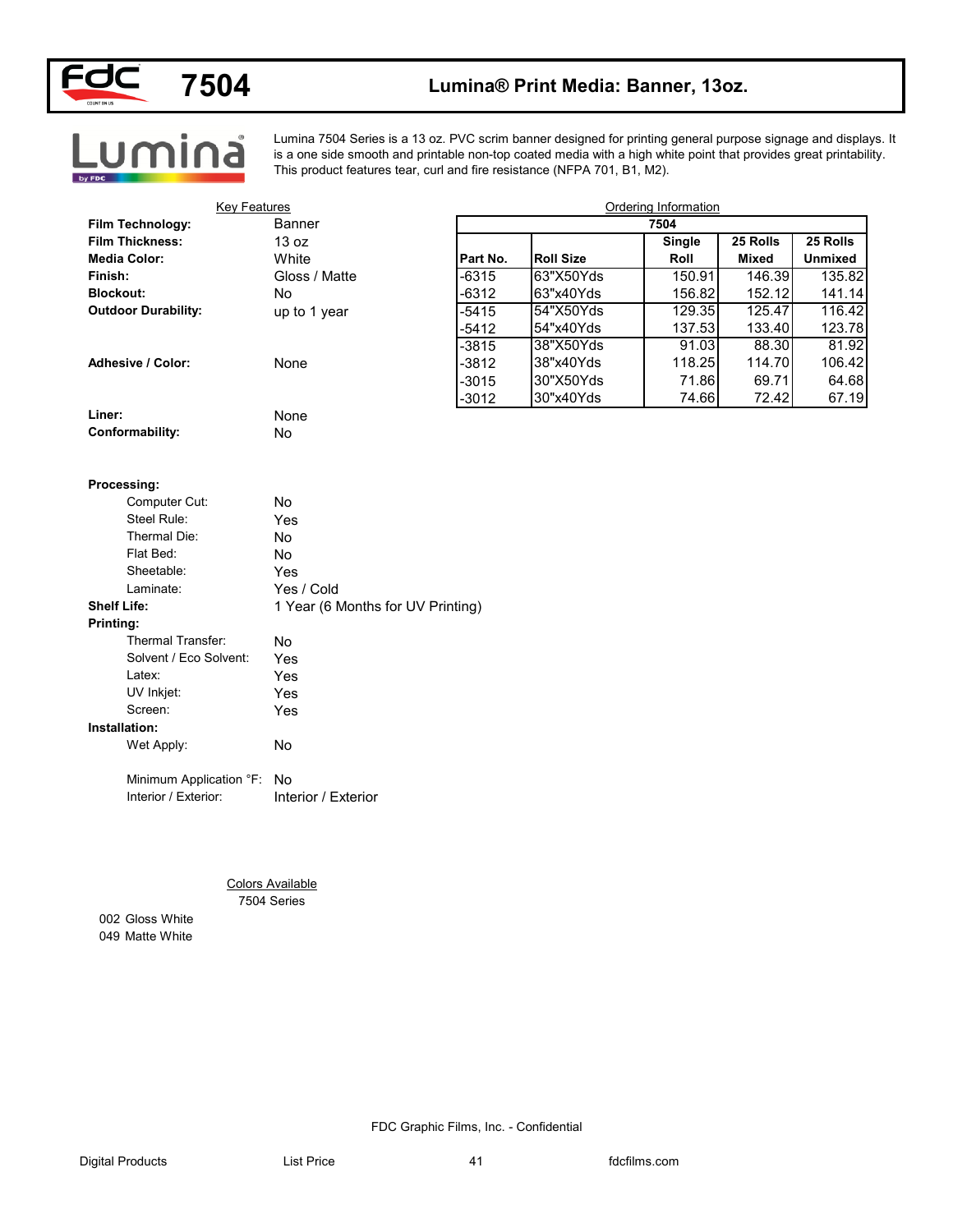# 7504 Lumina® Print Media: Banner, 13oz.

Lumina 7504 Series is a 13 oz. PVC scrim banner designed for printing general purpose signage and displays. It is a one side smooth and printable non-top coated media with a high white point that provides great printability. This product features tear, curl and fire resistance (NFPA 701, B1, M2).

## Key Features

| | |
|---|---|
| **Film Technology:** | Banner |
| **Film Thickness:** | 13 oz |
| **Media Color:** | White |
| **Finish:** | Gloss / Matte |
| **Blockout:** | No |
| **Outdoor Durability:** | up to 1 year |
| **Adhesive / Color:** | None |
| **Liner:** | None |
| **Conformability:** | No |

**Processing:**

| | |
|---|---|
| Computer Cut: | No |
| Steel Rule: | Yes |
| Thermal Die: | No |
| Flat Bed: | No |
| Sheetable: | Yes |
| Laminate: | Yes / Cold |

**Shelf Life:** 1 Year (6 Months for UV Printing)

**Printing:**

| | |
|---|---|
| Thermal Transfer: | No |
| Solvent / Eco Solvent: | Yes |
| Latex: | Yes |
| UV Inkjet: | Yes |
| Screen: | Yes |

**Installation:**

| | |
|---|---|
| Wet Apply: | No |
| Minimum Application °F: | No |
| Interior / Exterior: | Interior / Exterior |

## Ordering Information

| 7504 | | | | |
|---|---|---|---|---|
| **Part No.** | **Roll Size** | **Single Roll** | **25 Rolls Mixed** | **25 Rolls Unmixed** |
| -6315 | 63"X50Yds | 150.91 | 146.39 | 135.82 |
| -6312 | 63"x40Yds | 156.82 | 152.12 | 141.14 |
| -5415 | 54"X50Yds | 129.35 | 125.47 | 116.42 |
| -5412 | 54"x40Yds | 137.53 | 133.40 | 123.78 |
| -3815 | 38"X50Yds | 91.03 | 88.30 | 81.92 |
| -3812 | 38"x40Yds | 118.25 | 114.70 | 106.42 |
| -3015 | 30"X50Yds | 71.86 | 69.71 | 64.68 |
| -3012 | 30"x40Yds | 74.66 | 72.42 | 67.19 |

## Colors Available

7504 Series

002 Gloss White
049 Matte White

FDC Graphic Films, Inc. - Confidential

Digital Products List Price fdcfilms.com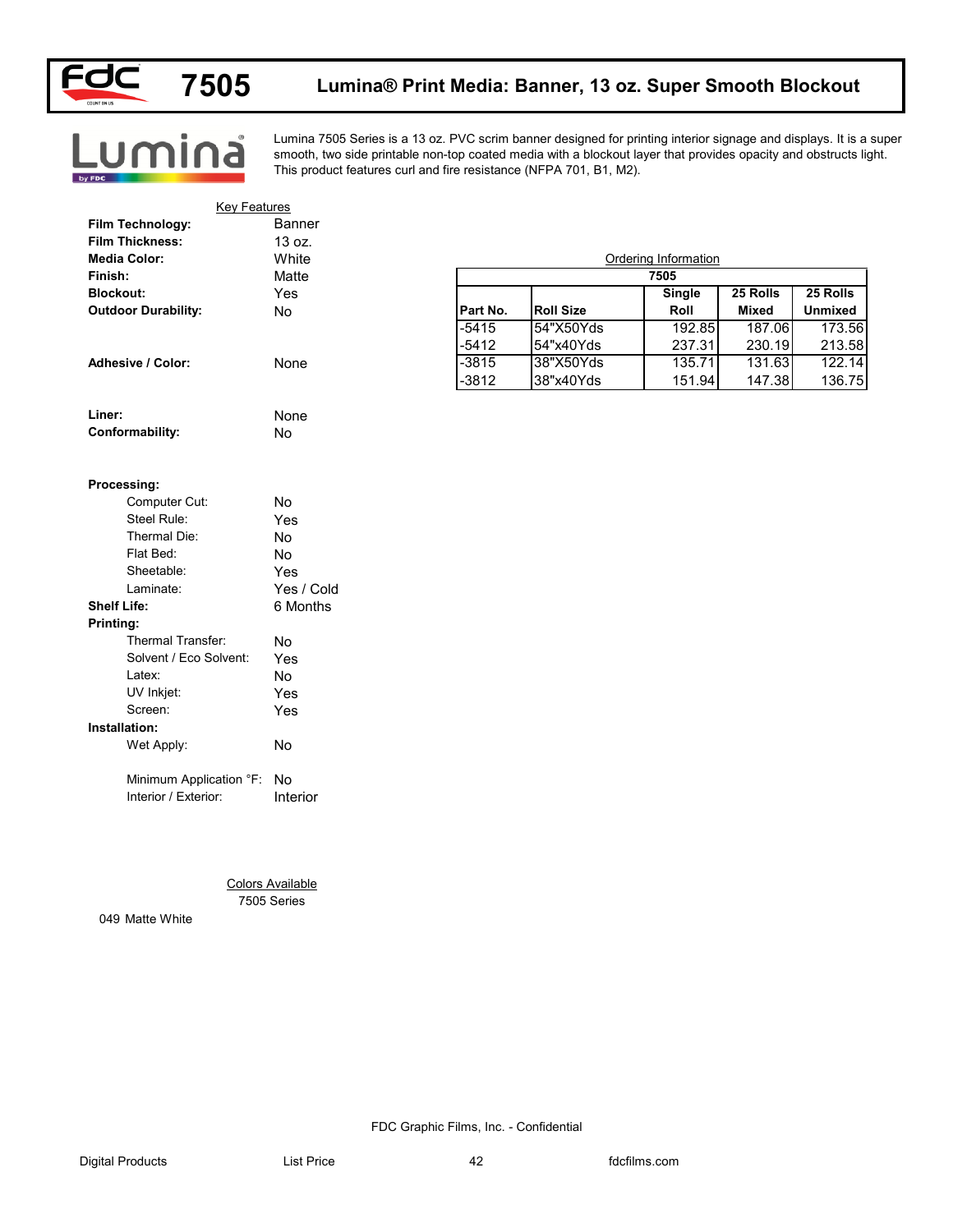# 7505 Lumina® Print Media: Banner, 13 oz. Super Smooth Blockout

Lumina 7505 Series is a 13 oz. PVC scrim banner designed for printing interior signage and displays. It is a super smooth, two side printable non-top coated media with a blockout layer that provides opacity and obstructs light. This product features curl and fire resistance (NFPA 701, B1, M2).

## Key Features

| | |
|---|---|
| **Film Technology:** | Banner |
| **Film Thickness:** | 13 oz. |
| **Media Color:** | White |
| **Finish:** | Matte |
| **Blockout:** | Yes |
| **Outdoor Durability:** | No |
| **Adhesive / Color:** | None |
| **Liner:** | None |
| **Conformability:** | No |

**Processing:**

| | |
|---|---|
| Computer Cut: | No |
| Steel Rule: | Yes |
| Thermal Die: | No |
| Flat Bed: | No |
| Sheetable: | Yes |
| Laminate: | Yes / Cold |

**Shelf Life:** 6 Months

**Printing:**

| | |
|---|---|
| Thermal Transfer: | No |
| Solvent / Eco Solvent: | Yes |
| Latex: | No |
| UV Inkjet: | Yes |
| Screen: | Yes |

**Installation:**

| | |
|---|---|
| Wet Apply: | No |
| Minimum Application °F: | No |
| Interior / Exterior: | Interior |

## Ordering Information

| 7505 | | | | |
|---|---|---|---|---|
| **Part No.** | **Roll Size** | **Single Roll** | **25 Rolls Mixed** | **25 Rolls Unmixed** |
| -5415 | 54"X50Yds | 192.85 | 187.06 | 173.56 |
| -5412 | 54"x40Yds | 237.31 | 230.19 | 213.58 |
| -3815 | 38"X50Yds | 135.71 | 131.63 | 122.14 |
| -3812 | 38"x40Yds | 151.94 | 147.38 | 136.75 |

## Colors Available

7505 Series

049 Matte White

FDC Graphic Films, Inc. - Confidential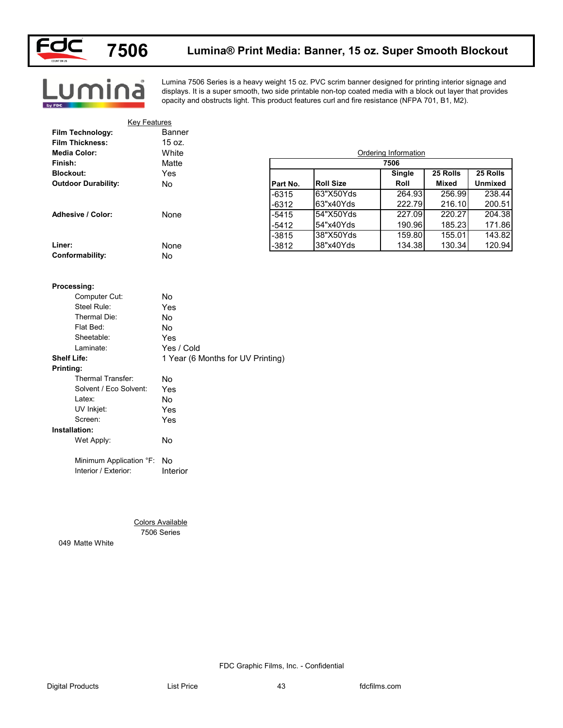# 7506 Lumina® Print Media: Banner, 15 oz. Super Smooth Blockout

Lumina 7506 Series is a heavy weight 15 oz. PVC scrim banner designed for printing interior signage and displays. It is a super smooth, two side printable non-top coated media with a block out layer that provides opacity and obstructs light. This product features curl and fire resistance (NFPA 701, B1, M2).

## Key Features

**Film Technology:** Banner
**Film Thickness:** 15 oz.
**Media Color:** White
**Finish:** Matte
**Blockout:** Yes
**Outdoor Durability:** No

**Adhesive / Color:** None

**Liner:** None
**Conformability:** No

**Processing:**
- Computer Cut: No
- Steel Rule: Yes
- Thermal Die: No
- Flat Bed: No
- Sheetable: Yes
- Laminate: Yes / Cold

**Shelf Life:** 1 Year (6 Months for UV Printing)

**Printing:**
- Thermal Transfer: No
- Solvent / Eco Solvent: Yes
- Latex: No
- UV Inkjet: Yes
- Screen: Yes

**Installation:**
- Wet Apply: No
- Minimum Application °F: No
- Interior / Exterior: Interior

## Ordering Information

| 7506 | | | | |
|---|---|---|---|---|
| Part No. | Roll Size | Single Roll | 25 Rolls Mixed | 25 Rolls Unmixed |
| -6315 | 63"X50Yds | 264.93 | 256.99 | 238.44 |
| -6312 | 63"x40Yds | 222.79 | 216.10 | 200.51 |
| -5415 | 54"X50Yds | 227.09 | 220.27 | 204.38 |
| -5412 | 54"x40Yds | 190.96 | 185.23 | 171.86 |
| -3815 | 38"X50Yds | 159.80 | 155.01 | 143.82 |
| -3812 | 38"x40Yds | 134.38 | 130.34 | 120.94 |

## Colors Available

7506 Series

049 Matte White

FDC Graphic Films, Inc. - Confidential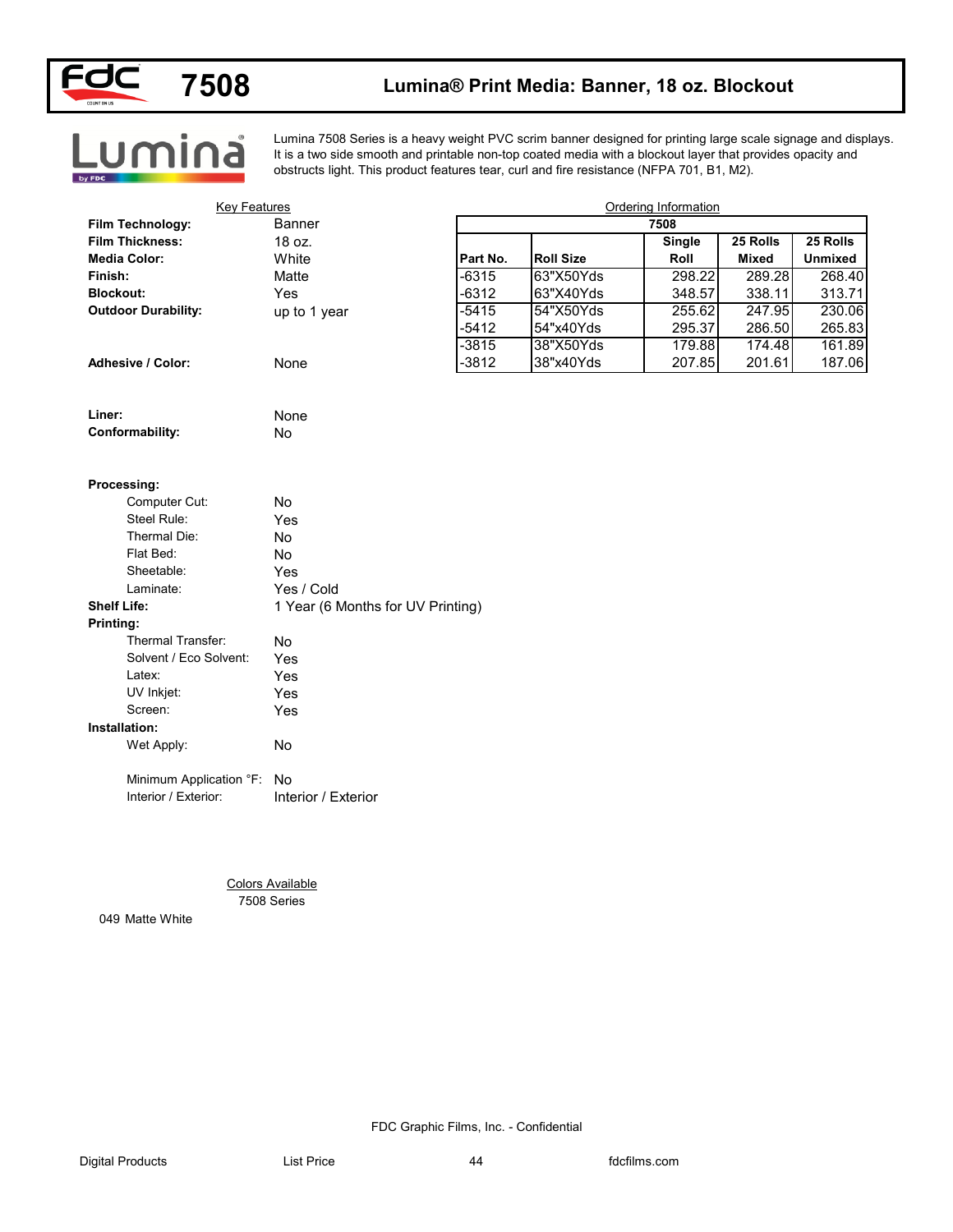# 7508 Lumina® Print Media: Banner, 18 oz. Blockout

Lumina 7508 Series is a heavy weight PVC scrim banner designed for printing large scale signage and displays. It is a two side smooth and printable non-top coated media with a blockout layer that provides opacity and obstructs light. This product features tear, curl and fire resistance (NFPA 701, B1, M2).

## Key Features

**Film Technology:** Banner
**Film Thickness:** 18 oz.
**Media Color:** White
**Finish:** Matte
**Blockout:** Yes
**Outdoor Durability:** up to 1 year

**Adhesive / Color:** None

**Liner:** None
**Conformability:** No

**Processing:**
- Computer Cut: No
- Steel Rule: Yes
- Thermal Die: No
- Flat Bed: No
- Sheetable: Yes
- Laminate: Yes / Cold

**Shelf Life:** 1 Year (6 Months for UV Printing)

**Printing:**
- Thermal Transfer: No
- Solvent / Eco Solvent: Yes
- Latex: Yes
- UV Inkjet: Yes
- Screen: Yes

**Installation:**
- Wet Apply: No
- Minimum Application °F: No
- Interior / Exterior: Interior / Exterior

## Ordering Information

| 7508 | | | | |
|---|---|---|---|---|
| Part No. | Roll Size | Single Roll | 25 Rolls Mixed | 25 Rolls Unmixed |
| -6315 | 63"X50Yds | 298.22 | 289.28 | 268.40 |
| -6312 | 63"X40Yds | 348.57 | 338.11 | 313.71 |
| -5415 | 54"X50Yds | 255.62 | 247.95 | 230.06 |
| -5412 | 54"x40Yds | 295.37 | 286.50 | 265.83 |
| -3815 | 38"X50Yds | 179.88 | 174.48 | 161.89 |
| -3812 | 38"x40Yds | 207.85 | 201.61 | 187.06 |

## Colors Available

7508 Series

049 Matte White

FDC Graphic Films, Inc. - Confidential

Digital Products List Price fdcfilms.com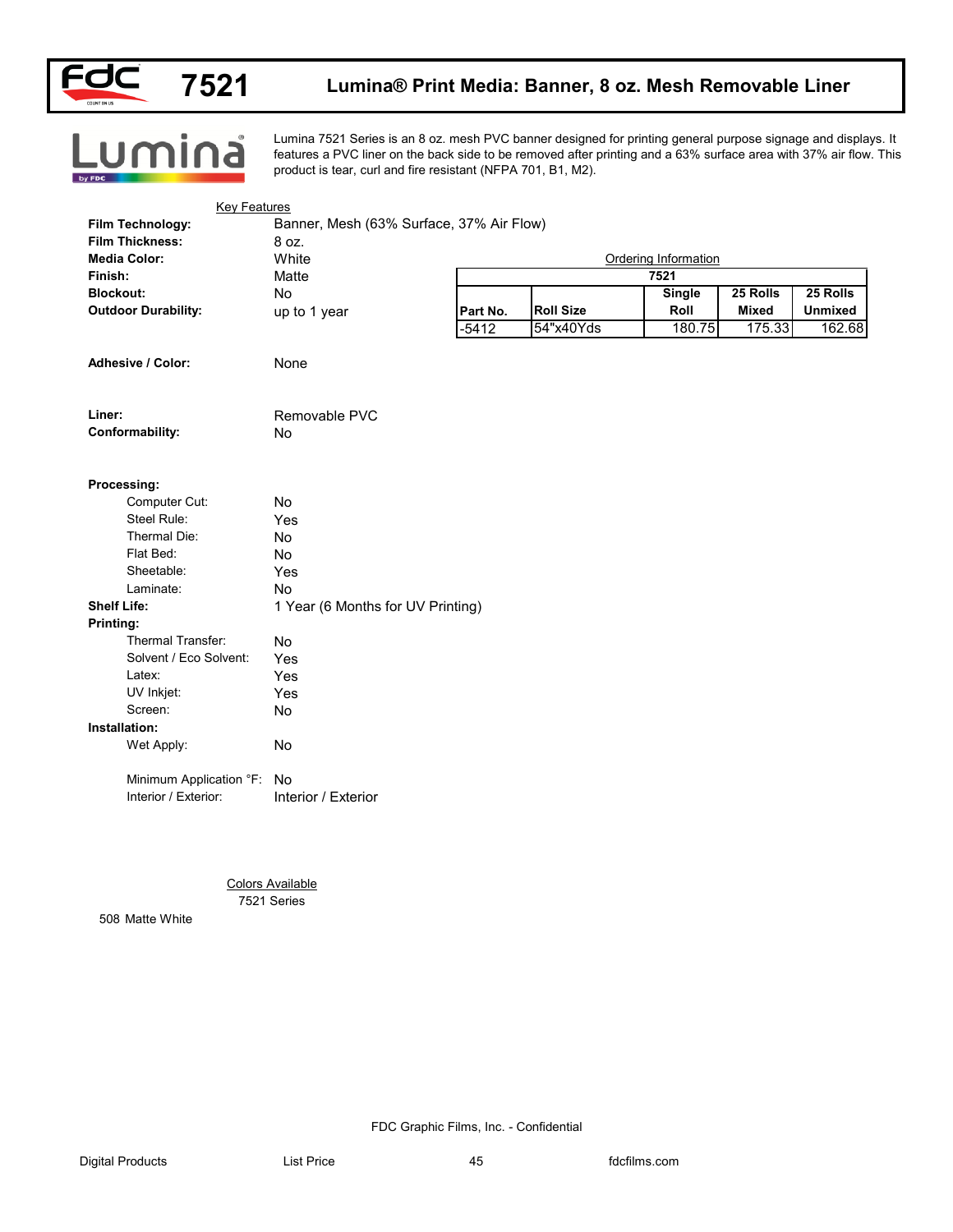# 7521 Lumina® Print Media: Banner, 8 oz. Mesh Removable Liner

Lumina 7521 Series is an 8 oz. mesh PVC banner designed for printing general purpose signage and displays. It features a PVC liner on the back side to be removed after printing and a 63% surface area with 37% air flow. This product is tear, curl and fire resistant (NFPA 701, B1, M2).

## Key Features

**Film Technology:** Banner, Mesh (63% Surface, 37% Air Flow)
**Film Thickness:** 8 oz.
**Media Color:** White
**Finish:** Matte
**Blockout:** No
**Outdoor Durability:** up to 1 year

**Adhesive / Color:** None

**Liner:** Removable PVC
**Conformability:** No

**Processing:**
- Computer Cut: No
- Steel Rule: Yes
- Thermal Die: No
- Flat Bed: No
- Sheetable: Yes
- Laminate: No

**Shelf Life:** 1 Year (6 Months for UV Printing)

**Printing:**
- Thermal Transfer: No
- Solvent / Eco Solvent: Yes
- Latex: Yes
- UV Inkjet: Yes
- Screen: No

**Installation:**
- Wet Apply: No
- Minimum Application °F: No
- Interior / Exterior: Interior / Exterior

## Ordering Information

| 7521 | | | | |
|---|---|---|---|---|
| Part No. | Roll Size | Single Roll | 25 Rolls Mixed | 25 Rolls Unmixed |
| -5412 | 54"x40Yds | 180.75 | 175.33 | 162.68 |

## Colors Available

7521 Series

508 Matte White

FDC Graphic Films, Inc. - Confidential

Digital Products | List Price | fdcfilms.com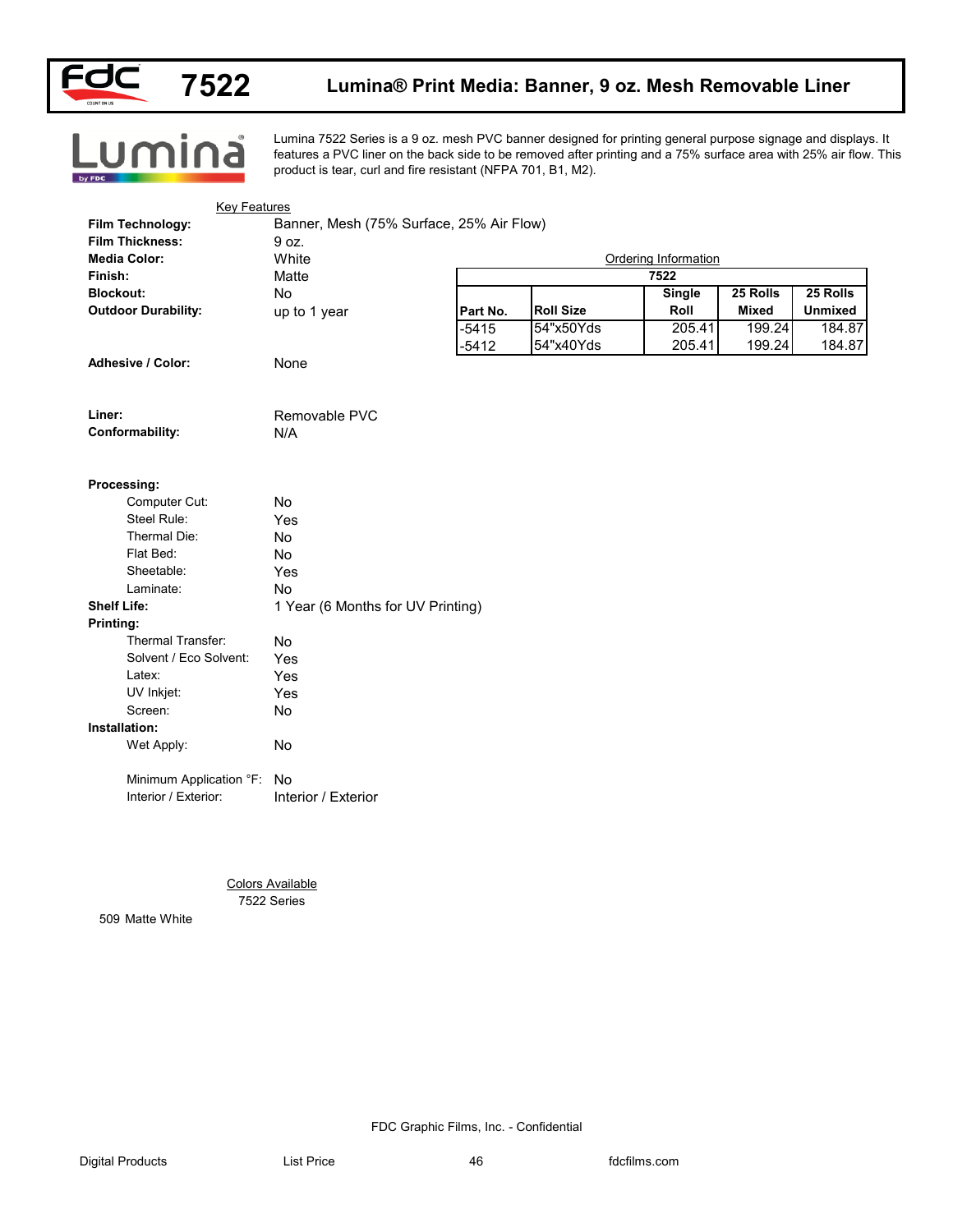# 7522 Lumina® Print Media: Banner, 9 oz. Mesh Removable Liner

Lumina 7522 Series is a 9 oz. mesh PVC banner designed for printing general purpose signage and displays. It features a PVC liner on the back side to be removed after printing and a 75% surface area with 25% air flow. This product is tear, curl and fire resistant (NFPA 701, B1, M2).

## Key Features

**Film Technology:** Banner, Mesh (75% Surface, 25% Air Flow)
**Film Thickness:** 9 oz.
**Media Color:** White
**Finish:** Matte
**Blockout:** No
**Outdoor Durability:** up to 1 year

**Adhesive / Color:** None

**Liner:** Removable PVC
**Conformability:** N/A

**Processing:**
- Computer Cut: No
- Steel Rule: Yes
- Thermal Die: No
- Flat Bed: No
- Sheetable: Yes
- Laminate: No

**Shelf Life:** 1 Year (6 Months for UV Printing)

**Printing:**
- Thermal Transfer: No
- Solvent / Eco Solvent: Yes
- Latex: Yes
- UV Inkjet: Yes
- Screen: No

**Installation:**
- Wet Apply: No
- Minimum Application °F: No
- Interior / Exterior: Interior / Exterior

## Ordering Information

| 7522 | | | | |
|---|---|---|---|---|
| Part No. | Roll Size | Single Roll | 25 Rolls Mixed | 25 Rolls Unmixed |
| -5415 | 54"x50Yds | 205.41 | 199.24 | 184.87 |
| -5412 | 54"x40Yds | 205.41 | 199.24 | 184.87 |

## Colors Available

7522 Series

509 Matte White

FDC Graphic Films, Inc. - Confidential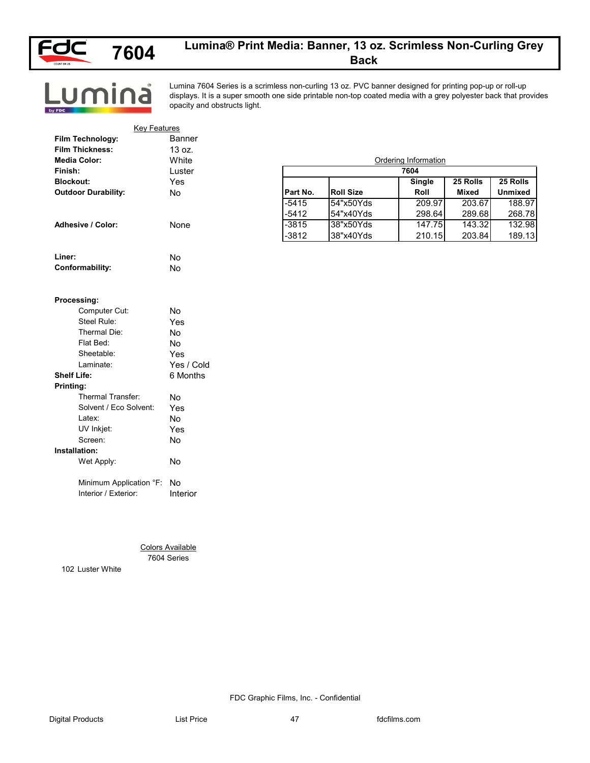# 7604 Lumina® Print Media: Banner, 13 oz. Scrimless Non-Curling Grey Back

Lumina 7604 Series is a scrimless non-curling 13 oz. PVC banner designed for printing pop-up or roll-up displays. It is a super smooth one side printable non-top coated media with a grey polyester back that provides opacity and obstructs light.

## Key Features

**Film Technology:** Banner
**Film Thickness:** 13 oz.
**Media Color:** White
**Finish:** Luster
**Blockout:** Yes
**Outdoor Durability:** No

**Adhesive / Color:** None

**Liner:** No
**Conformability:** No

**Processing:**
- Computer Cut: No
- Steel Rule: Yes
- Thermal Die: No
- Flat Bed: No
- Sheetable: Yes
- Laminate: Yes / Cold

**Shelf Life:** 6 Months

**Printing:**
- Thermal Transfer: No
- Solvent / Eco Solvent: Yes
- Latex: No
- UV Inkjet: Yes
- Screen: No

**Installation:**
- Wet Apply: No
- Minimum Application °F: No
- Interior / Exterior: Interior

## Ordering Information

| 7604 | | | | |
|---|---|---|---|---|
| **Part No.** | **Roll Size** | **Single Roll** | **25 Rolls Mixed** | **25 Rolls Unmixed** |
| -5415 | 54"x50Yds | 209.97 | 203.67 | 188.97 |
| -5412 | 54"x40Yds | 298.64 | 289.68 | 268.78 |
| -3815 | 38"x50Yds | 147.75 | 143.32 | 132.98 |
| -3812 | 38"x40Yds | 210.15 | 203.84 | 189.13 |

## Colors Available

7604 Series

102 Luster White

FDC Graphic Films, Inc. - Confidential

Digital Products | List Price | fdcfilms.com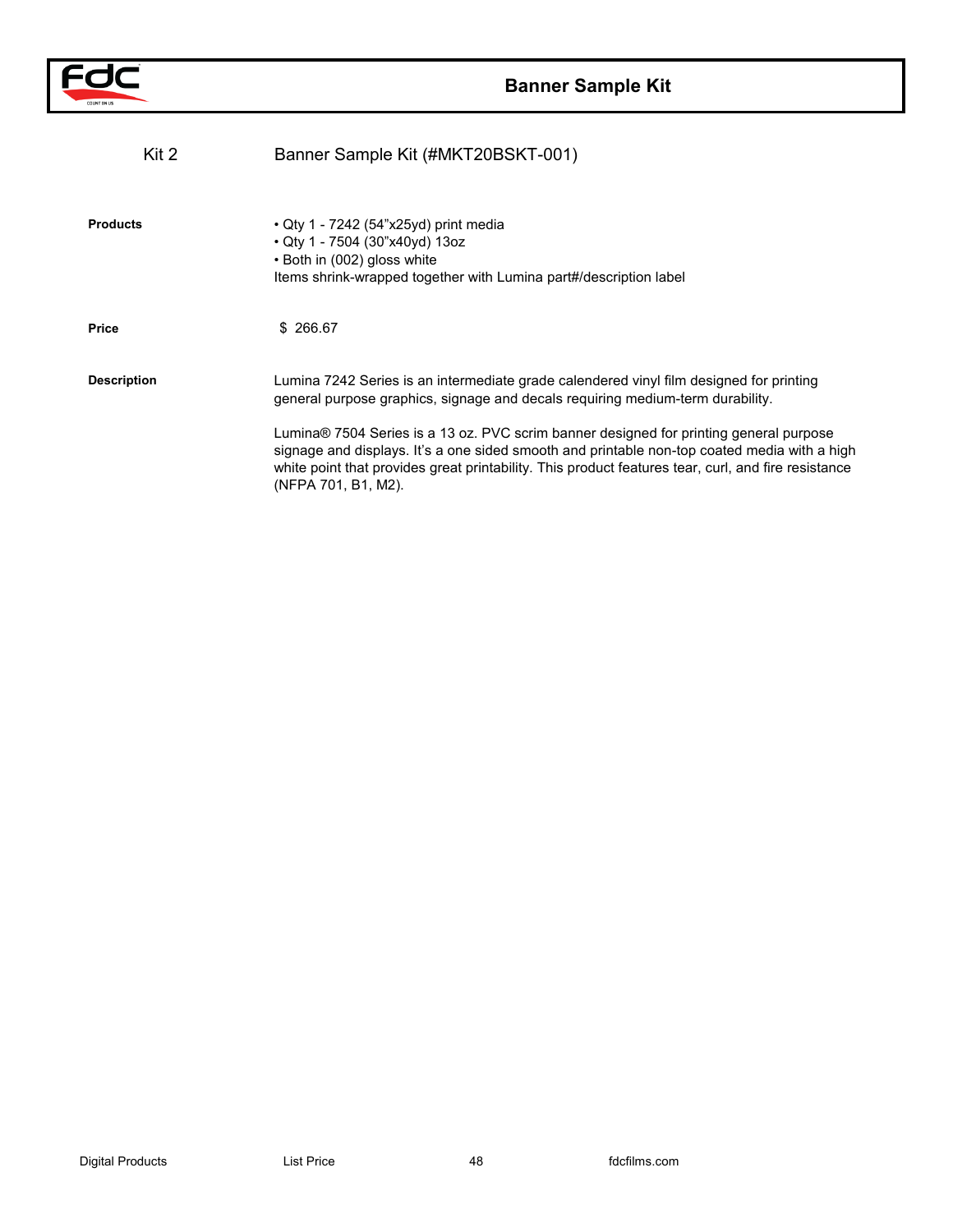# Banner Sample Kit

| Kit 2 | Banner Sample Kit (#MKT20BSKT-001) |
|---|---|
| **Products** | • Qty 1 - 7242 (54”x25yd) print media<br>• Qty 1 - 7504 (30”x40yd) 13oz<br>• Both in (002) gloss white<br>Items shrink-wrapped together with Lumina part#/description label |
| **Price** | $ 266.67 |
| **Description** | Lumina 7242 Series is an intermediate grade calendered vinyl film designed for printing general purpose graphics, signage and decals requiring medium-term durability.<br><br>Lumina® 7504 Series is a 13 oz. PVC scrim banner designed for printing general purpose signage and displays. It’s a one sided smooth and printable non-top coated media with a high white point that provides great printability. This product features tear, curl, and fire resistance (NFPA 701, B1, M2). |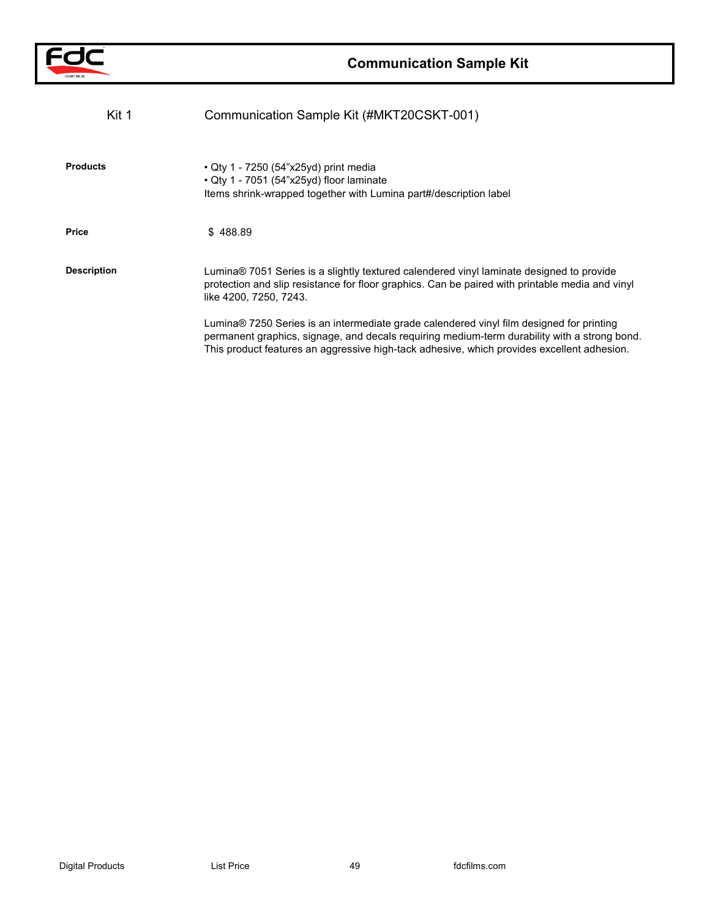# Communication Sample Kit

## Kit 1 — Communication Sample Kit (#MKT20CSKT-001)

**Products**

- Qty 1 - 7250 (54”x25yd) print media
- Qty 1 - 7051 (54”x25yd) floor laminate

Items shrink-wrapped together with Lumina part#/description label

**Price**

$ 488.89

**Description**

Lumina® 7051 Series is a slightly textured calendered vinyl laminate designed to provide protection and slip resistance for floor graphics. Can be paired with printable media and vinyl like 4200, 7250, 7243.

Lumina® 7250 Series is an intermediate grade calendered vinyl film designed for printing permanent graphics, signage, and decals requiring medium-term durability with a strong bond. This product features an aggressive high-tack adhesive, which provides excellent adhesion.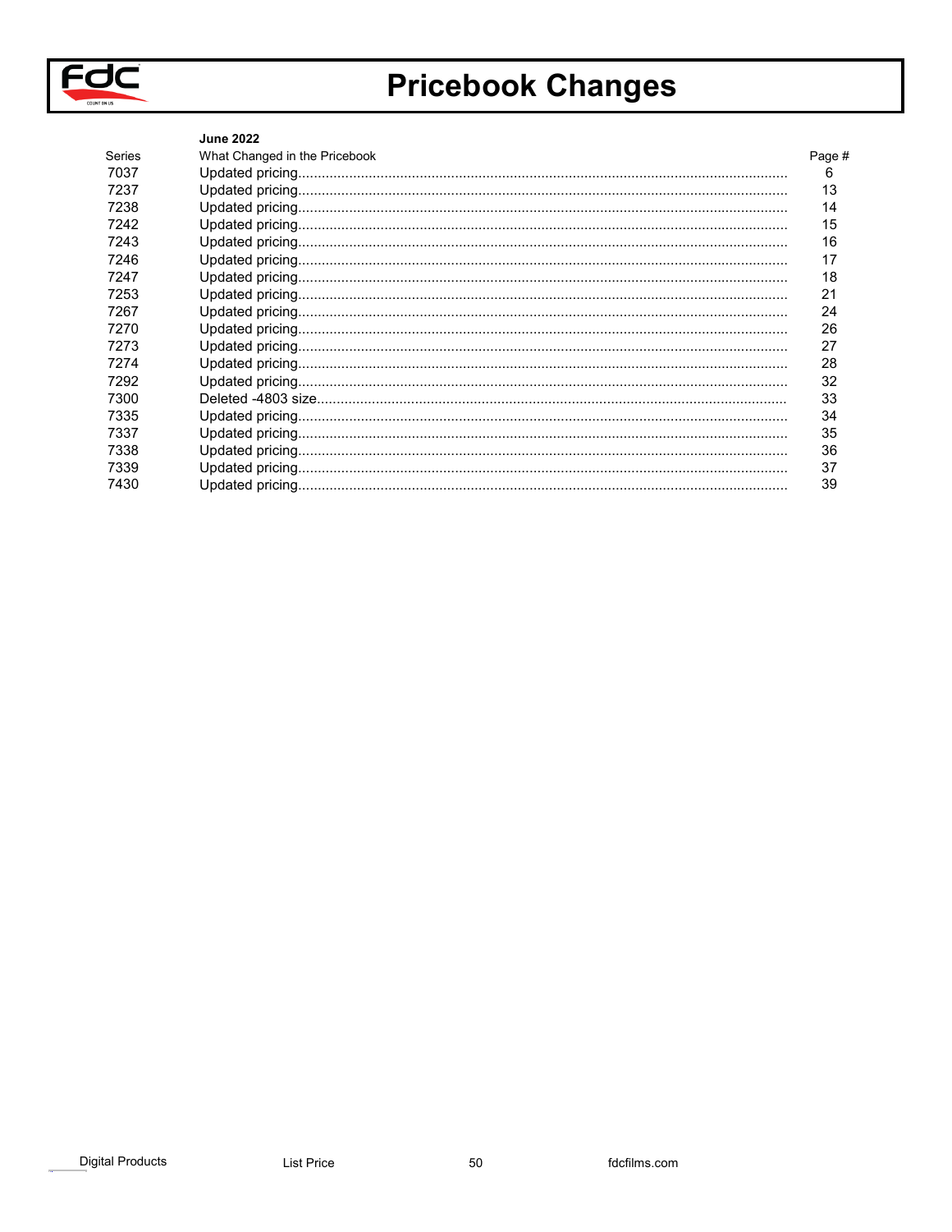# Pricebook Changes

**June 2022**

| Series | What Changed in the Pricebook | Page # |
|---|---|---|
| 7037 | Updated pricing | 6 |
| 7237 | Updated pricing | 13 |
| 7238 | Updated pricing | 14 |
| 7242 | Updated pricing | 15 |
| 7243 | Updated pricing | 16 |
| 7246 | Updated pricing | 17 |
| 7247 | Updated pricing | 18 |
| 7253 | Updated pricing | 21 |
| 7267 | Updated pricing | 24 |
| 7270 | Updated pricing | 26 |
| 7273 | Updated pricing | 27 |
| 7274 | Updated pricing | 28 |
| 7292 | Updated pricing | 32 |
| 7300 | Deleted -4803 size | 33 |
| 7335 | Updated pricing | 34 |
| 7337 | Updated pricing | 35 |
| 7338 | Updated pricing | 36 |
| 7339 | Updated pricing | 37 |
| 7430 | Updated pricing | 39 |